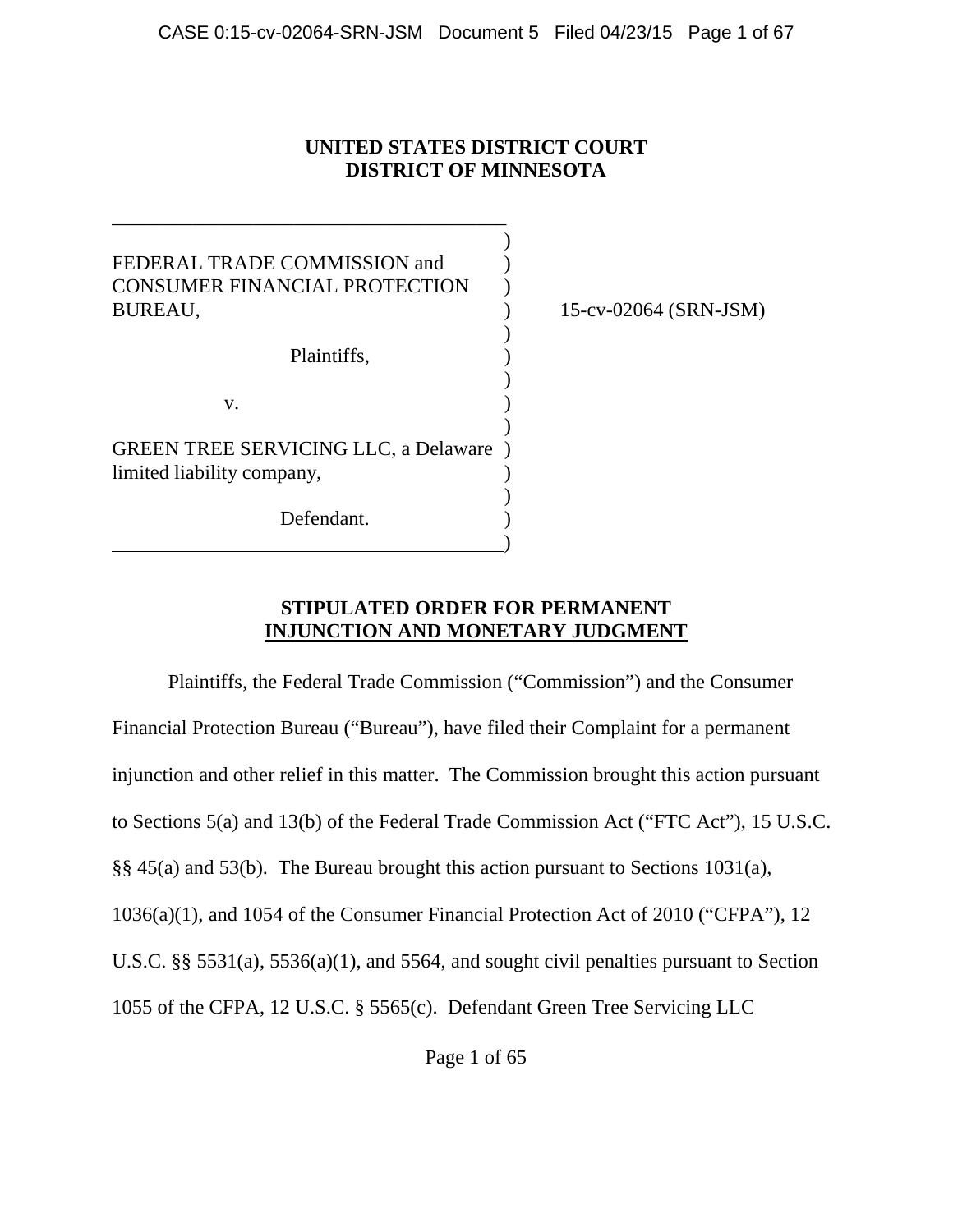**UNITED STATES DISTRICT COURT**
**DISTRICT OF MINNESOTA**

FEDERAL TRADE COMMISSION and CONSUMER FINANCIAL PROTECTION BUREAU,

Plaintiffs,

v.

GREEN TREE SERVICING LLC, a Delaware limited liability company,

Defendant.

15-cv-02064 (SRN-JSM)

**STIPULATED ORDER FOR PERMANENT INJUNCTION AND MONETARY JUDGMENT**

Plaintiffs, the Federal Trade Commission ("Commission") and the Consumer Financial Protection Bureau ("Bureau"), have filed their Complaint for a permanent injunction and other relief in this matter. The Commission brought this action pursuant to Sections 5(a) and 13(b) of the Federal Trade Commission Act ("FTC Act"), 15 U.S.C. §§ 45(a) and 53(b). The Bureau brought this action pursuant to Sections 1031(a), 1036(a)(1), and 1054 of the Consumer Financial Protection Act of 2010 ("CFPA"), 12 U.S.C. §§ 5531(a), 5536(a)(1), and 5564, and sought civil penalties pursuant to Section 1055 of the CFPA, 12 U.S.C. § 5565(c). Defendant Green Tree Servicing LLC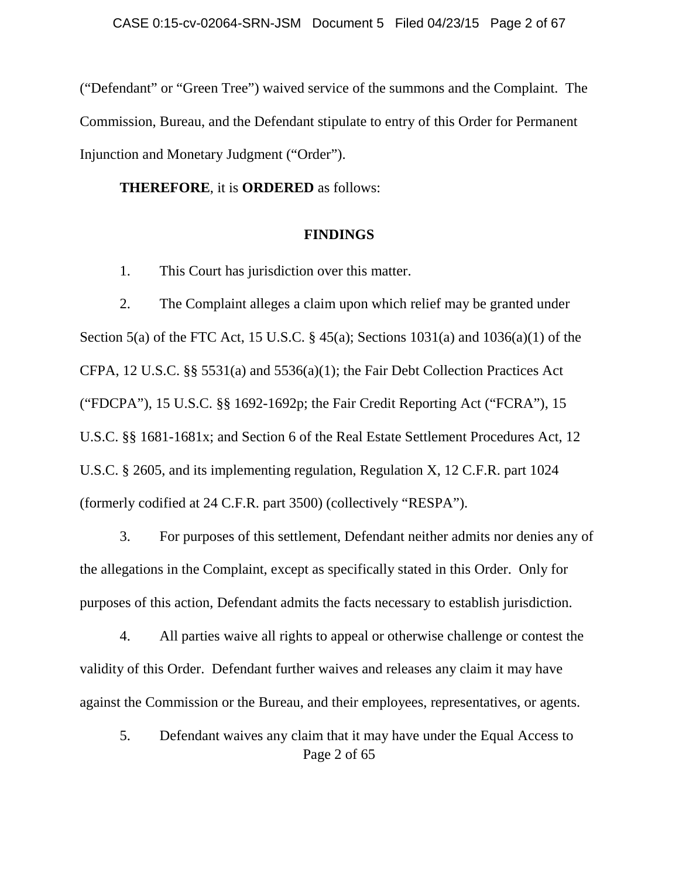("Defendant" or "Green Tree") waived service of the summons and the Complaint. The Commission, Bureau, and the Defendant stipulate to entry of this Order for Permanent Injunction and Monetary Judgment ("Order").

**THEREFORE**, it is **ORDERED** as follows:

## FINDINGS

1. This Court has jurisdiction over this matter.

2. The Complaint alleges a claim upon which relief may be granted under Section 5(a) of the FTC Act, 15 U.S.C. § 45(a); Sections 1031(a) and 1036(a)(1) of the CFPA, 12 U.S.C. §§ 5531(a) and 5536(a)(1); the Fair Debt Collection Practices Act ("FDCPA"), 15 U.S.C. §§ 1692-1692p; the Fair Credit Reporting Act ("FCRA"), 15 U.S.C. §§ 1681-1681x; and Section 6 of the Real Estate Settlement Procedures Act, 12 U.S.C. § 2605, and its implementing regulation, Regulation X, 12 C.F.R. part 1024 (formerly codified at 24 C.F.R. part 3500) (collectively "RESPA").

3. For purposes of this settlement, Defendant neither admits nor denies any of the allegations in the Complaint, except as specifically stated in this Order. Only for purposes of this action, Defendant admits the facts necessary to establish jurisdiction.

4. All parties waive all rights to appeal or otherwise challenge or contest the validity of this Order. Defendant further waives and releases any claim it may have against the Commission or the Bureau, and their employees, representatives, or agents.

5. Defendant waives any claim that it may have under the Equal Access to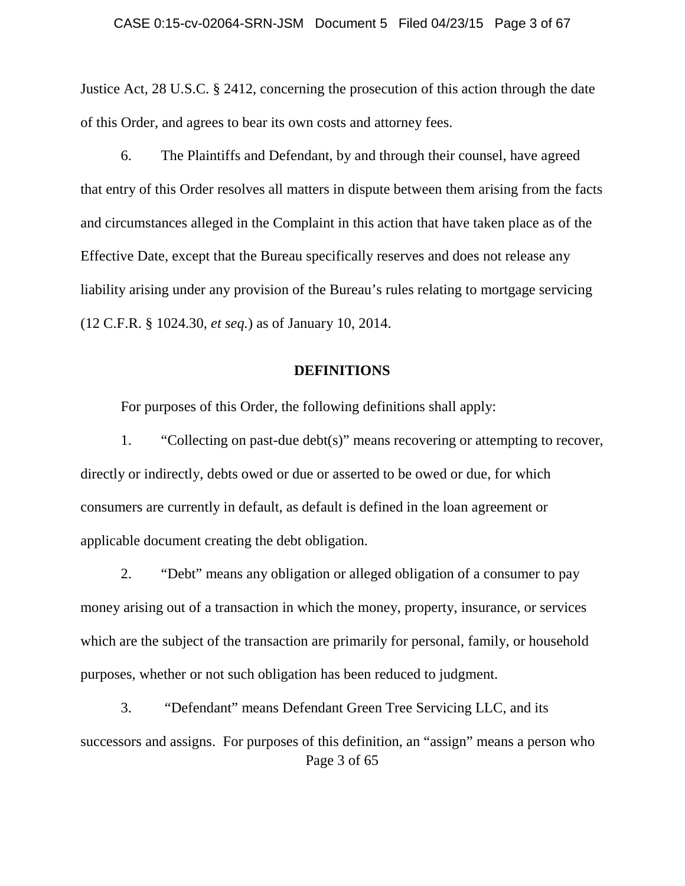Justice Act, 28 U.S.C. § 2412, concerning the prosecution of this action through the date of this Order, and agrees to bear its own costs and attorney fees.

6. The Plaintiffs and Defendant, by and through their counsel, have agreed that entry of this Order resolves all matters in dispute between them arising from the facts and circumstances alleged in the Complaint in this action that have taken place as of the Effective Date, except that the Bureau specifically reserves and does not release any liability arising under any provision of the Bureau's rules relating to mortgage servicing (12 C.F.R. § 1024.30, *et seq.*) as of January 10, 2014.

## DEFINITIONS

For purposes of this Order, the following definitions shall apply:

1. "Collecting on past-due debt(s)" means recovering or attempting to recover, directly or indirectly, debts owed or due or asserted to be owed or due, for which consumers are currently in default, as default is defined in the loan agreement or applicable document creating the debt obligation.

2. "Debt" means any obligation or alleged obligation of a consumer to pay money arising out of a transaction in which the money, property, insurance, or services which are the subject of the transaction are primarily for personal, family, or household purposes, whether or not such obligation has been reduced to judgment.

3. "Defendant" means Defendant Green Tree Servicing LLC, and its successors and assigns. For purposes of this definition, an "assign" means a person who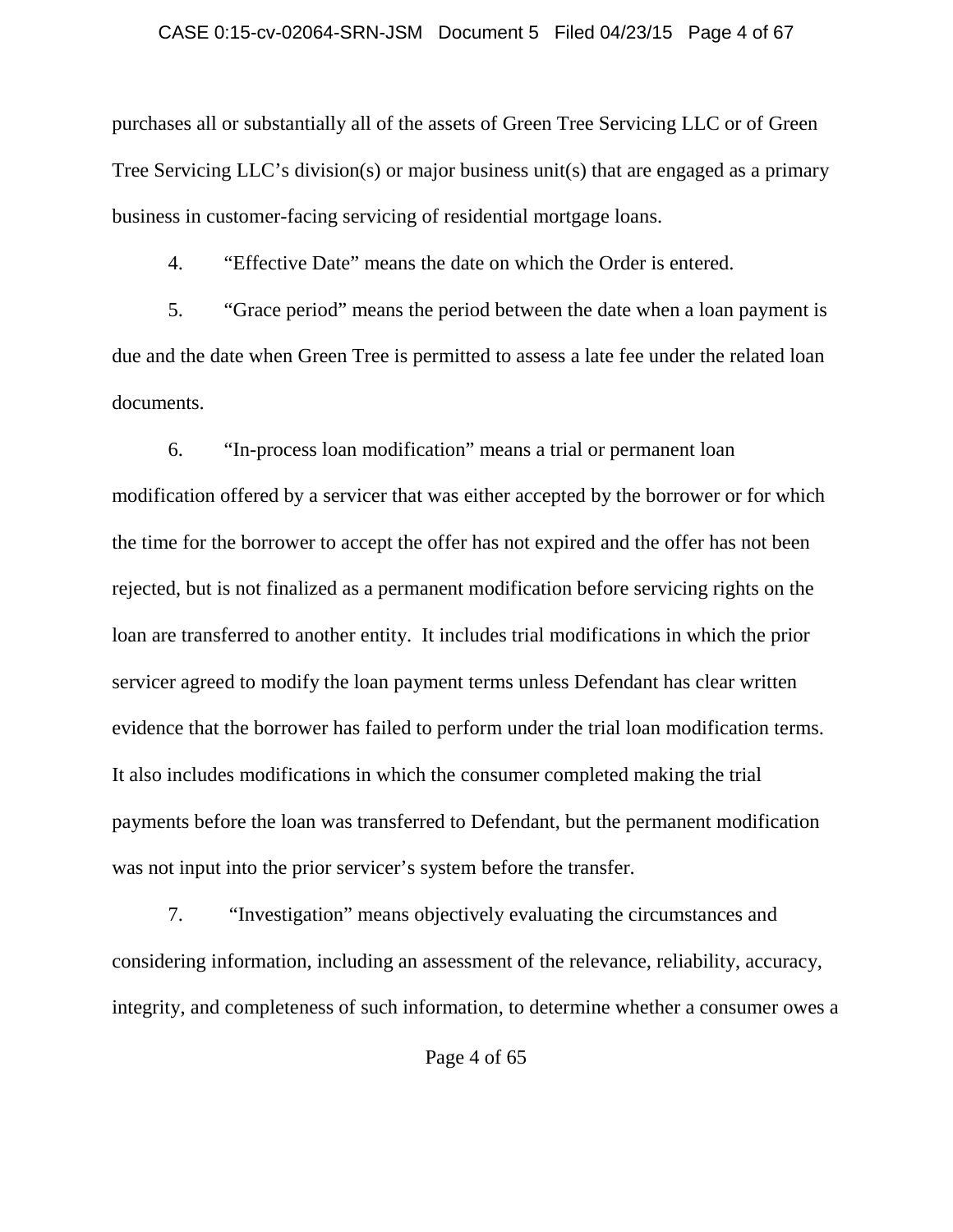purchases all or substantially all of the assets of Green Tree Servicing LLC or of Green Tree Servicing LLC's division(s) or major business unit(s) that are engaged as a primary business in customer-facing servicing of residential mortgage loans.

4. "Effective Date" means the date on which the Order is entered.

5. "Grace period" means the period between the date when a loan payment is due and the date when Green Tree is permitted to assess a late fee under the related loan documents.

6. "In-process loan modification" means a trial or permanent loan modification offered by a servicer that was either accepted by the borrower or for which the time for the borrower to accept the offer has not expired and the offer has not been rejected, but is not finalized as a permanent modification before servicing rights on the loan are transferred to another entity. It includes trial modifications in which the prior servicer agreed to modify the loan payment terms unless Defendant has clear written evidence that the borrower has failed to perform under the trial loan modification terms. It also includes modifications in which the consumer completed making the trial payments before the loan was transferred to Defendant, but the permanent modification was not input into the prior servicer's system before the transfer.

7. "Investigation" means objectively evaluating the circumstances and considering information, including an assessment of the relevance, reliability, accuracy, integrity, and completeness of such information, to determine whether a consumer owes a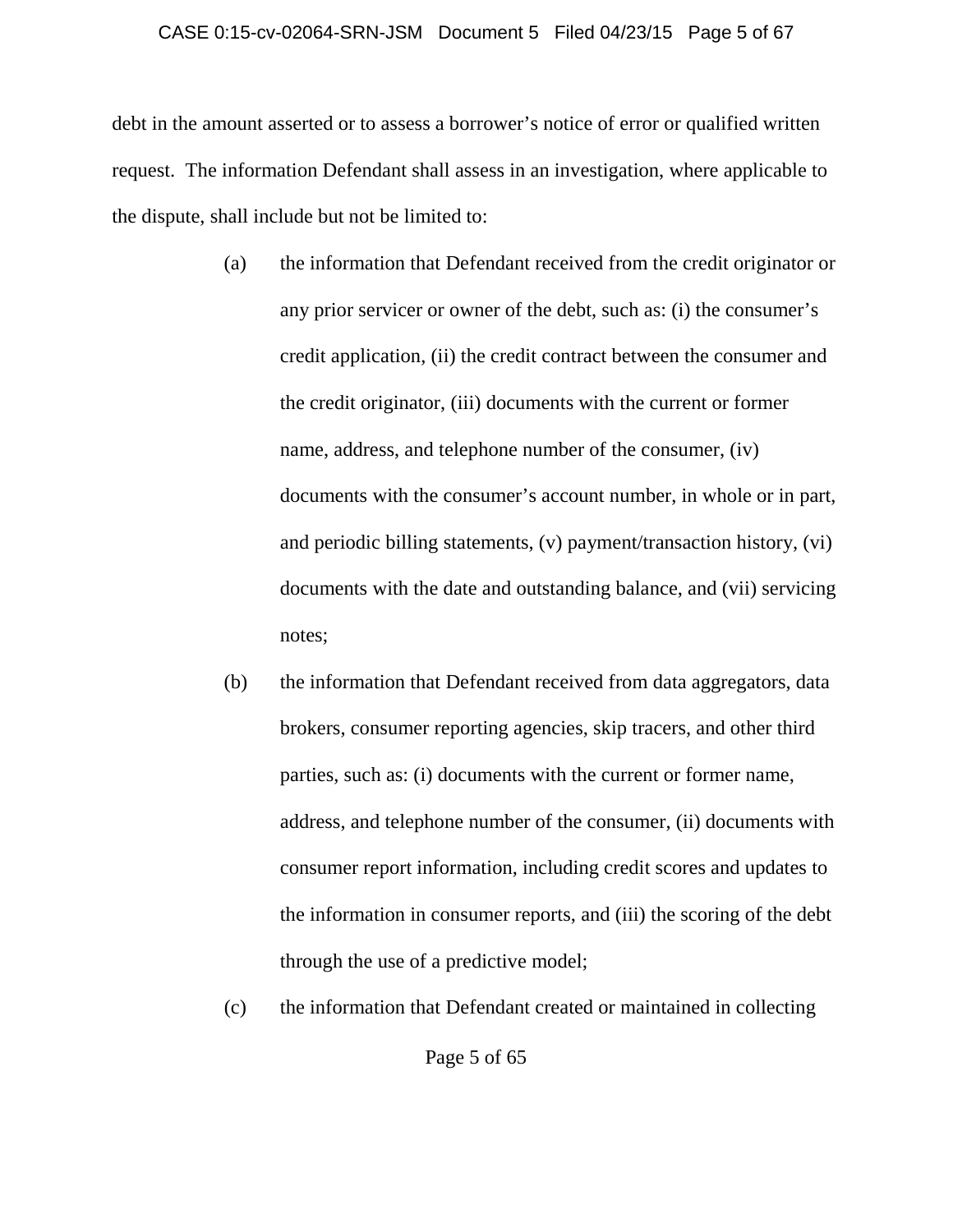debt in the amount asserted or to assess a borrower's notice of error or qualified written request. The information Defendant shall assess in an investigation, where applicable to the dispute, shall include but not be limited to:

(a) the information that Defendant received from the credit originator or any prior servicer or owner of the debt, such as: (i) the consumer's credit application, (ii) the credit contract between the consumer and the credit originator, (iii) documents with the current or former name, address, and telephone number of the consumer, (iv) documents with the consumer's account number, in whole or in part, and periodic billing statements, (v) payment/transaction history, (vi) documents with the date and outstanding balance, and (vii) servicing notes;

(b) the information that Defendant received from data aggregators, data brokers, consumer reporting agencies, skip tracers, and other third parties, such as: (i) documents with the current or former name, address, and telephone number of the consumer, (ii) documents with consumer report information, including credit scores and updates to the information in consumer reports, and (iii) the scoring of the debt through the use of a predictive model;

(c) the information that Defendant created or maintained in collecting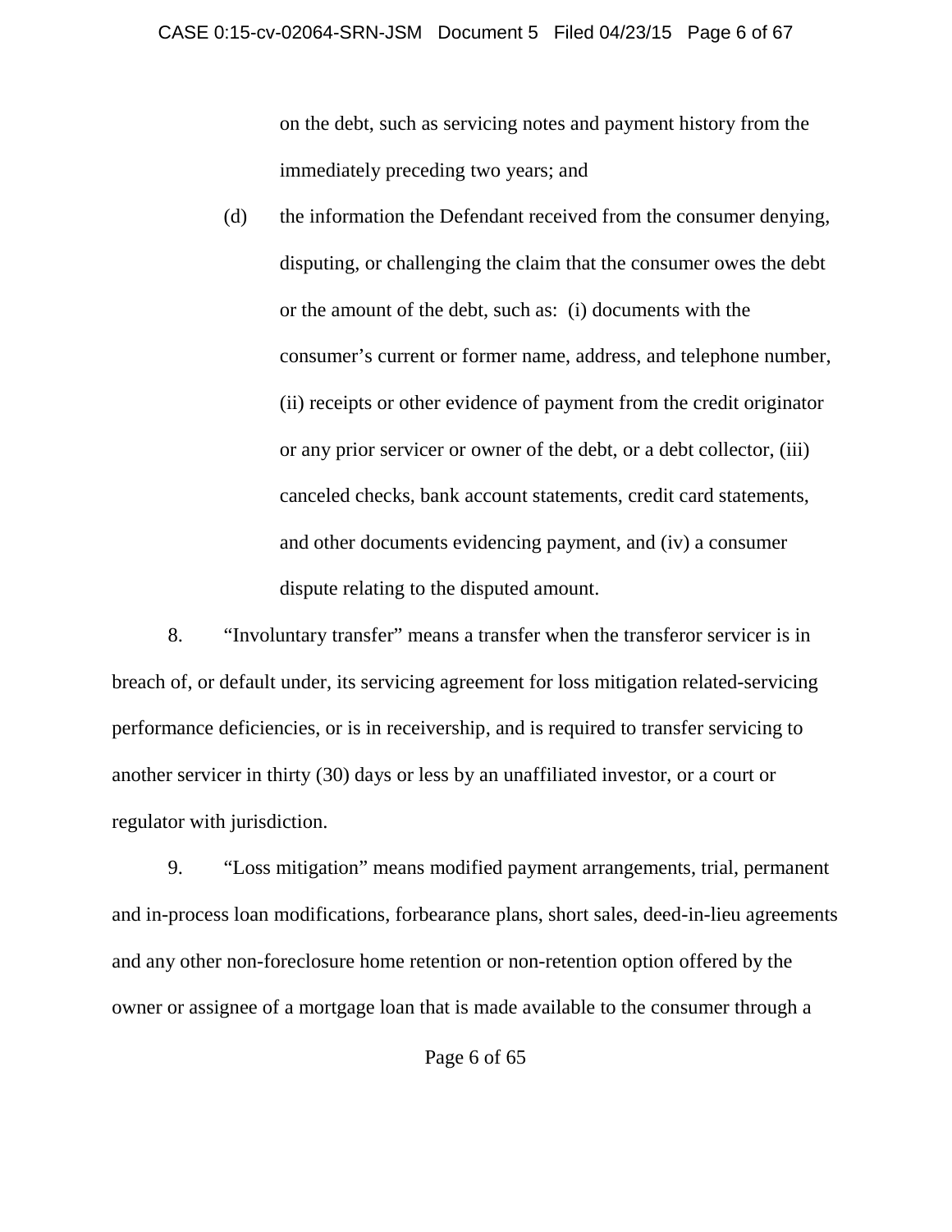on the debt, such as servicing notes and payment history from the immediately preceding two years; and

(d) the information the Defendant received from the consumer denying, disputing, or challenging the claim that the consumer owes the debt or the amount of the debt, such as: (i) documents with the consumer's current or former name, address, and telephone number, (ii) receipts or other evidence of payment from the credit originator or any prior servicer or owner of the debt, or a debt collector, (iii) canceled checks, bank account statements, credit card statements, and other documents evidencing payment, and (iv) a consumer dispute relating to the disputed amount.

8. "Involuntary transfer" means a transfer when the transferor servicer is in breach of, or default under, its servicing agreement for loss mitigation related-servicing performance deficiencies, or is in receivership, and is required to transfer servicing to another servicer in thirty (30) days or less by an unaffiliated investor, or a court or regulator with jurisdiction.

9. "Loss mitigation" means modified payment arrangements, trial, permanent and in-process loan modifications, forbearance plans, short sales, deed-in-lieu agreements and any other non-foreclosure home retention or non-retention option offered by the owner or assignee of a mortgage loan that is made available to the consumer through a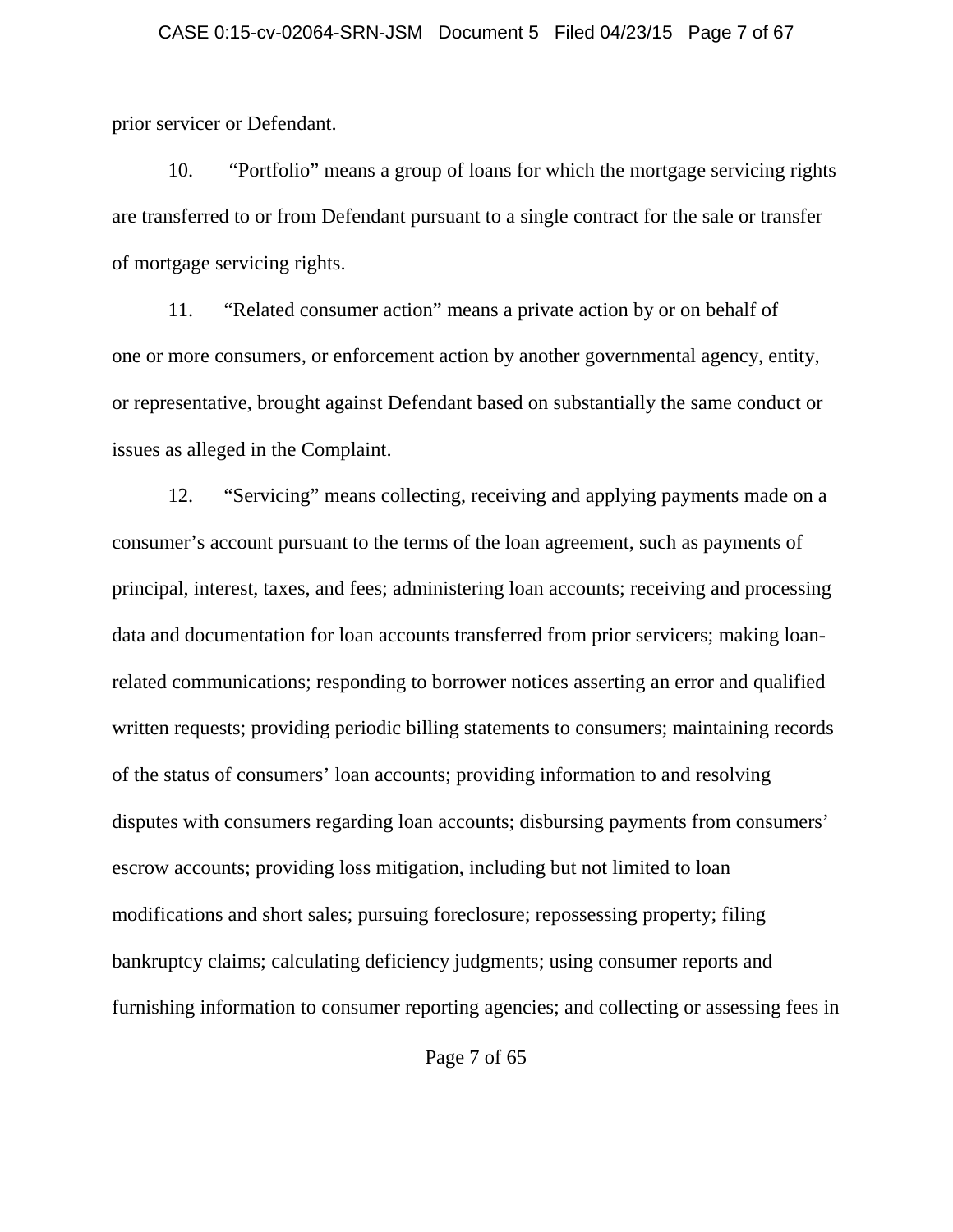prior servicer or Defendant.

10. "Portfolio" means a group of loans for which the mortgage servicing rights are transferred to or from Defendant pursuant to a single contract for the sale or transfer of mortgage servicing rights.

11. "Related consumer action" means a private action by or on behalf of one or more consumers, or enforcement action by another governmental agency, entity, or representative, brought against Defendant based on substantially the same conduct or issues as alleged in the Complaint.

12. "Servicing" means collecting, receiving and applying payments made on a consumer's account pursuant to the terms of the loan agreement, such as payments of principal, interest, taxes, and fees; administering loan accounts; receiving and processing data and documentation for loan accounts transferred from prior servicers; making loan-related communications; responding to borrower notices asserting an error and qualified written requests; providing periodic billing statements to consumers; maintaining records of the status of consumers' loan accounts; providing information to and resolving disputes with consumers regarding loan accounts; disbursing payments from consumers' escrow accounts; providing loss mitigation, including but not limited to loan modifications and short sales; pursuing foreclosure; repossessing property; filing bankruptcy claims; calculating deficiency judgments; using consumer reports and furnishing information to consumer reporting agencies; and collecting or assessing fees in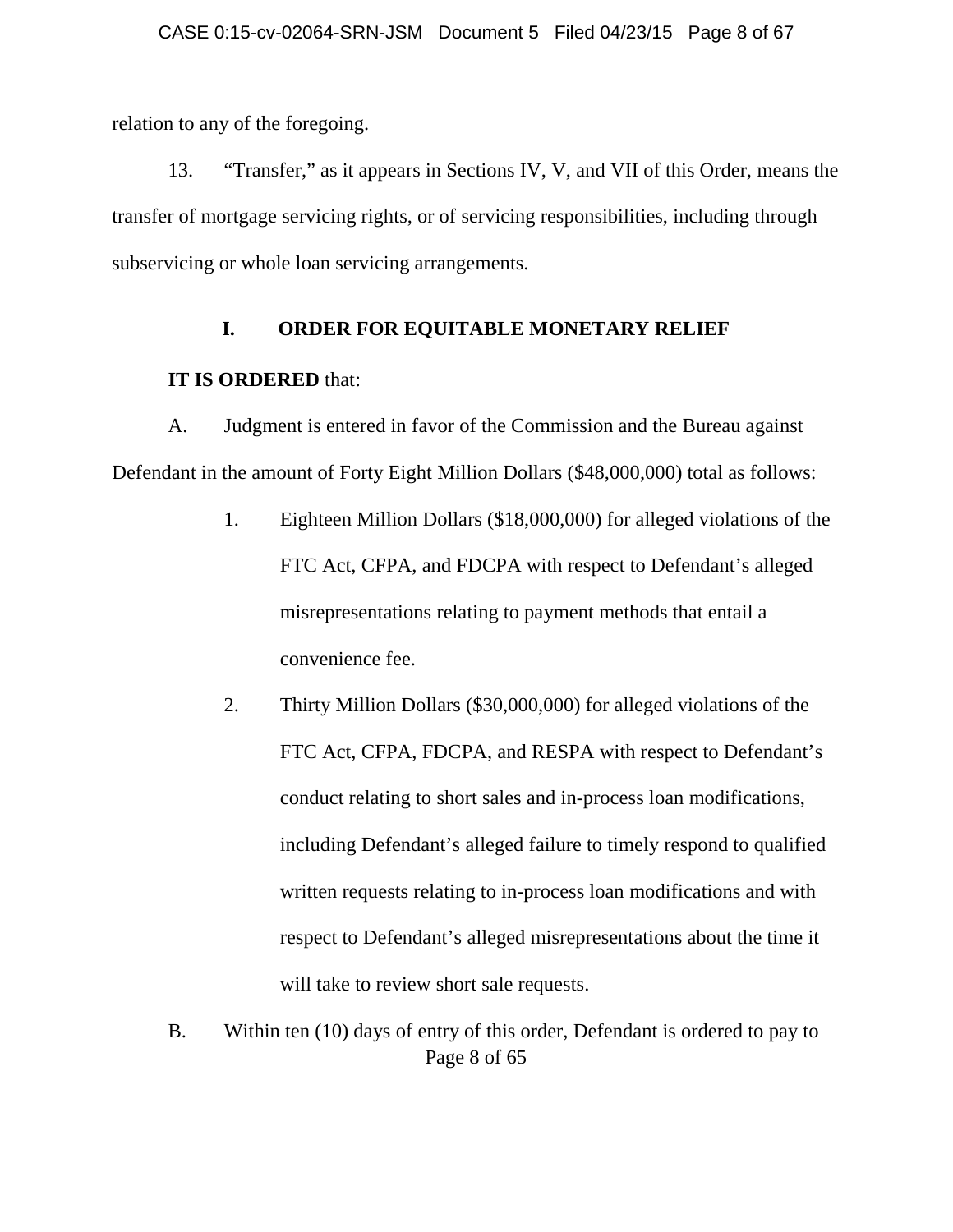relation to any of the foregoing.

13. "Transfer," as it appears in Sections IV, V, and VII of this Order, means the transfer of mortgage servicing rights, or of servicing responsibilities, including through subservicing or whole loan servicing arrangements.

## I. ORDER FOR EQUITABLE MONETARY RELIEF

**IT IS ORDERED** that:

A. Judgment is entered in favor of the Commission and the Bureau against Defendant in the amount of Forty Eight Million Dollars ($48,000,000) total as follows:

1. Eighteen Million Dollars ($18,000,000) for alleged violations of the FTC Act, CFPA, and FDCPA with respect to Defendant's alleged misrepresentations relating to payment methods that entail a convenience fee.

2. Thirty Million Dollars ($30,000,000) for alleged violations of the FTC Act, CFPA, FDCPA, and RESPA with respect to Defendant's conduct relating to short sales and in-process loan modifications, including Defendant's alleged failure to timely respond to qualified written requests relating to in-process loan modifications and with respect to Defendant's alleged misrepresentations about the time it will take to review short sale requests.

B. Within ten (10) days of entry of this order, Defendant is ordered to pay to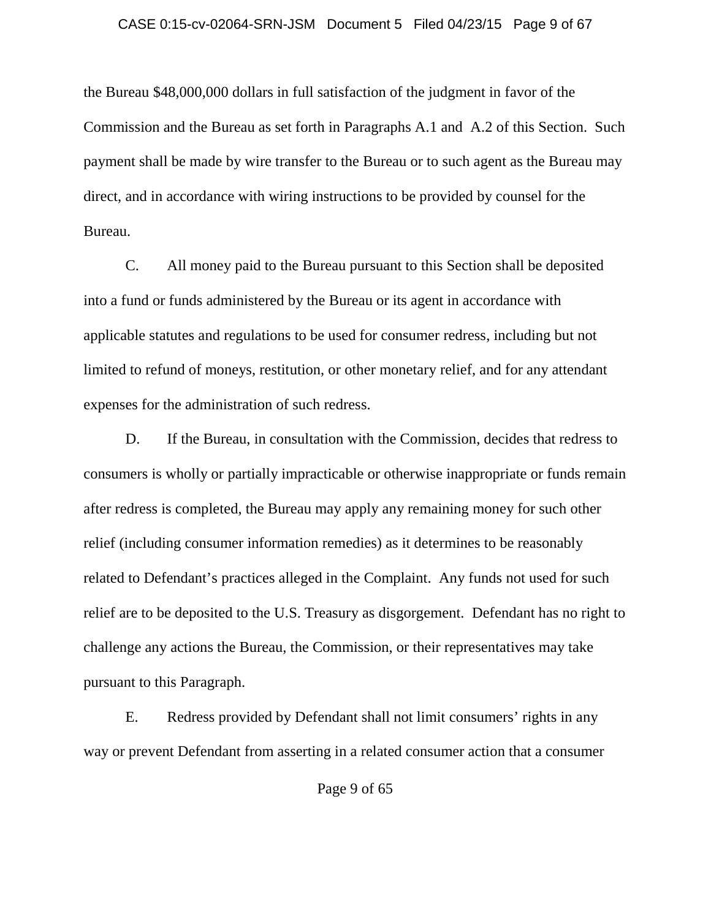the Bureau $48,000,000 dollars in full satisfaction of the judgment in favor of the Commission and the Bureau as set forth in Paragraphs A.1 and A.2 of this Section. Such payment shall be made by wire transfer to the Bureau or to such agent as the Bureau may direct, and in accordance with wiring instructions to be provided by counsel for the Bureau.

C. All money paid to the Bureau pursuant to this Section shall be deposited into a fund or funds administered by the Bureau or its agent in accordance with applicable statutes and regulations to be used for consumer redress, including but not limited to refund of moneys, restitution, or other monetary relief, and for any attendant expenses for the administration of such redress.

D. If the Bureau, in consultation with the Commission, decides that redress to consumers is wholly or partially impracticable or otherwise inappropriate or funds remain after redress is completed, the Bureau may apply any remaining money for such other relief (including consumer information remedies) as it determines to be reasonably related to Defendant's practices alleged in the Complaint. Any funds not used for such relief are to be deposited to the U.S. Treasury as disgorgement. Defendant has no right to challenge any actions the Bureau, the Commission, or their representatives may take pursuant to this Paragraph.

E. Redress provided by Defendant shall not limit consumers' rights in any way or prevent Defendant from asserting in a related consumer action that a consumer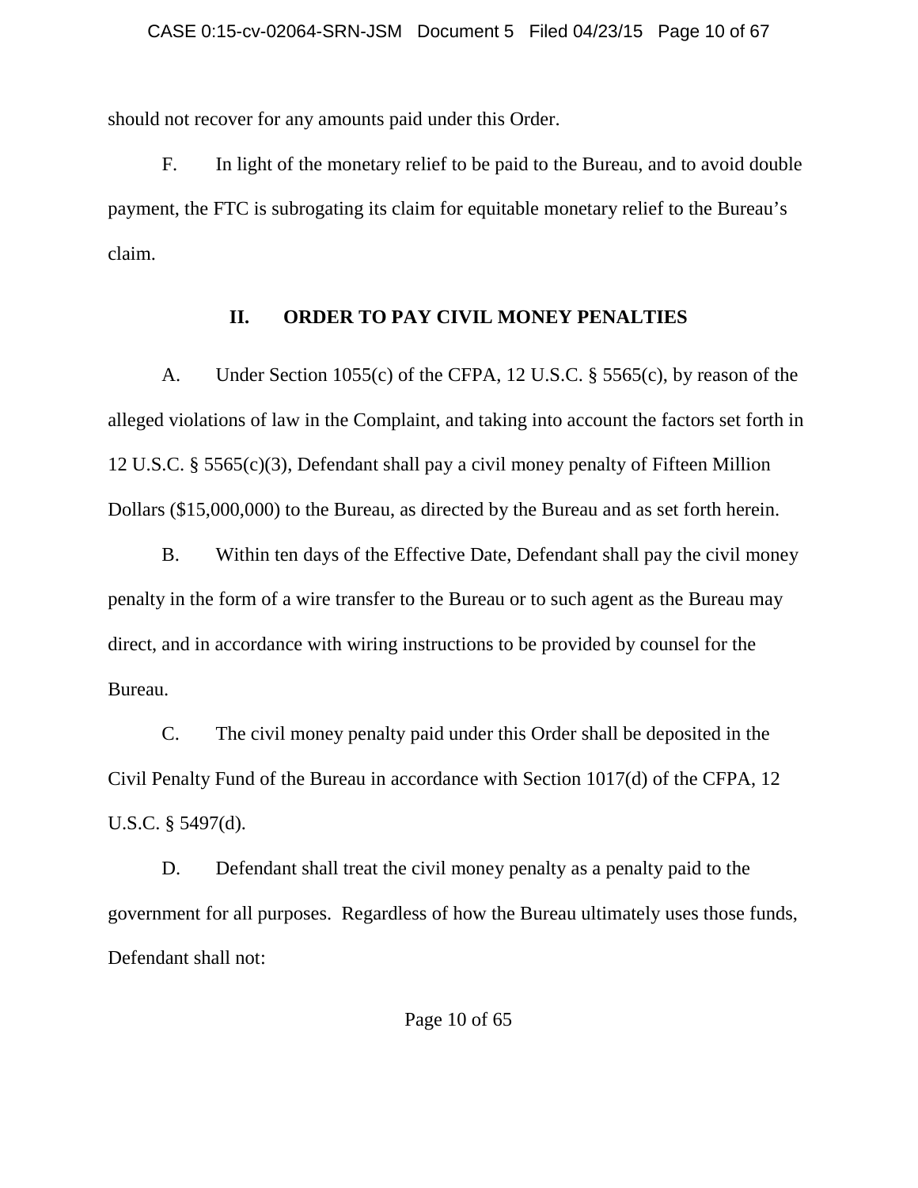should not recover for any amounts paid under this Order.

F. In light of the monetary relief to be paid to the Bureau, and to avoid double payment, the FTC is subrogating its claim for equitable monetary relief to the Bureau's claim.

## II. ORDER TO PAY CIVIL MONEY PENALTIES

A. Under Section 1055(c) of the CFPA, 12 U.S.C. § 5565(c), by reason of the alleged violations of law in the Complaint, and taking into account the factors set forth in 12 U.S.C. § 5565(c)(3), Defendant shall pay a civil money penalty of Fifteen Million Dollars ($15,000,000) to the Bureau, as directed by the Bureau and as set forth herein.

B. Within ten days of the Effective Date, Defendant shall pay the civil money penalty in the form of a wire transfer to the Bureau or to such agent as the Bureau may direct, and in accordance with wiring instructions to be provided by counsel for the Bureau.

C. The civil money penalty paid under this Order shall be deposited in the Civil Penalty Fund of the Bureau in accordance with Section 1017(d) of the CFPA, 12 U.S.C. § 5497(d).

D. Defendant shall treat the civil money penalty as a penalty paid to the government for all purposes. Regardless of how the Bureau ultimately uses those funds, Defendant shall not: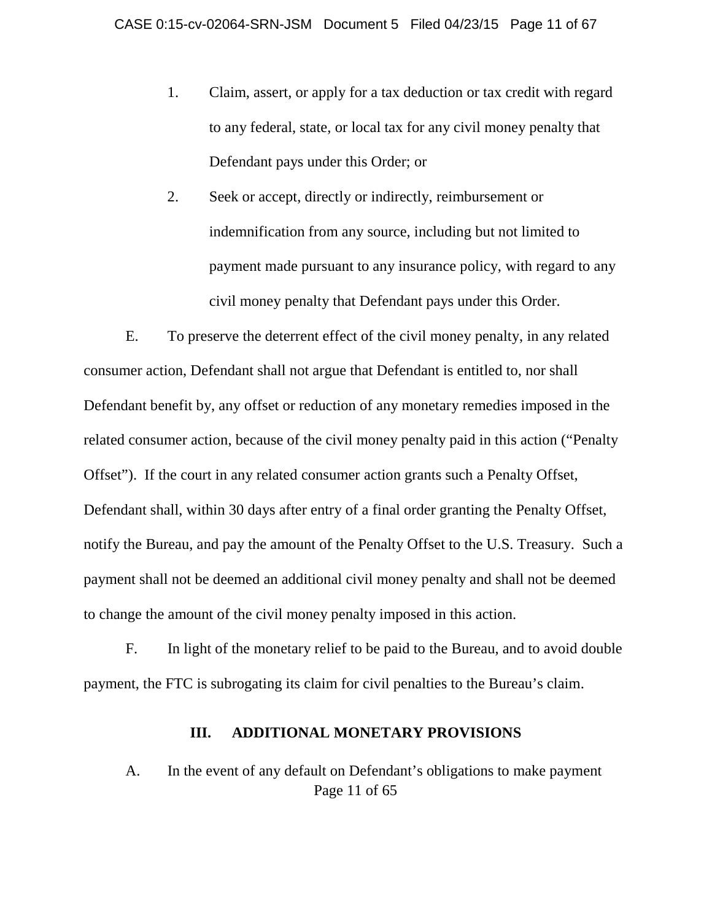1. Claim, assert, or apply for a tax deduction or tax credit with regard to any federal, state, or local tax for any civil money penalty that Defendant pays under this Order; or

2. Seek or accept, directly or indirectly, reimbursement or indemnification from any source, including but not limited to payment made pursuant to any insurance policy, with regard to any civil money penalty that Defendant pays under this Order.

E. To preserve the deterrent effect of the civil money penalty, in any related consumer action, Defendant shall not argue that Defendant is entitled to, nor shall Defendant benefit by, any offset or reduction of any monetary remedies imposed in the related consumer action, because of the civil money penalty paid in this action ("Penalty Offset"). If the court in any related consumer action grants such a Penalty Offset, Defendant shall, within 30 days after entry of a final order granting the Penalty Offset, notify the Bureau, and pay the amount of the Penalty Offset to the U.S. Treasury. Such a payment shall not be deemed an additional civil money penalty and shall not be deemed to change the amount of the civil money penalty imposed in this action.

F. In light of the monetary relief to be paid to the Bureau, and to avoid double payment, the FTC is subrogating its claim for civil penalties to the Bureau's claim.

## III. ADDITIONAL MONETARY PROVISIONS

A. In the event of any default on Defendant's obligations to make payment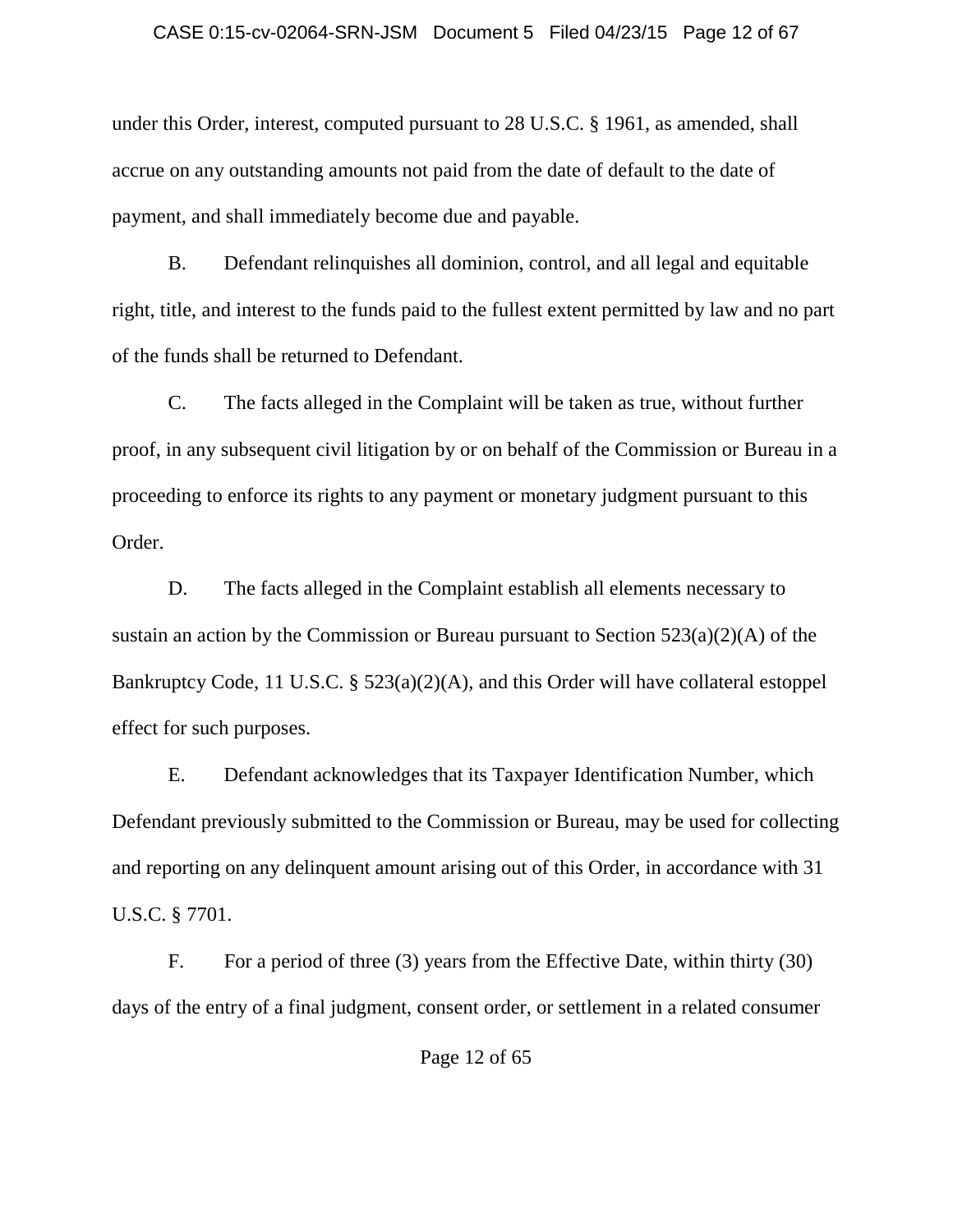under this Order, interest, computed pursuant to 28 U.S.C. § 1961, as amended, shall accrue on any outstanding amounts not paid from the date of default to the date of payment, and shall immediately become due and payable.

B. Defendant relinquishes all dominion, control, and all legal and equitable right, title, and interest to the funds paid to the fullest extent permitted by law and no part of the funds shall be returned to Defendant.

C. The facts alleged in the Complaint will be taken as true, without further proof, in any subsequent civil litigation by or on behalf of the Commission or Bureau in a proceeding to enforce its rights to any payment or monetary judgment pursuant to this Order.

D. The facts alleged in the Complaint establish all elements necessary to sustain an action by the Commission or Bureau pursuant to Section 523(a)(2)(A) of the Bankruptcy Code, 11 U.S.C. § 523(a)(2)(A), and this Order will have collateral estoppel effect for such purposes.

E. Defendant acknowledges that its Taxpayer Identification Number, which Defendant previously submitted to the Commission or Bureau, may be used for collecting and reporting on any delinquent amount arising out of this Order, in accordance with 31 U.S.C. § 7701.

F. For a period of three (3) years from the Effective Date, within thirty (30) days of the entry of a final judgment, consent order, or settlement in a related consumer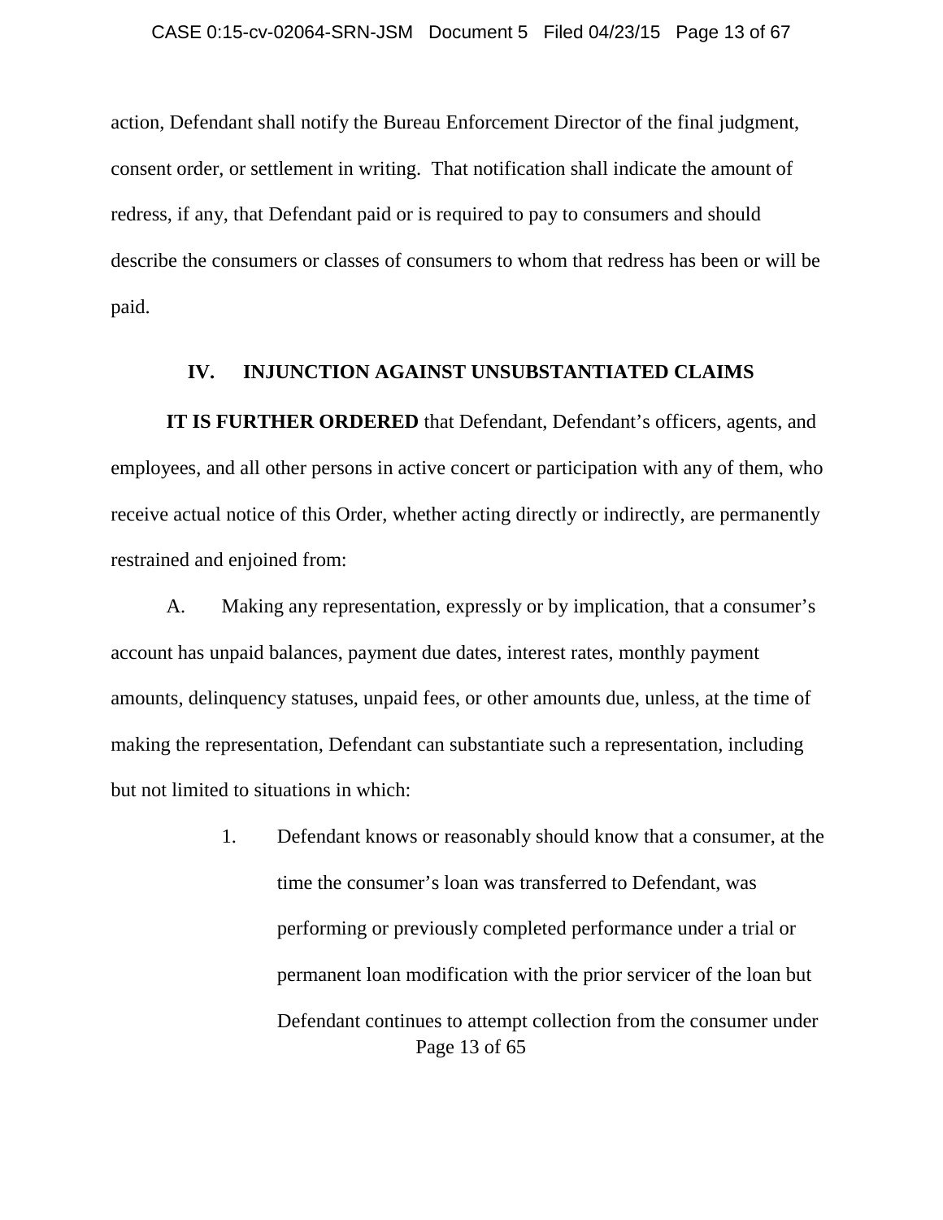action, Defendant shall notify the Bureau Enforcement Director of the final judgment, consent order, or settlement in writing. That notification shall indicate the amount of redress, if any, that Defendant paid or is required to pay to consumers and should describe the consumers or classes of consumers to whom that redress has been or will be paid.

## IV. INJUNCTION AGAINST UNSUBSTANTIATED CLAIMS

**IT IS FURTHER ORDERED** that Defendant, Defendant's officers, agents, and employees, and all other persons in active concert or participation with any of them, who receive actual notice of this Order, whether acting directly or indirectly, are permanently restrained and enjoined from:

A. Making any representation, expressly or by implication, that a consumer's account has unpaid balances, payment due dates, interest rates, monthly payment amounts, delinquency statuses, unpaid fees, or other amounts due, unless, at the time of making the representation, Defendant can substantiate such a representation, including but not limited to situations in which:

1. Defendant knows or reasonably should know that a consumer, at the time the consumer's loan was transferred to Defendant, was performing or previously completed performance under a trial or permanent loan modification with the prior servicer of the loan but Defendant continues to attempt collection from the consumer under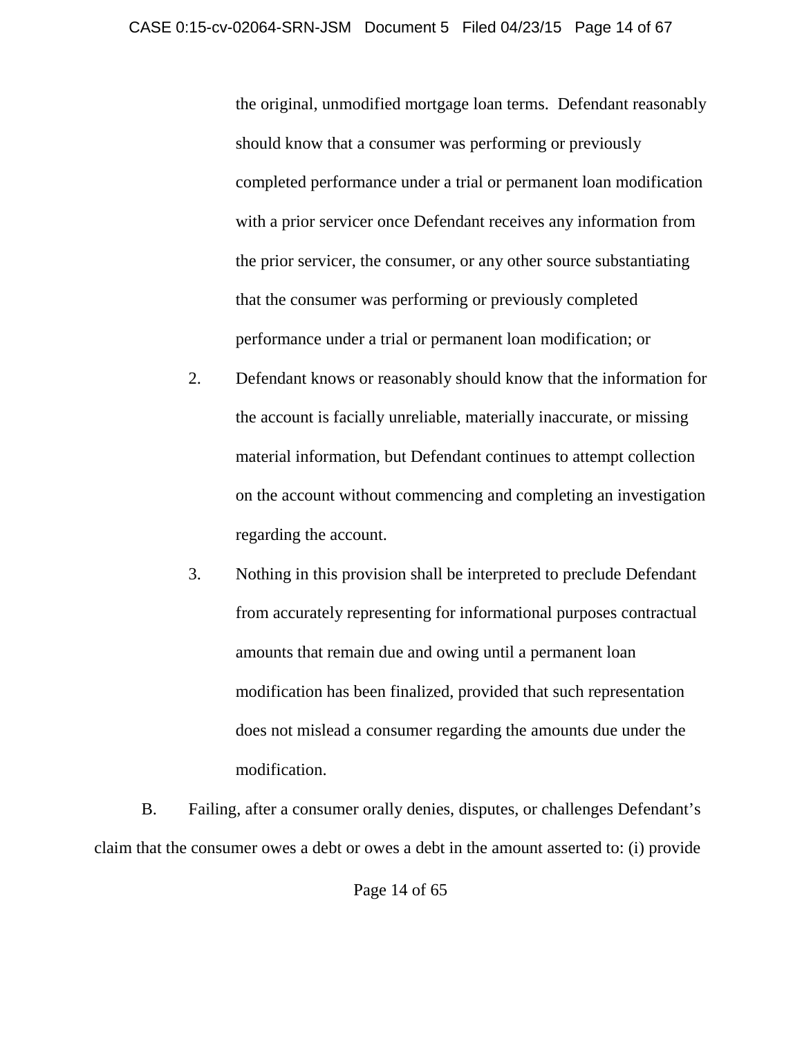the original, unmodified mortgage loan terms. Defendant reasonably should know that a consumer was performing or previously completed performance under a trial or permanent loan modification with a prior servicer once Defendant receives any information from the prior servicer, the consumer, or any other source substantiating that the consumer was performing or previously completed performance under a trial or permanent loan modification; or

2. Defendant knows or reasonably should know that the information for the account is facially unreliable, materially inaccurate, or missing material information, but Defendant continues to attempt collection on the account without commencing and completing an investigation regarding the account.

3. Nothing in this provision shall be interpreted to preclude Defendant from accurately representing for informational purposes contractual amounts that remain due and owing until a permanent loan modification has been finalized, provided that such representation does not mislead a consumer regarding the amounts due under the modification.

B. Failing, after a consumer orally denies, disputes, or challenges Defendant's claim that the consumer owes a debt or owes a debt in the amount asserted to: (i) provide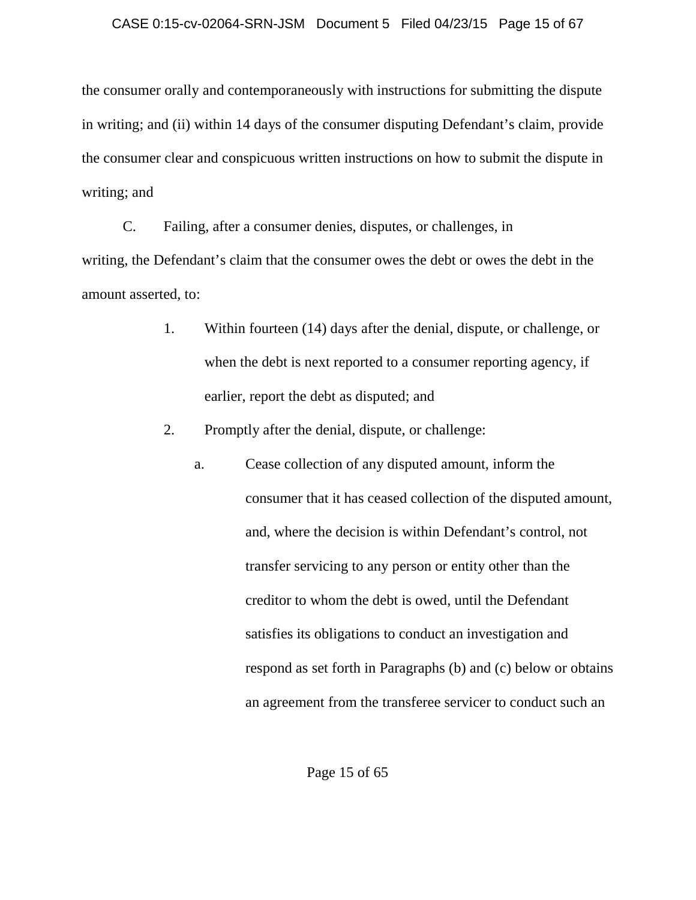the consumer orally and contemporaneously with instructions for submitting the dispute in writing; and (ii) within 14 days of the consumer disputing Defendant's claim, provide the consumer clear and conspicuous written instructions on how to submit the dispute in writing; and

C. Failing, after a consumer denies, disputes, or challenges, in writing, the Defendant's claim that the consumer owes the debt or owes the debt in the amount asserted, to:

1. Within fourteen (14) days after the denial, dispute, or challenge, or when the debt is next reported to a consumer reporting agency, if earlier, report the debt as disputed; and

2. Promptly after the denial, dispute, or challenge:

   a. Cease collection of any disputed amount, inform the consumer that it has ceased collection of the disputed amount, and, where the decision is within Defendant's control, not transfer servicing to any person or entity other than the creditor to whom the debt is owed, until the Defendant satisfies its obligations to conduct an investigation and respond as set forth in Paragraphs (b) and (c) below or obtains an agreement from the transferee servicer to conduct such an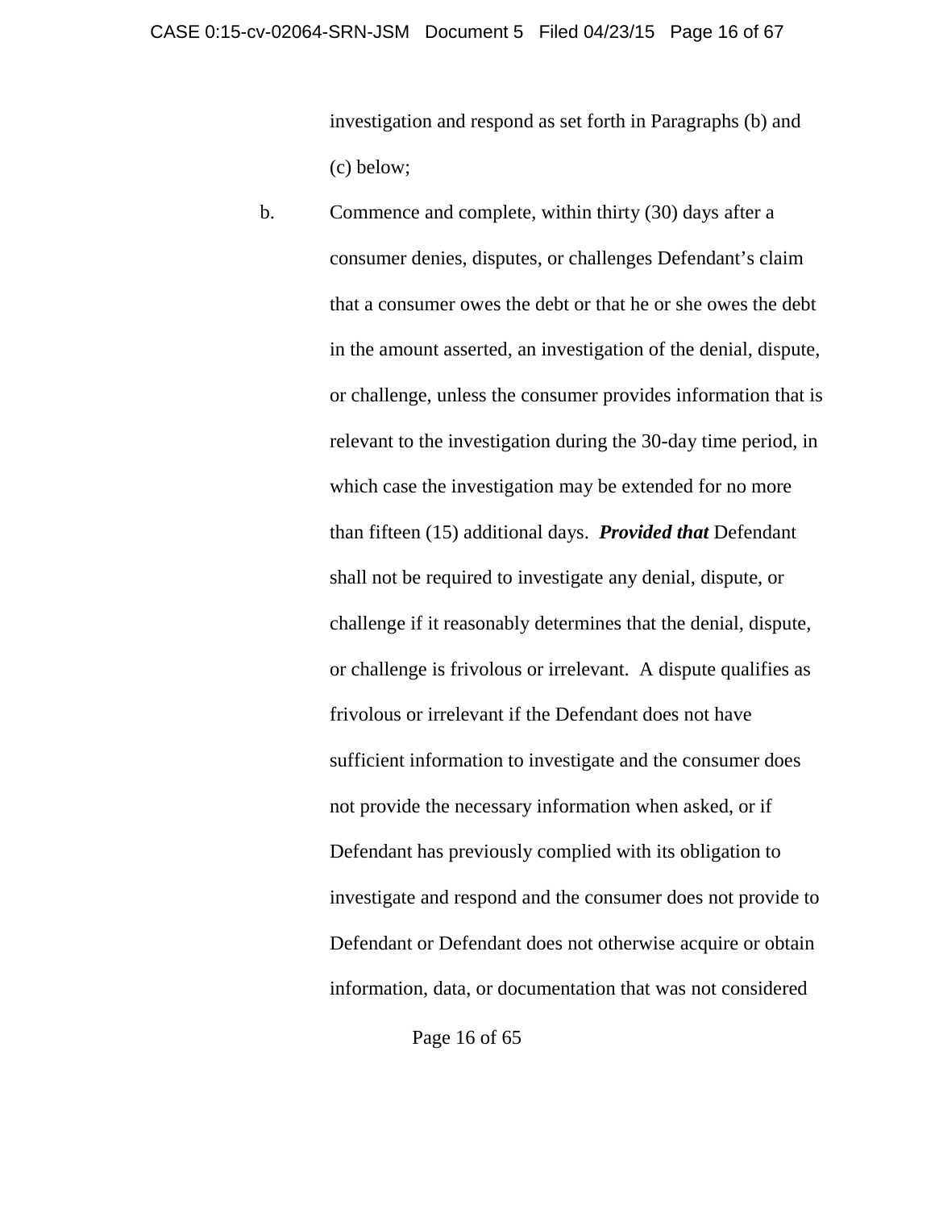investigation and respond as set forth in Paragraphs (b) and (c) below;

b. Commence and complete, within thirty (30) days after a consumer denies, disputes, or challenges Defendant's claim that a consumer owes the debt or that he or she owes the debt in the amount asserted, an investigation of the denial, dispute, or challenge, unless the consumer provides information that is relevant to the investigation during the 30-day time period, in which case the investigation may be extended for no more than fifteen (15) additional days. ***Provided that*** Defendant shall not be required to investigate any denial, dispute, or challenge if it reasonably determines that the denial, dispute, or challenge is frivolous or irrelevant. A dispute qualifies as frivolous or irrelevant if the Defendant does not have sufficient information to investigate and the consumer does not provide the necessary information when asked, or if Defendant has previously complied with its obligation to investigate and respond and the consumer does not provide to Defendant or Defendant does not otherwise acquire or obtain information, data, or documentation that was not considered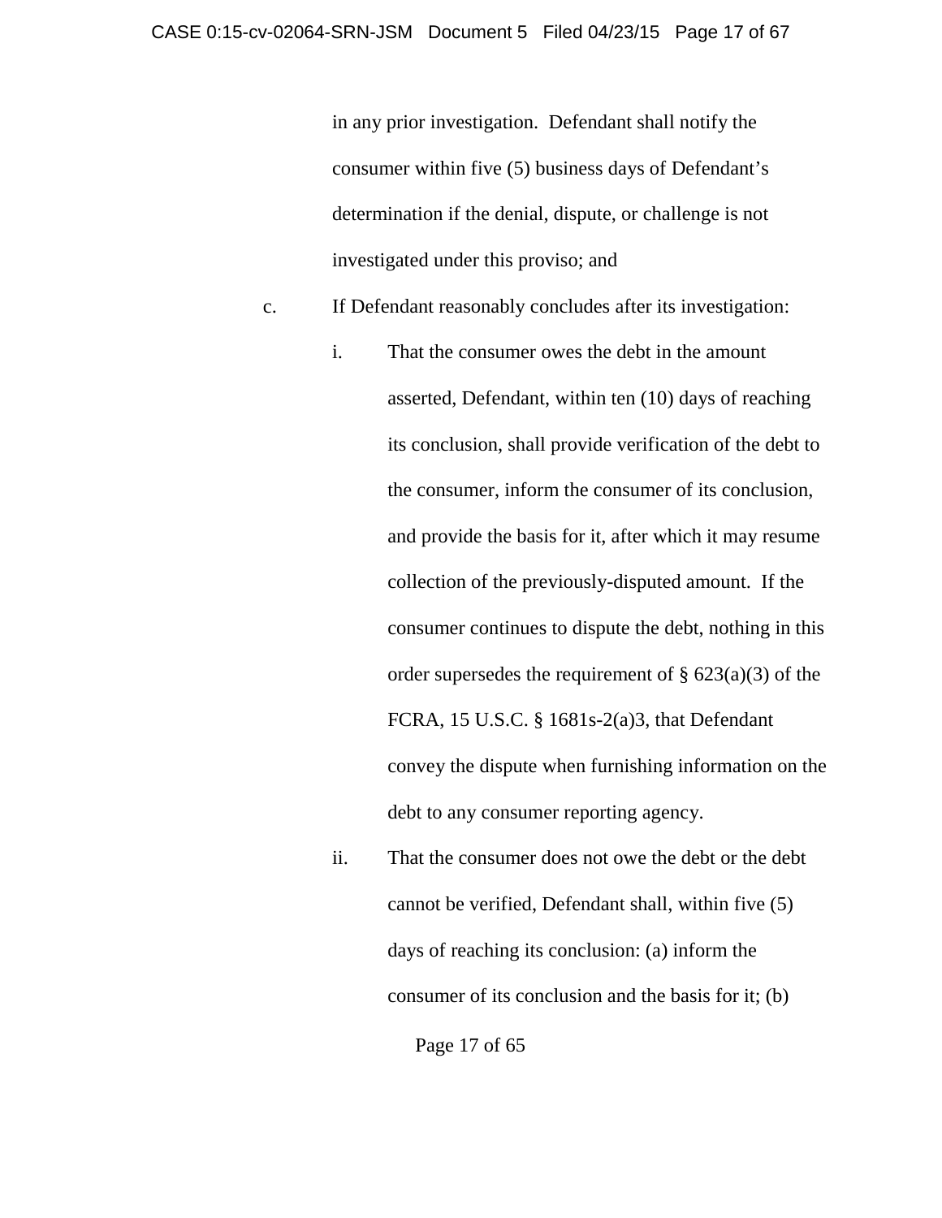in any prior investigation. Defendant shall notify the consumer within five (5) business days of Defendant's determination if the denial, dispute, or challenge is not investigated under this proviso; and

c. If Defendant reasonably concludes after its investigation:

   i. That the consumer owes the debt in the amount asserted, Defendant, within ten (10) days of reaching its conclusion, shall provide verification of the debt to the consumer, inform the consumer of its conclusion, and provide the basis for it, after which it may resume collection of the previously-disputed amount. If the consumer continues to dispute the debt, nothing in this order supersedes the requirement of § 623(a)(3) of the FCRA, 15 U.S.C. § 1681s-2(a)3, that Defendant convey the dispute when furnishing information on the debt to any consumer reporting agency.

   ii. That the consumer does not owe the debt or the debt cannot be verified, Defendant shall, within five (5) days of reaching its conclusion: (a) inform the consumer of its conclusion and the basis for it; (b)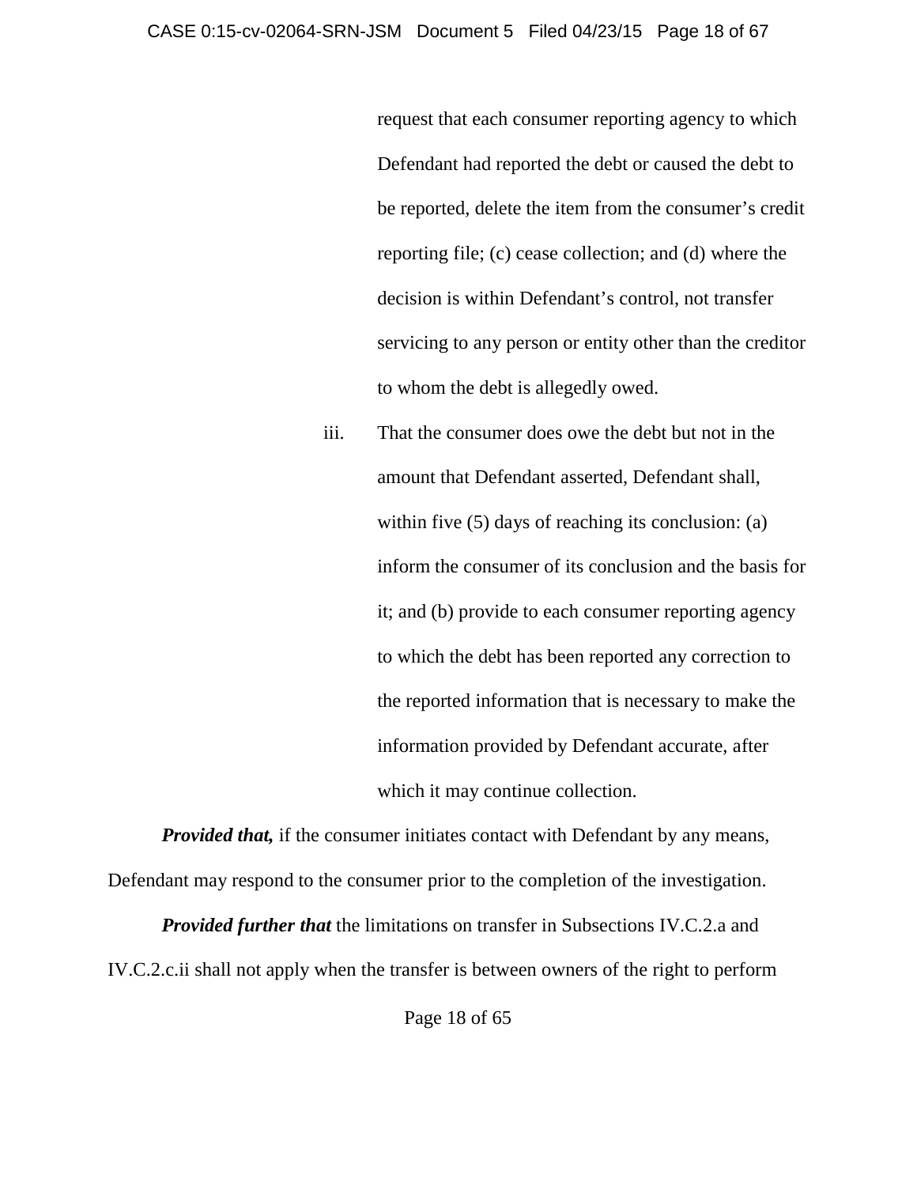request that each consumer reporting agency to which Defendant had reported the debt or caused the debt to be reported, delete the item from the consumer's credit reporting file; (c) cease collection; and (d) where the decision is within Defendant's control, not transfer servicing to any person or entity other than the creditor to whom the debt is allegedly owed.

iii. That the consumer does owe the debt but not in the amount that Defendant asserted, Defendant shall, within five (5) days of reaching its conclusion: (a) inform the consumer of its conclusion and the basis for it; and (b) provide to each consumer reporting agency to which the debt has been reported any correction to the reported information that is necessary to make the information provided by Defendant accurate, after which it may continue collection.

***Provided that,*** if the consumer initiates contact with Defendant by any means, Defendant may respond to the consumer prior to the completion of the investigation.

***Provided further that*** the limitations on transfer in Subsections IV.C.2.a and IV.C.2.c.ii shall not apply when the transfer is between owners of the right to perform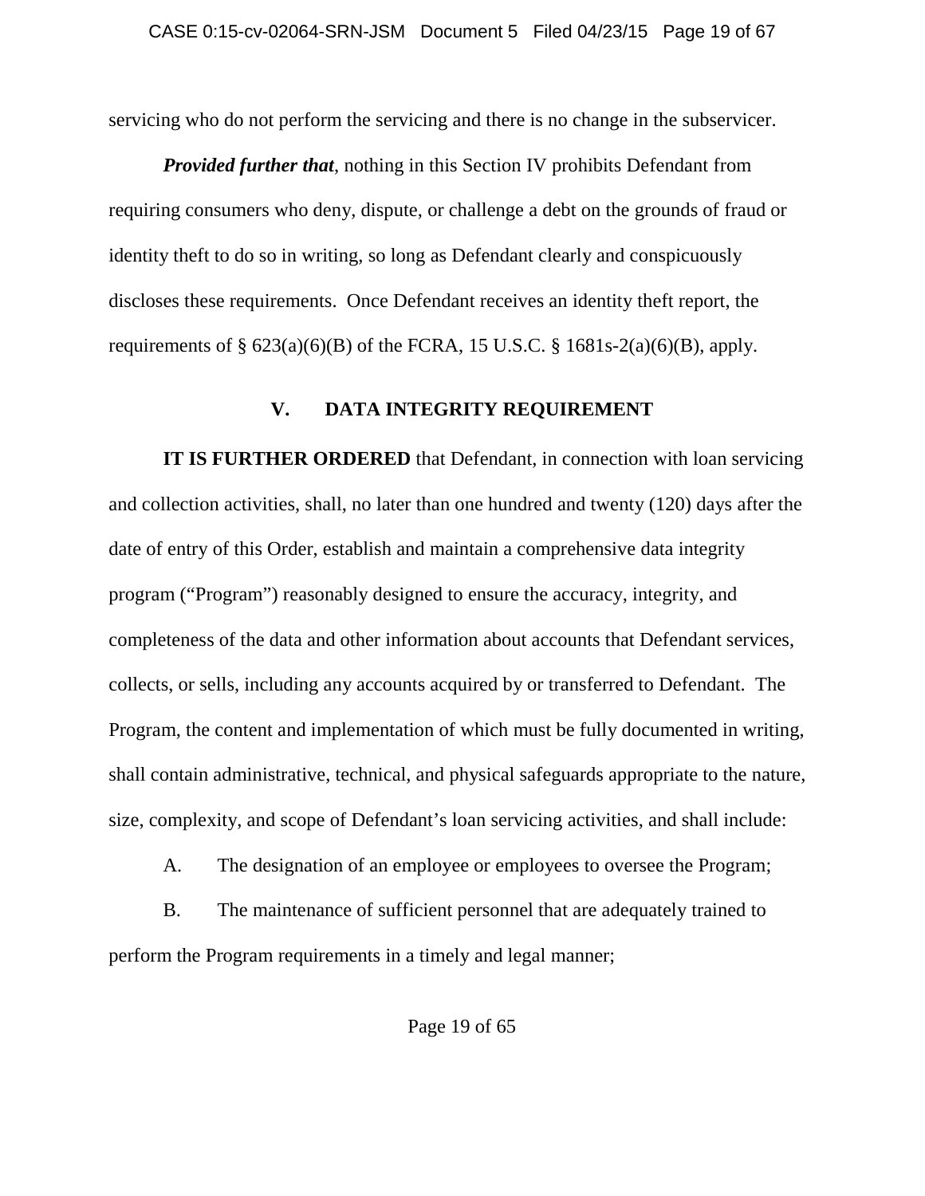servicing who do not perform the servicing and there is no change in the subservicer.

***Provided further that***, nothing in this Section IV prohibits Defendant from requiring consumers who deny, dispute, or challenge a debt on the grounds of fraud or identity theft to do so in writing, so long as Defendant clearly and conspicuously discloses these requirements. Once Defendant receives an identity theft report, the requirements of § 623(a)(6)(B) of the FCRA, 15 U.S.C. § 1681s-2(a)(6)(B), apply.

## V. DATA INTEGRITY REQUIREMENT

**IT IS FURTHER ORDERED** that Defendant, in connection with loan servicing and collection activities, shall, no later than one hundred and twenty (120) days after the date of entry of this Order, establish and maintain a comprehensive data integrity program ("Program") reasonably designed to ensure the accuracy, integrity, and completeness of the data and other information about accounts that Defendant services, collects, or sells, including any accounts acquired by or transferred to Defendant. The Program, the content and implementation of which must be fully documented in writing, shall contain administrative, technical, and physical safeguards appropriate to the nature, size, complexity, and scope of Defendant's loan servicing activities, and shall include:

A. The designation of an employee or employees to oversee the Program;

B. The maintenance of sufficient personnel that are adequately trained to perform the Program requirements in a timely and legal manner;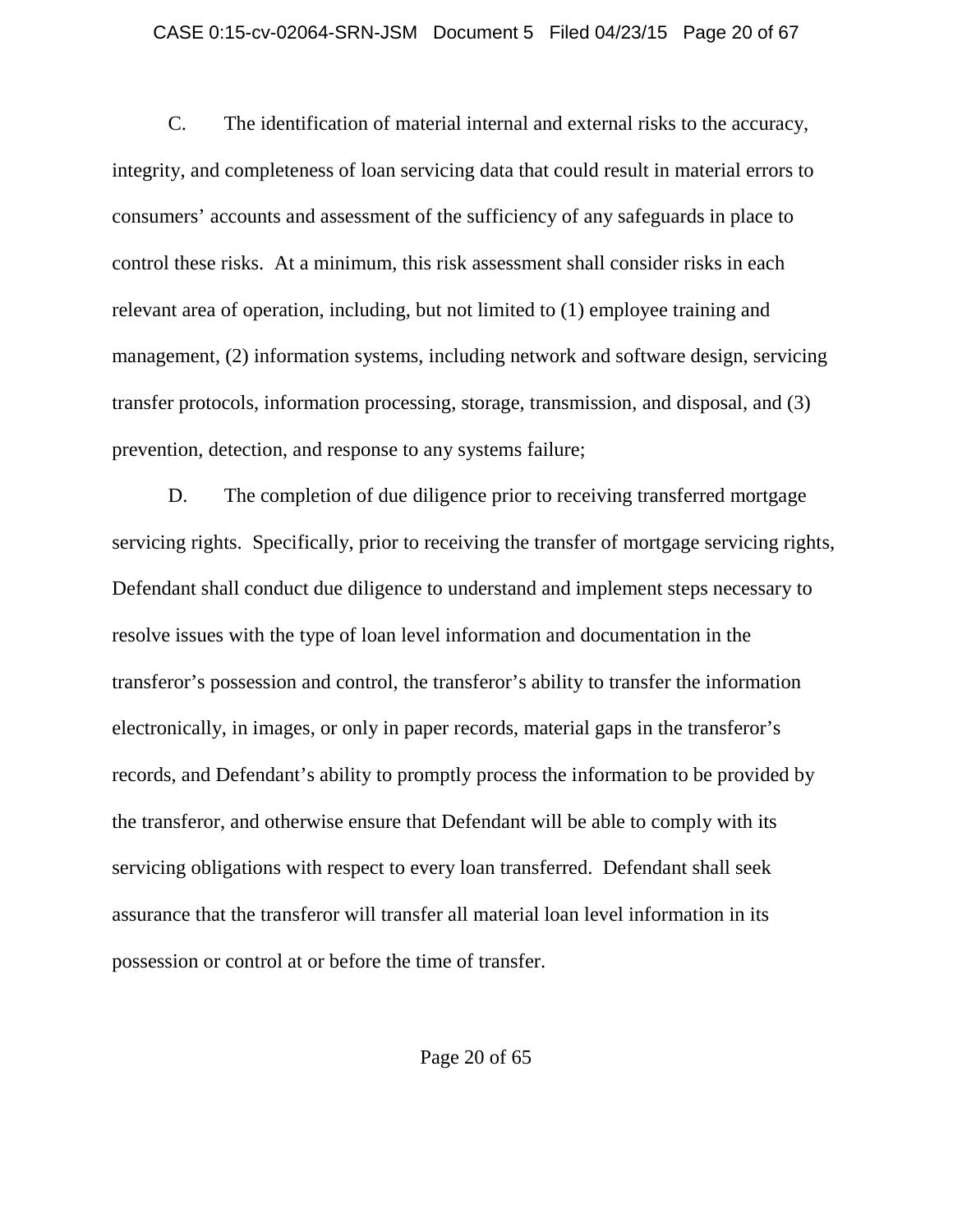C. The identification of material internal and external risks to the accuracy, integrity, and completeness of loan servicing data that could result in material errors to consumers' accounts and assessment of the sufficiency of any safeguards in place to control these risks. At a minimum, this risk assessment shall consider risks in each relevant area of operation, including, but not limited to (1) employee training and management, (2) information systems, including network and software design, servicing transfer protocols, information processing, storage, transmission, and disposal, and (3) prevention, detection, and response to any systems failure;

D. The completion of due diligence prior to receiving transferred mortgage servicing rights. Specifically, prior to receiving the transfer of mortgage servicing rights, Defendant shall conduct due diligence to understand and implement steps necessary to resolve issues with the type of loan level information and documentation in the transferor's possession and control, the transferor's ability to transfer the information electronically, in images, or only in paper records, material gaps in the transferor's records, and Defendant's ability to promptly process the information to be provided by the transferor, and otherwise ensure that Defendant will be able to comply with its servicing obligations with respect to every loan transferred. Defendant shall seek assurance that the transferor will transfer all material loan level information in its possession or control at or before the time of transfer.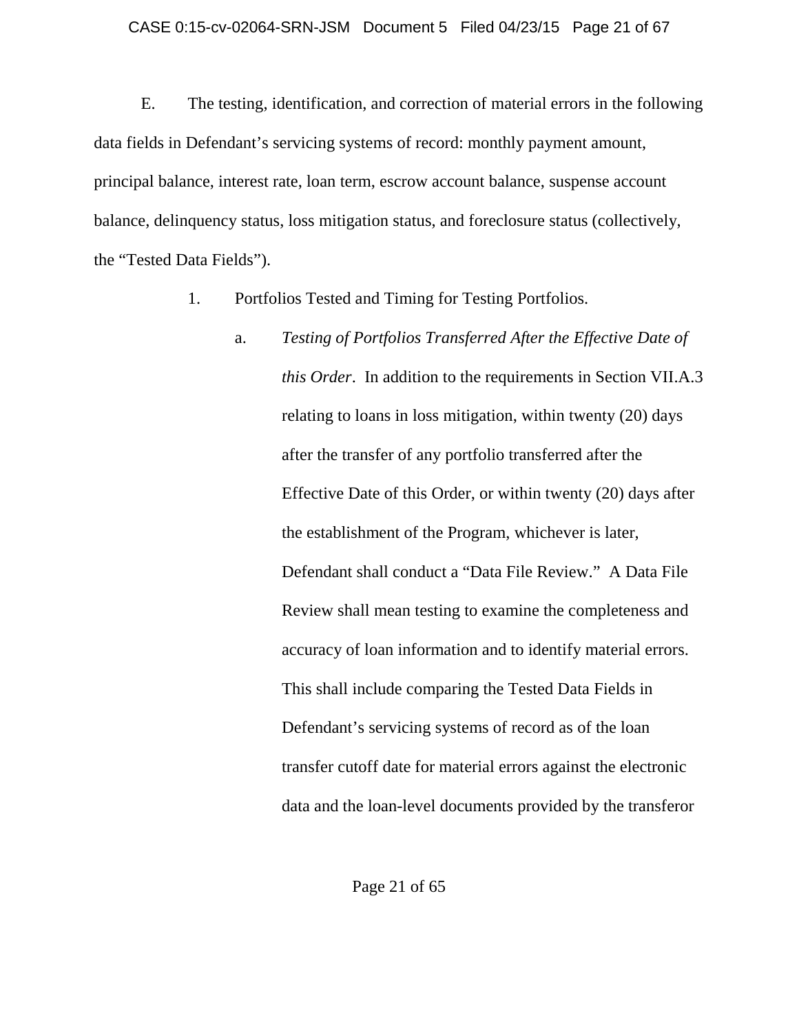E. The testing, identification, and correction of material errors in the following data fields in Defendant's servicing systems of record: monthly payment amount, principal balance, interest rate, loan term, escrow account balance, suspense account balance, delinquency status, loss mitigation status, and foreclosure status (collectively, the "Tested Data Fields").

1. Portfolios Tested and Timing for Testing Portfolios.

a. *Testing of Portfolios Transferred After the Effective Date of this Order*. In addition to the requirements in Section VII.A.3 relating to loans in loss mitigation, within twenty (20) days after the transfer of any portfolio transferred after the Effective Date of this Order, or within twenty (20) days after the establishment of the Program, whichever is later, Defendant shall conduct a "Data File Review." A Data File Review shall mean testing to examine the completeness and accuracy of loan information and to identify material errors. This shall include comparing the Tested Data Fields in Defendant's servicing systems of record as of the loan transfer cutoff date for material errors against the electronic data and the loan-level documents provided by the transferor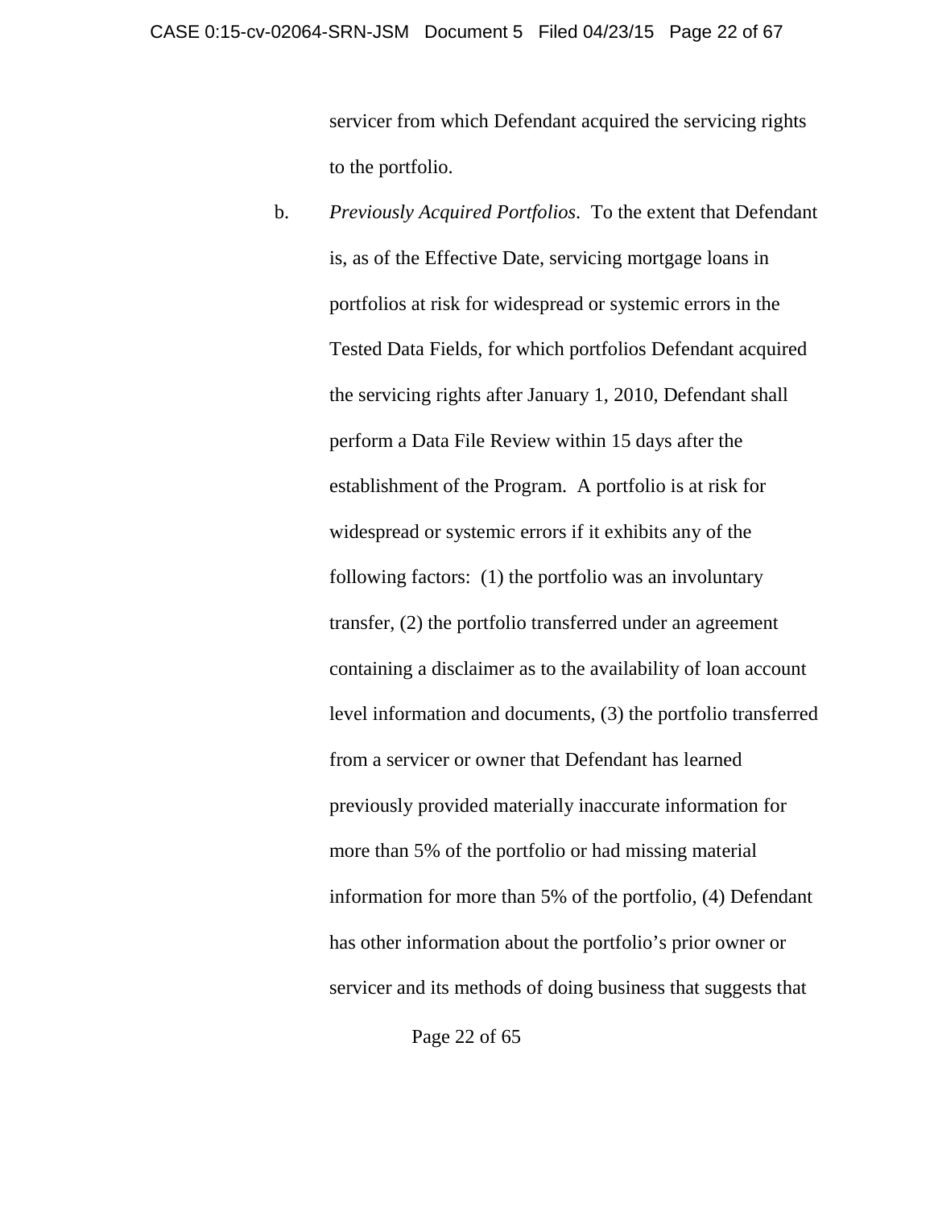servicer from which Defendant acquired the servicing rights to the portfolio.

b. *Previously Acquired Portfolios*. To the extent that Defendant is, as of the Effective Date, servicing mortgage loans in portfolios at risk for widespread or systemic errors in the Tested Data Fields, for which portfolios Defendant acquired the servicing rights after January 1, 2010, Defendant shall perform a Data File Review within 15 days after the establishment of the Program. A portfolio is at risk for widespread or systemic errors if it exhibits any of the following factors: (1) the portfolio was an involuntary transfer, (2) the portfolio transferred under an agreement containing a disclaimer as to the availability of loan account level information and documents, (3) the portfolio transferred from a servicer or owner that Defendant has learned previously provided materially inaccurate information for more than 5% of the portfolio or had missing material information for more than 5% of the portfolio, (4) Defendant has other information about the portfolio's prior owner or servicer and its methods of doing business that suggests that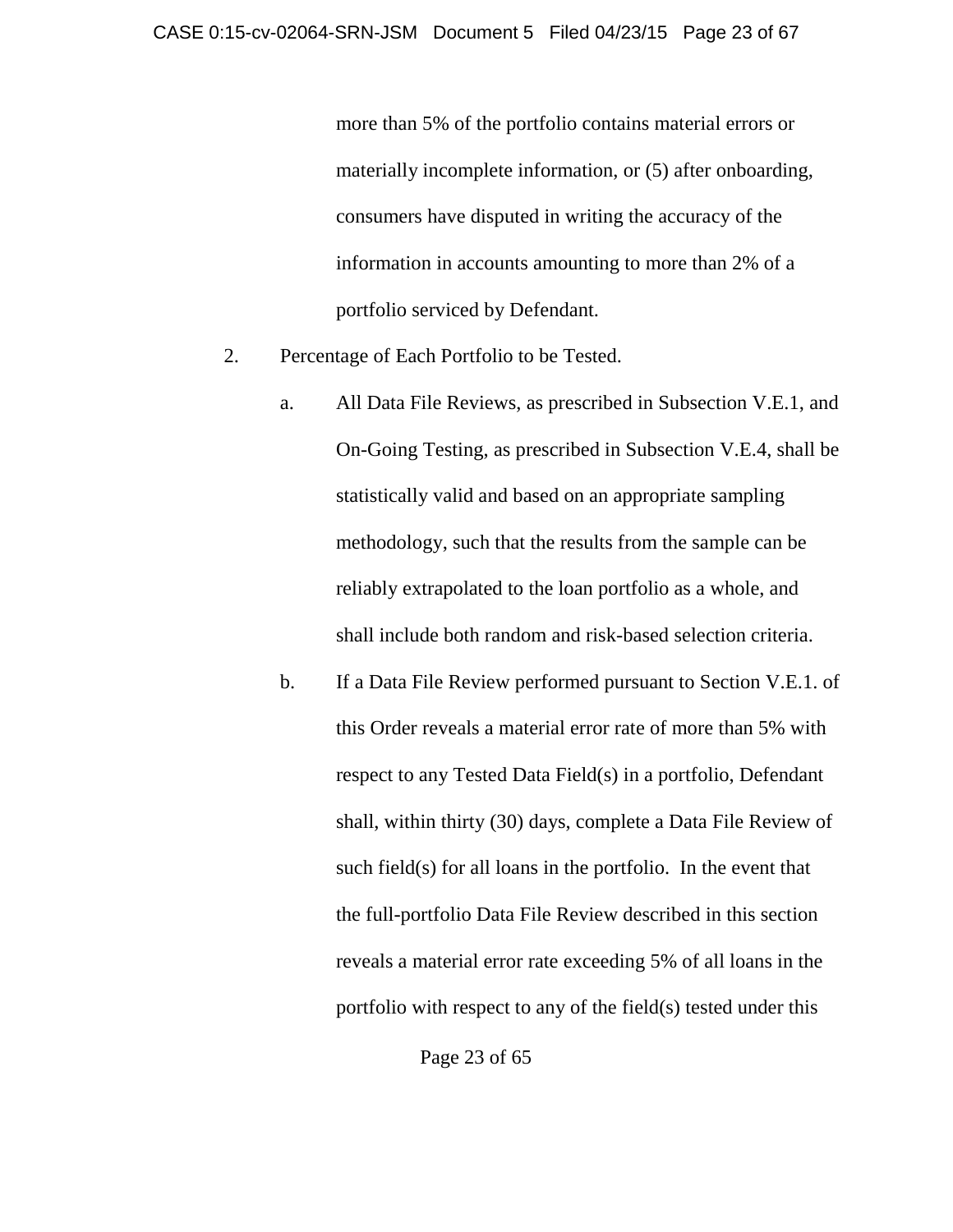more than 5% of the portfolio contains material errors or materially incomplete information, or (5) after onboarding, consumers have disputed in writing the accuracy of the information in accounts amounting to more than 2% of a portfolio serviced by Defendant.

2. Percentage of Each Portfolio to be Tested.

   a. All Data File Reviews, as prescribed in Subsection V.E.1, and On-Going Testing, as prescribed in Subsection V.E.4, shall be statistically valid and based on an appropriate sampling methodology, such that the results from the sample can be reliably extrapolated to the loan portfolio as a whole, and shall include both random and risk-based selection criteria.

   b. If a Data File Review performed pursuant to Section V.E.1. of this Order reveals a material error rate of more than 5% with respect to any Tested Data Field(s) in a portfolio, Defendant shall, within thirty (30) days, complete a Data File Review of such field(s) for all loans in the portfolio. In the event that the full-portfolio Data File Review described in this section reveals a material error rate exceeding 5% of all loans in the portfolio with respect to any of the field(s) tested under this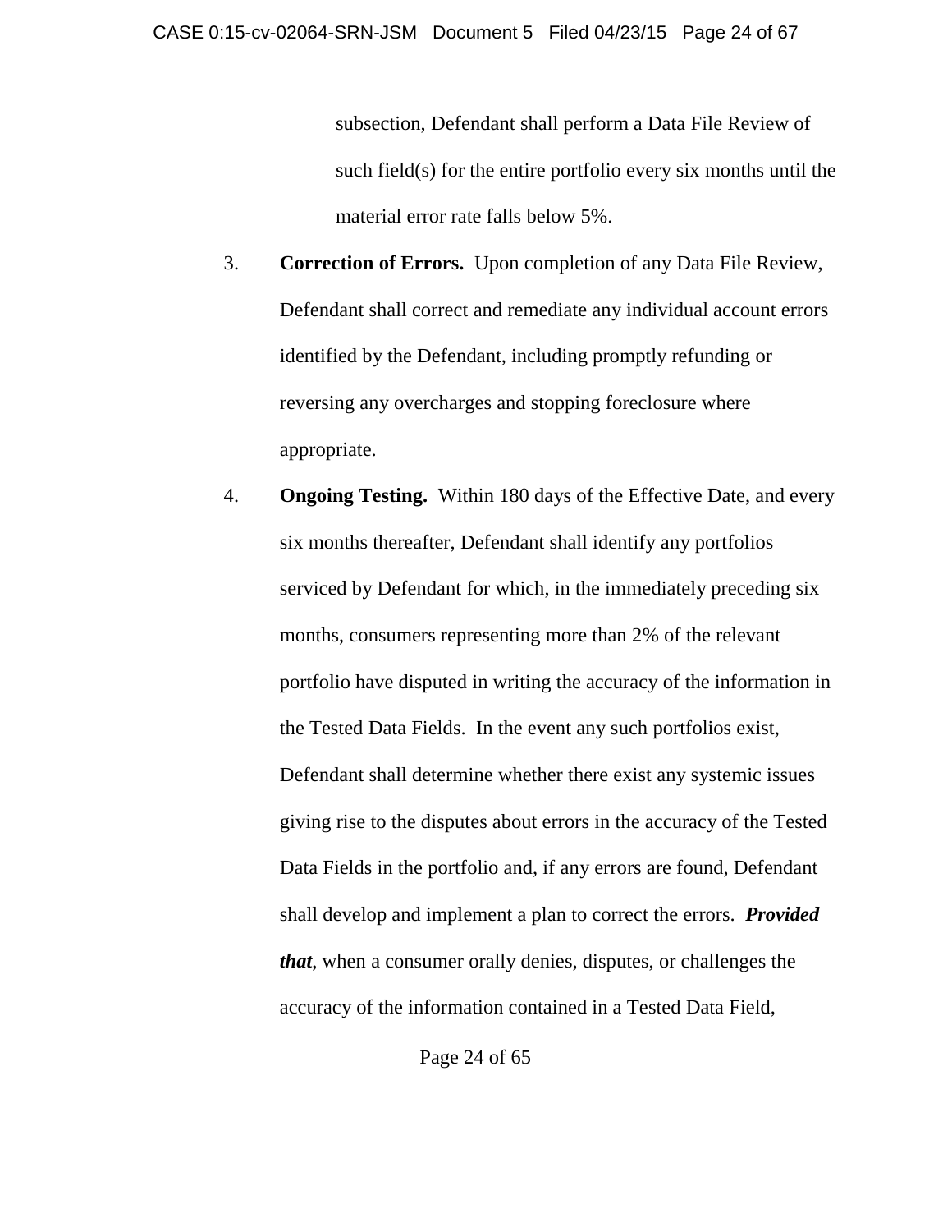subsection, Defendant shall perform a Data File Review of such field(s) for the entire portfolio every six months until the material error rate falls below 5%.

3. **Correction of Errors.** Upon completion of any Data File Review, Defendant shall correct and remediate any individual account errors identified by the Defendant, including promptly refunding or reversing any overcharges and stopping foreclosure where appropriate.

4. **Ongoing Testing.** Within 180 days of the Effective Date, and every six months thereafter, Defendant shall identify any portfolios serviced by Defendant for which, in the immediately preceding six months, consumers representing more than 2% of the relevant portfolio have disputed in writing the accuracy of the information in the Tested Data Fields. In the event any such portfolios exist, Defendant shall determine whether there exist any systemic issues giving rise to the disputes about errors in the accuracy of the Tested Data Fields in the portfolio and, if any errors are found, Defendant shall develop and implement a plan to correct the errors. ***Provided that***, when a consumer orally denies, disputes, or challenges the accuracy of the information contained in a Tested Data Field,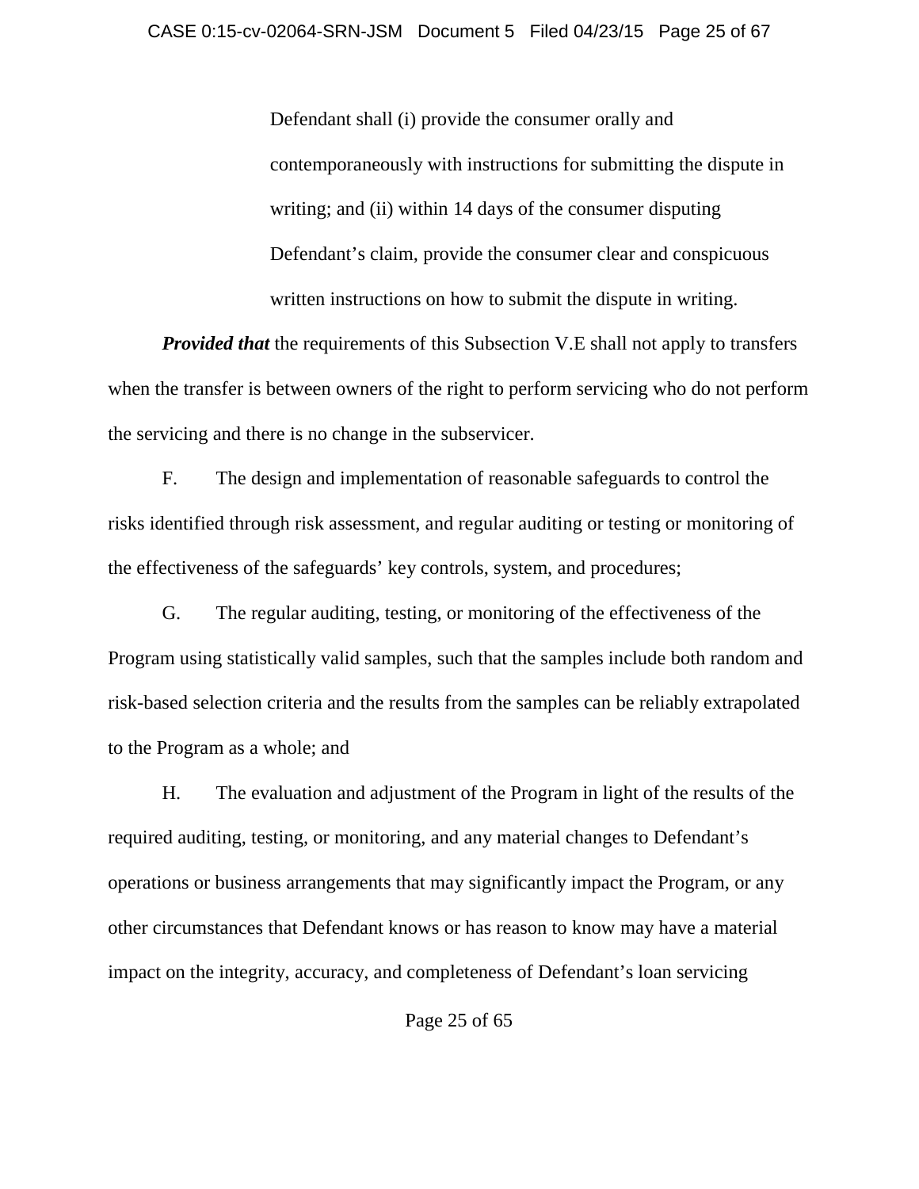Defendant shall (i) provide the consumer orally and contemporaneously with instructions for submitting the dispute in writing; and (ii) within 14 days of the consumer disputing Defendant's claim, provide the consumer clear and conspicuous written instructions on how to submit the dispute in writing.

***Provided that*** the requirements of this Subsection V.E shall not apply to transfers when the transfer is between owners of the right to perform servicing who do not perform the servicing and there is no change in the subservicer.

F. The design and implementation of reasonable safeguards to control the risks identified through risk assessment, and regular auditing or testing or monitoring of the effectiveness of the safeguards' key controls, system, and procedures;

G. The regular auditing, testing, or monitoring of the effectiveness of the Program using statistically valid samples, such that the samples include both random and risk-based selection criteria and the results from the samples can be reliably extrapolated to the Program as a whole; and

H. The evaluation and adjustment of the Program in light of the results of the required auditing, testing, or monitoring, and any material changes to Defendant's operations or business arrangements that may significantly impact the Program, or any other circumstances that Defendant knows or has reason to know may have a material impact on the integrity, accuracy, and completeness of Defendant's loan servicing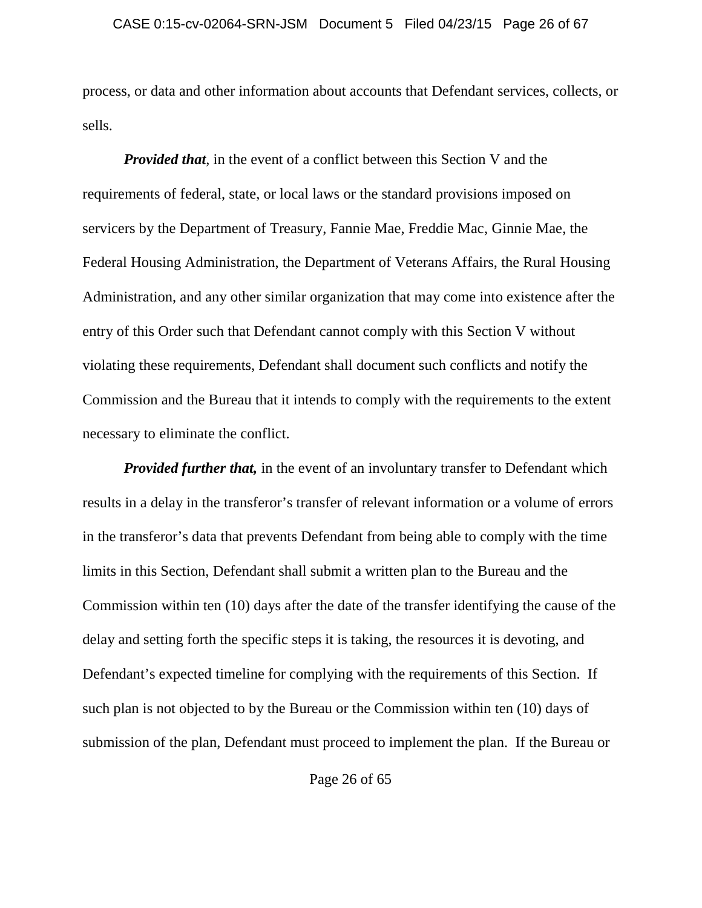process, or data and other information about accounts that Defendant services, collects, or sells.

***Provided that***, in the event of a conflict between this Section V and the requirements of federal, state, or local laws or the standard provisions imposed on servicers by the Department of Treasury, Fannie Mae, Freddie Mac, Ginnie Mae, the Federal Housing Administration, the Department of Veterans Affairs, the Rural Housing Administration, and any other similar organization that may come into existence after the entry of this Order such that Defendant cannot comply with this Section V without violating these requirements, Defendant shall document such conflicts and notify the Commission and the Bureau that it intends to comply with the requirements to the extent necessary to eliminate the conflict.

***Provided further that,*** in the event of an involuntary transfer to Defendant which results in a delay in the transferor's transfer of relevant information or a volume of errors in the transferor's data that prevents Defendant from being able to comply with the time limits in this Section, Defendant shall submit a written plan to the Bureau and the Commission within ten (10) days after the date of the transfer identifying the cause of the delay and setting forth the specific steps it is taking, the resources it is devoting, and Defendant's expected timeline for complying with the requirements of this Section. If such plan is not objected to by the Bureau or the Commission within ten (10) days of submission of the plan, Defendant must proceed to implement the plan. If the Bureau or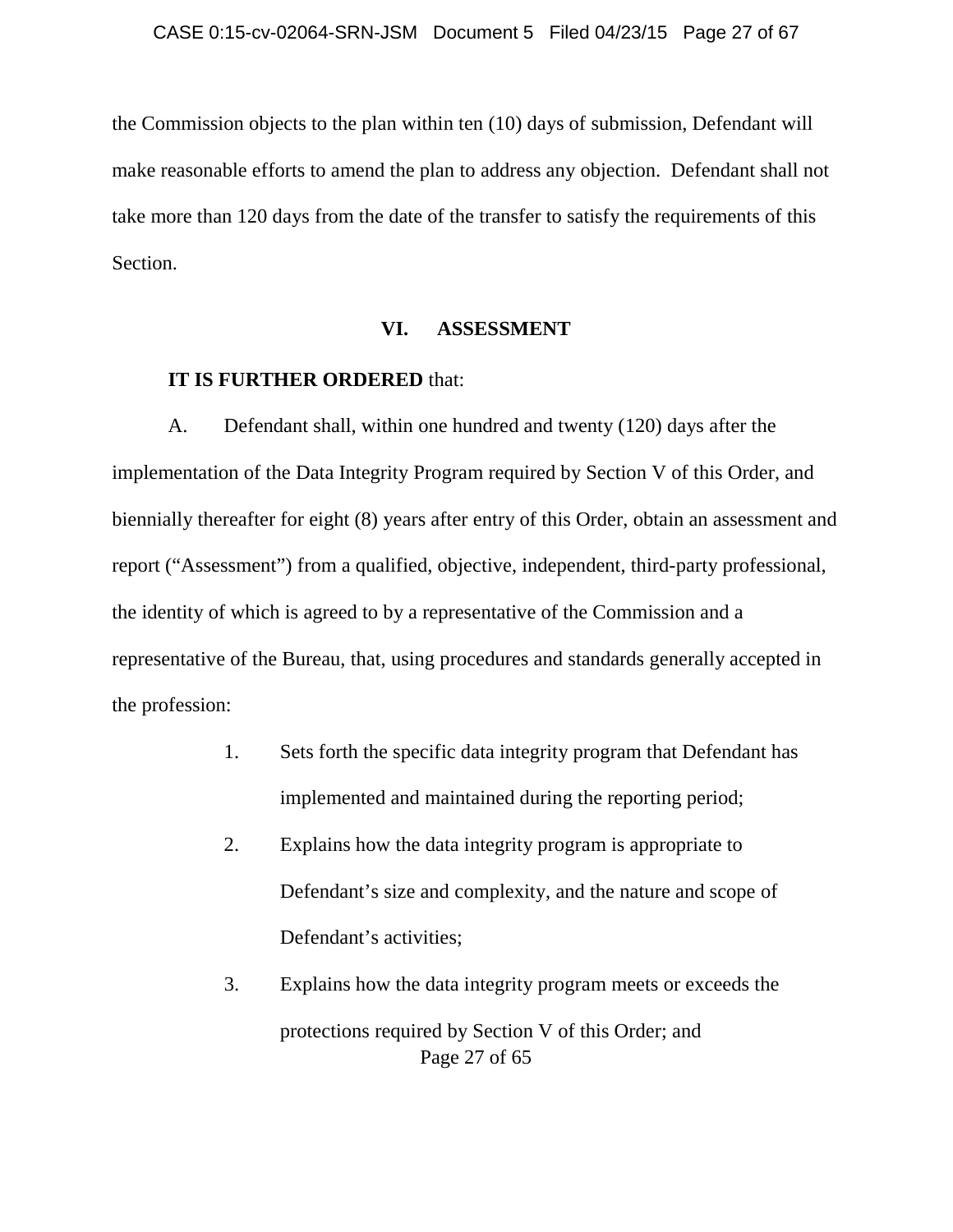the Commission objects to the plan within ten (10) days of submission, Defendant will make reasonable efforts to amend the plan to address any objection. Defendant shall not take more than 120 days from the date of the transfer to satisfy the requirements of this Section.

## VI. ASSESSMENT

**IT IS FURTHER ORDERED** that:

A. Defendant shall, within one hundred and twenty (120) days after the implementation of the Data Integrity Program required by Section V of this Order, and biennially thereafter for eight (8) years after entry of this Order, obtain an assessment and report ("Assessment") from a qualified, objective, independent, third-party professional, the identity of which is agreed to by a representative of the Commission and a representative of the Bureau, that, using procedures and standards generally accepted in the profession:

1. Sets forth the specific data integrity program that Defendant has implemented and maintained during the reporting period;
2. Explains how the data integrity program is appropriate to Defendant's size and complexity, and the nature and scope of Defendant's activities;
3. Explains how the data integrity program meets or exceeds the protections required by Section V of this Order; and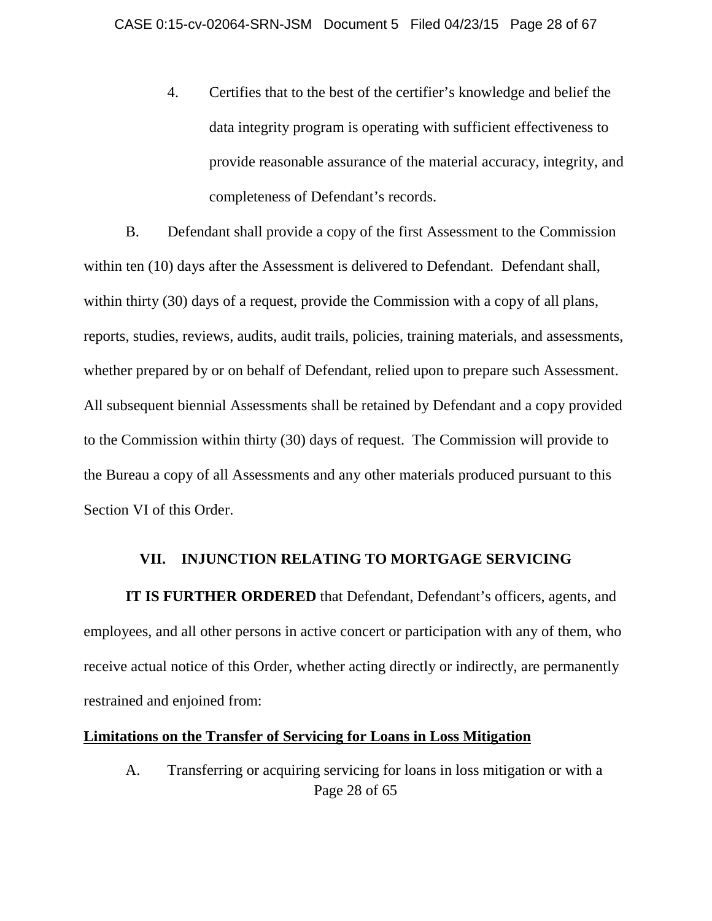4. Certifies that to the best of the certifier's knowledge and belief the data integrity program is operating with sufficient effectiveness to provide reasonable assurance of the material accuracy, integrity, and completeness of Defendant's records.

B. Defendant shall provide a copy of the first Assessment to the Commission within ten (10) days after the Assessment is delivered to Defendant. Defendant shall, within thirty (30) days of a request, provide the Commission with a copy of all plans, reports, studies, reviews, audits, audit trails, policies, training materials, and assessments, whether prepared by or on behalf of Defendant, relied upon to prepare such Assessment. All subsequent biennial Assessments shall be retained by Defendant and a copy provided to the Commission within thirty (30) days of request. The Commission will provide to the Bureau a copy of all Assessments and any other materials produced pursuant to this Section VI of this Order.

## VII. INJUNCTION RELATING TO MORTGAGE SERVICING

**IT IS FURTHER ORDERED** that Defendant, Defendant's officers, agents, and employees, and all other persons in active concert or participation with any of them, who receive actual notice of this Order, whether acting directly or indirectly, are permanently restrained and enjoined from:

**Limitations on the Transfer of Servicing for Loans in Loss Mitigation**

A. Transferring or acquiring servicing for loans in loss mitigation or with a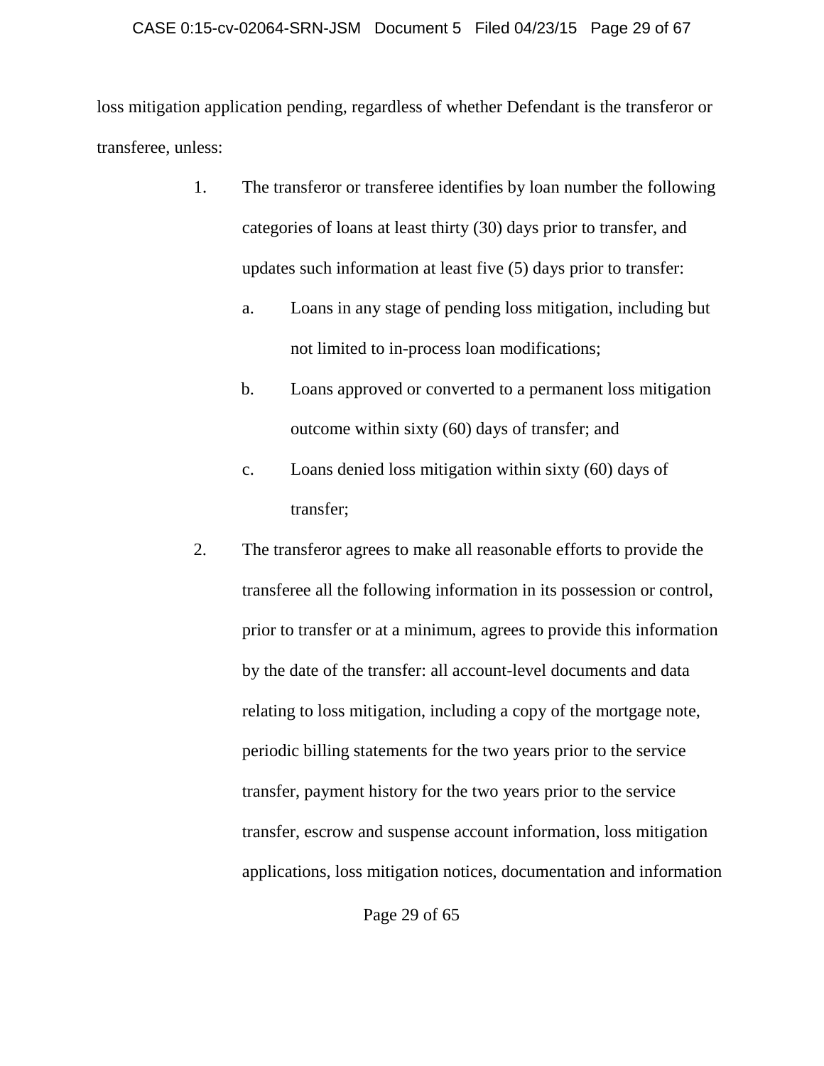loss mitigation application pending, regardless of whether Defendant is the transferor or transferee, unless:

1. The transferor or transferee identifies by loan number the following categories of loans at least thirty (30) days prior to transfer, and updates such information at least five (5) days prior to transfer:
   a. Loans in any stage of pending loss mitigation, including but not limited to in-process loan modifications;
   b. Loans approved or converted to a permanent loss mitigation outcome within sixty (60) days of transfer; and
   c. Loans denied loss mitigation within sixty (60) days of transfer;
2. The transferor agrees to make all reasonable efforts to provide the transferee all the following information in its possession or control, prior to transfer or at a minimum, agrees to provide this information by the date of the transfer: all account-level documents and data relating to loss mitigation, including a copy of the mortgage note, periodic billing statements for the two years prior to the service transfer, payment history for the two years prior to the service transfer, escrow and suspense account information, loss mitigation applications, loss mitigation notices, documentation and information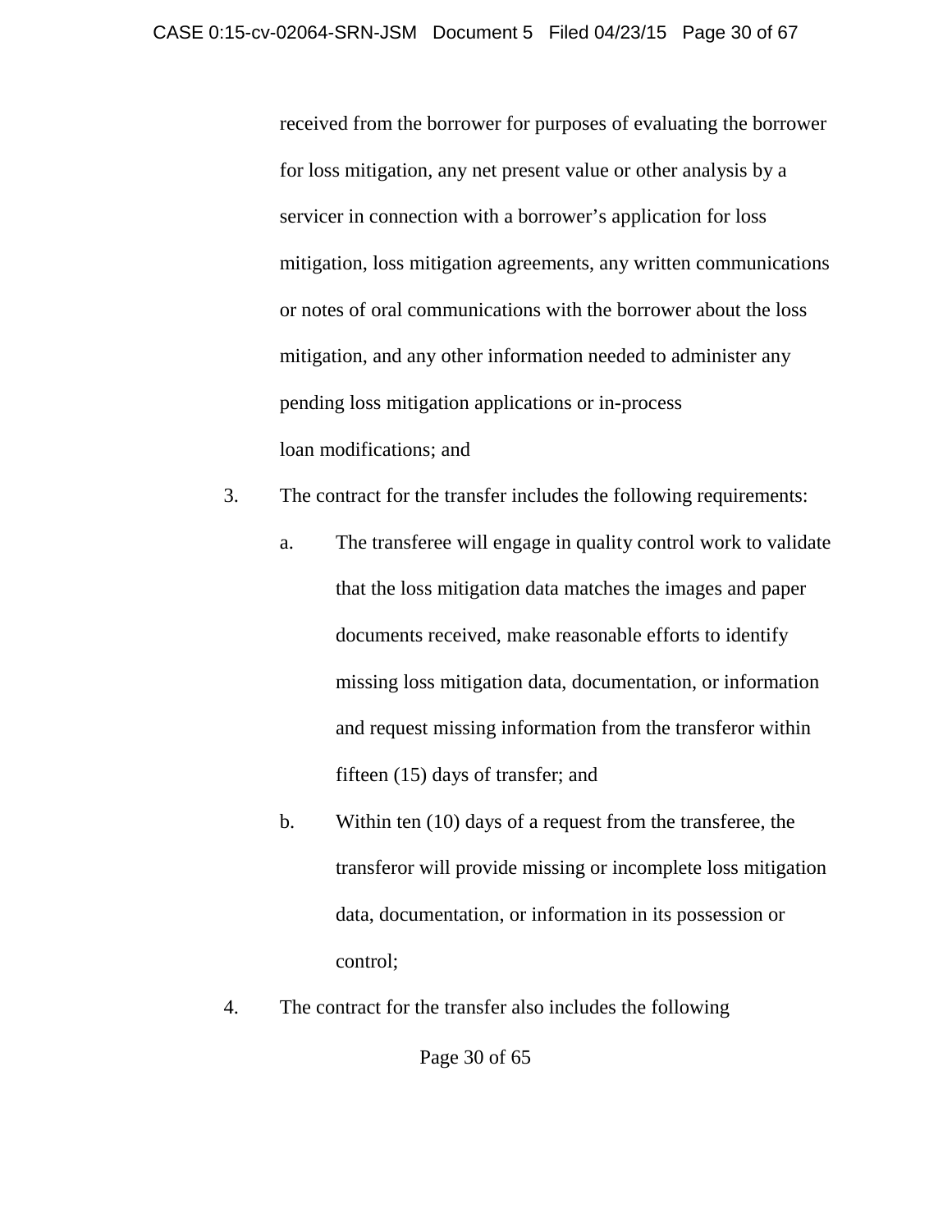received from the borrower for purposes of evaluating the borrower for loss mitigation, any net present value or other analysis by a servicer in connection with a borrower's application for loss mitigation, loss mitigation agreements, any written communications or notes of oral communications with the borrower about the loss mitigation, and any other information needed to administer any pending loss mitigation applications or in-process loan modifications; and

3. The contract for the transfer includes the following requirements:

   a. The transferee will engage in quality control work to validate that the loss mitigation data matches the images and paper documents received, make reasonable efforts to identify missing loss mitigation data, documentation, or information and request missing information from the transferor within fifteen (15) days of transfer; and

   b. Within ten (10) days of a request from the transferee, the transferor will provide missing or incomplete loss mitigation data, documentation, or information in its possession or control;

4. The contract for the transfer also includes the following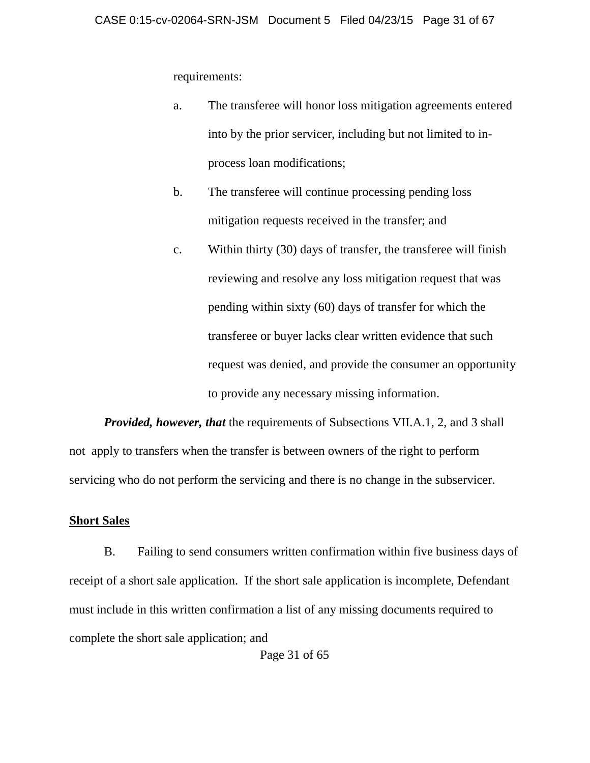requirements:

a. The transferee will honor loss mitigation agreements entered into by the prior servicer, including but not limited to in-process loan modifications;

b. The transferee will continue processing pending loss mitigation requests received in the transfer; and

c. Within thirty (30) days of transfer, the transferee will finish reviewing and resolve any loss mitigation request that was pending within sixty (60) days of transfer for which the transferee or buyer lacks clear written evidence that such request was denied, and provide the consumer an opportunity to provide any necessary missing information.

***Provided, however, that*** the requirements of Subsections VII.A.1, 2, and 3 shall not apply to transfers when the transfer is between owners of the right to perform servicing who do not perform the servicing and there is no change in the subservicer.

**<u>Short Sales</u>**

B. Failing to send consumers written confirmation within five business days of receipt of a short sale application. If the short sale application is incomplete, Defendant must include in this written confirmation a list of any missing documents required to complete the short sale application; and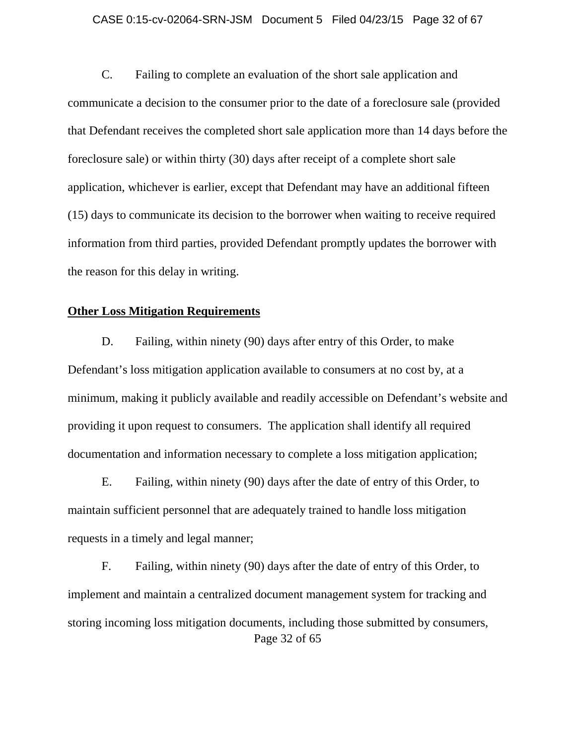C. Failing to complete an evaluation of the short sale application and communicate a decision to the consumer prior to the date of a foreclosure sale (provided that Defendant receives the completed short sale application more than 14 days before the foreclosure sale) or within thirty (30) days after receipt of a complete short sale application, whichever is earlier, except that Defendant may have an additional fifteen (15) days to communicate its decision to the borrower when waiting to receive required information from third parties, provided Defendant promptly updates the borrower with the reason for this delay in writing.

**Other Loss Mitigation Requirements**

D. Failing, within ninety (90) days after entry of this Order, to make Defendant's loss mitigation application available to consumers at no cost by, at a minimum, making it publicly available and readily accessible on Defendant's website and providing it upon request to consumers. The application shall identify all required documentation and information necessary to complete a loss mitigation application;

E. Failing, within ninety (90) days after the date of entry of this Order, to maintain sufficient personnel that are adequately trained to handle loss mitigation requests in a timely and legal manner;

F. Failing, within ninety (90) days after the date of entry of this Order, to implement and maintain a centralized document management system for tracking and storing incoming loss mitigation documents, including those submitted by consumers,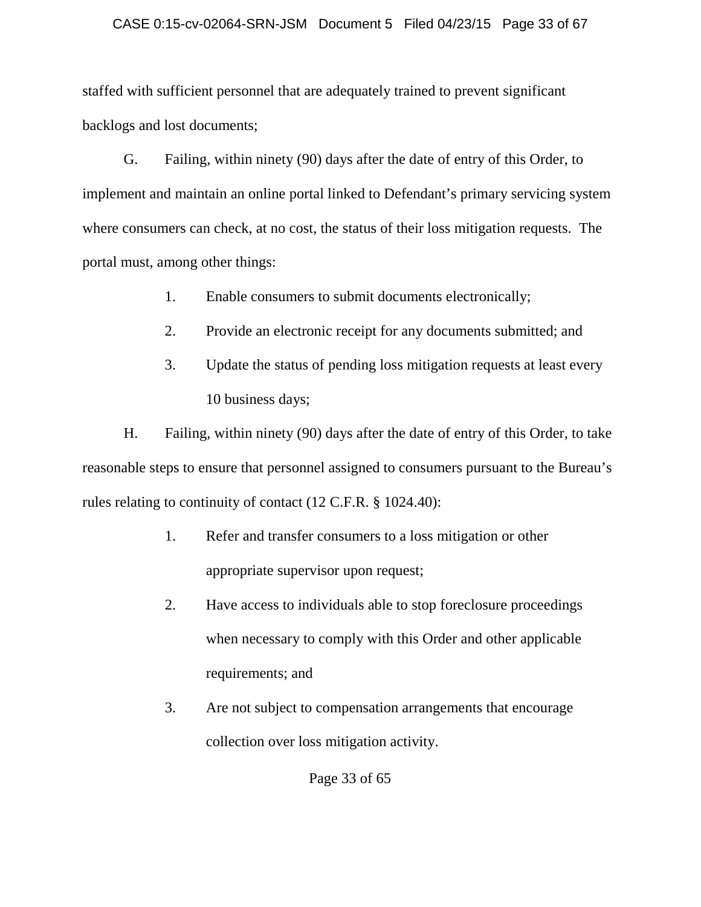staffed with sufficient personnel that are adequately trained to prevent significant backlogs and lost documents;

G. Failing, within ninety (90) days after the date of entry of this Order, to implement and maintain an online portal linked to Defendant's primary servicing system where consumers can check, at no cost, the status of their loss mitigation requests. The portal must, among other things:

1. Enable consumers to submit documents electronically;
2. Provide an electronic receipt for any documents submitted; and
3. Update the status of pending loss mitigation requests at least every 10 business days;

H. Failing, within ninety (90) days after the date of entry of this Order, to take reasonable steps to ensure that personnel assigned to consumers pursuant to the Bureau's rules relating to continuity of contact (12 C.F.R. § 1024.40):

1. Refer and transfer consumers to a loss mitigation or other appropriate supervisor upon request;
2. Have access to individuals able to stop foreclosure proceedings when necessary to comply with this Order and other applicable requirements; and
3. Are not subject to compensation arrangements that encourage collection over loss mitigation activity.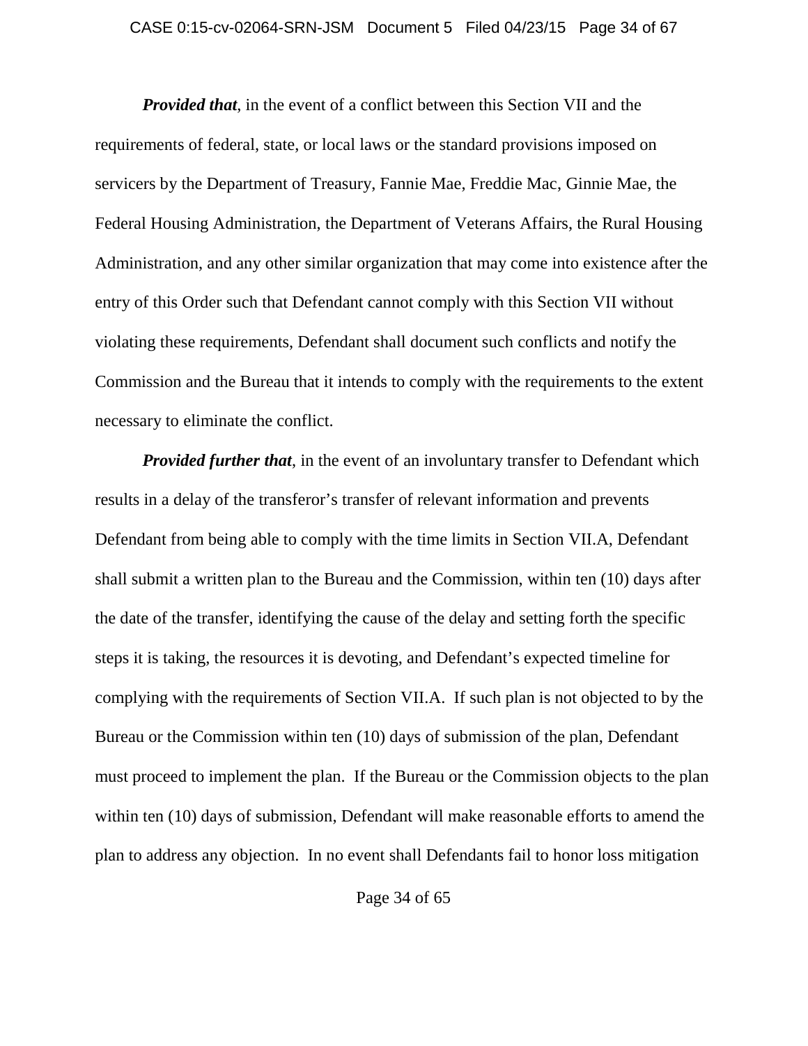***Provided that***, in the event of a conflict between this Section VII and the requirements of federal, state, or local laws or the standard provisions imposed on servicers by the Department of Treasury, Fannie Mae, Freddie Mac, Ginnie Mae, the Federal Housing Administration, the Department of Veterans Affairs, the Rural Housing Administration, and any other similar organization that may come into existence after the entry of this Order such that Defendant cannot comply with this Section VII without violating these requirements, Defendant shall document such conflicts and notify the Commission and the Bureau that it intends to comply with the requirements to the extent necessary to eliminate the conflict.

***Provided further that***, in the event of an involuntary transfer to Defendant which results in a delay of the transferor's transfer of relevant information and prevents Defendant from being able to comply with the time limits in Section VII.A, Defendant shall submit a written plan to the Bureau and the Commission, within ten (10) days after the date of the transfer, identifying the cause of the delay and setting forth the specific steps it is taking, the resources it is devoting, and Defendant's expected timeline for complying with the requirements of Section VII.A. If such plan is not objected to by the Bureau or the Commission within ten (10) days of submission of the plan, Defendant must proceed to implement the plan. If the Bureau or the Commission objects to the plan within ten (10) days of submission, Defendant will make reasonable efforts to amend the plan to address any objection. In no event shall Defendants fail to honor loss mitigation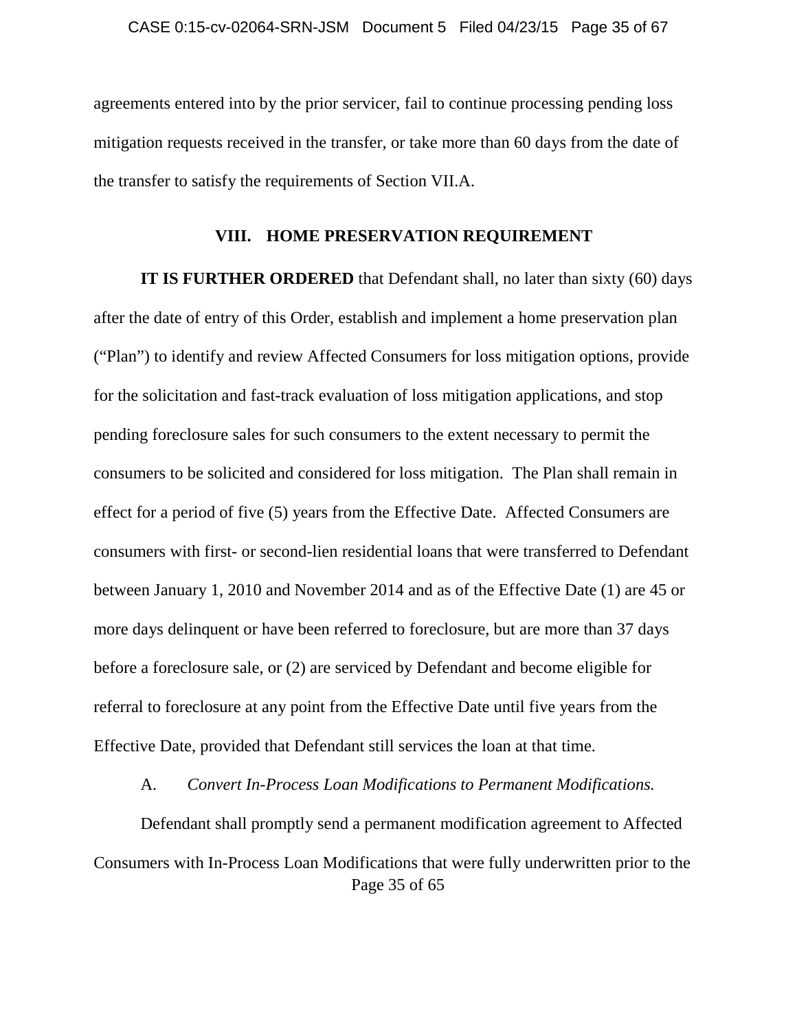agreements entered into by the prior servicer, fail to continue processing pending loss mitigation requests received in the transfer, or take more than 60 days from the date of the transfer to satisfy the requirements of Section VII.A.

## VIII. HOME PRESERVATION REQUIREMENT

**IT IS FURTHER ORDERED** that Defendant shall, no later than sixty (60) days after the date of entry of this Order, establish and implement a home preservation plan ("Plan") to identify and review Affected Consumers for loss mitigation options, provide for the solicitation and fast-track evaluation of loss mitigation applications, and stop pending foreclosure sales for such consumers to the extent necessary to permit the consumers to be solicited and considered for loss mitigation. The Plan shall remain in effect for a period of five (5) years from the Effective Date. Affected Consumers are consumers with first- or second-lien residential loans that were transferred to Defendant between January 1, 2010 and November 2014 and as of the Effective Date (1) are 45 or more days delinquent or have been referred to foreclosure, but are more than 37 days before a foreclosure sale, or (2) are serviced by Defendant and become eligible for referral to foreclosure at any point from the Effective Date until five years from the Effective Date, provided that Defendant still services the loan at that time.

A. *Convert In-Process Loan Modifications to Permanent Modifications.*

Defendant shall promptly send a permanent modification agreement to Affected Consumers with In-Process Loan Modifications that were fully underwritten prior to the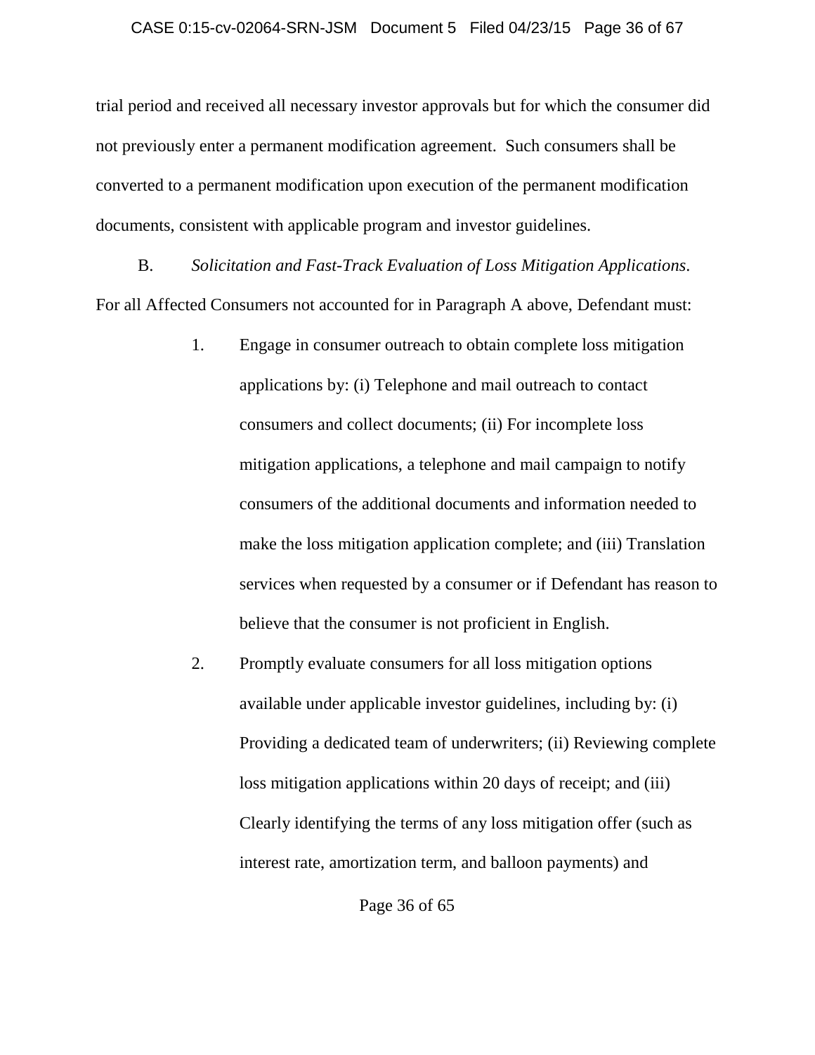trial period and received all necessary investor approvals but for which the consumer did not previously enter a permanent modification agreement. Such consumers shall be converted to a permanent modification upon execution of the permanent modification documents, consistent with applicable program and investor guidelines.

B. *Solicitation and Fast-Track Evaluation of Loss Mitigation Applications*. For all Affected Consumers not accounted for in Paragraph A above, Defendant must:

1. Engage in consumer outreach to obtain complete loss mitigation applications by: (i) Telephone and mail outreach to contact consumers and collect documents; (ii) For incomplete loss mitigation applications, a telephone and mail campaign to notify consumers of the additional documents and information needed to make the loss mitigation application complete; and (iii) Translation services when requested by a consumer or if Defendant has reason to believe that the consumer is not proficient in English.

2. Promptly evaluate consumers for all loss mitigation options available under applicable investor guidelines, including by: (i) Providing a dedicated team of underwriters; (ii) Reviewing complete loss mitigation applications within 20 days of receipt; and (iii) Clearly identifying the terms of any loss mitigation offer (such as interest rate, amortization term, and balloon payments) and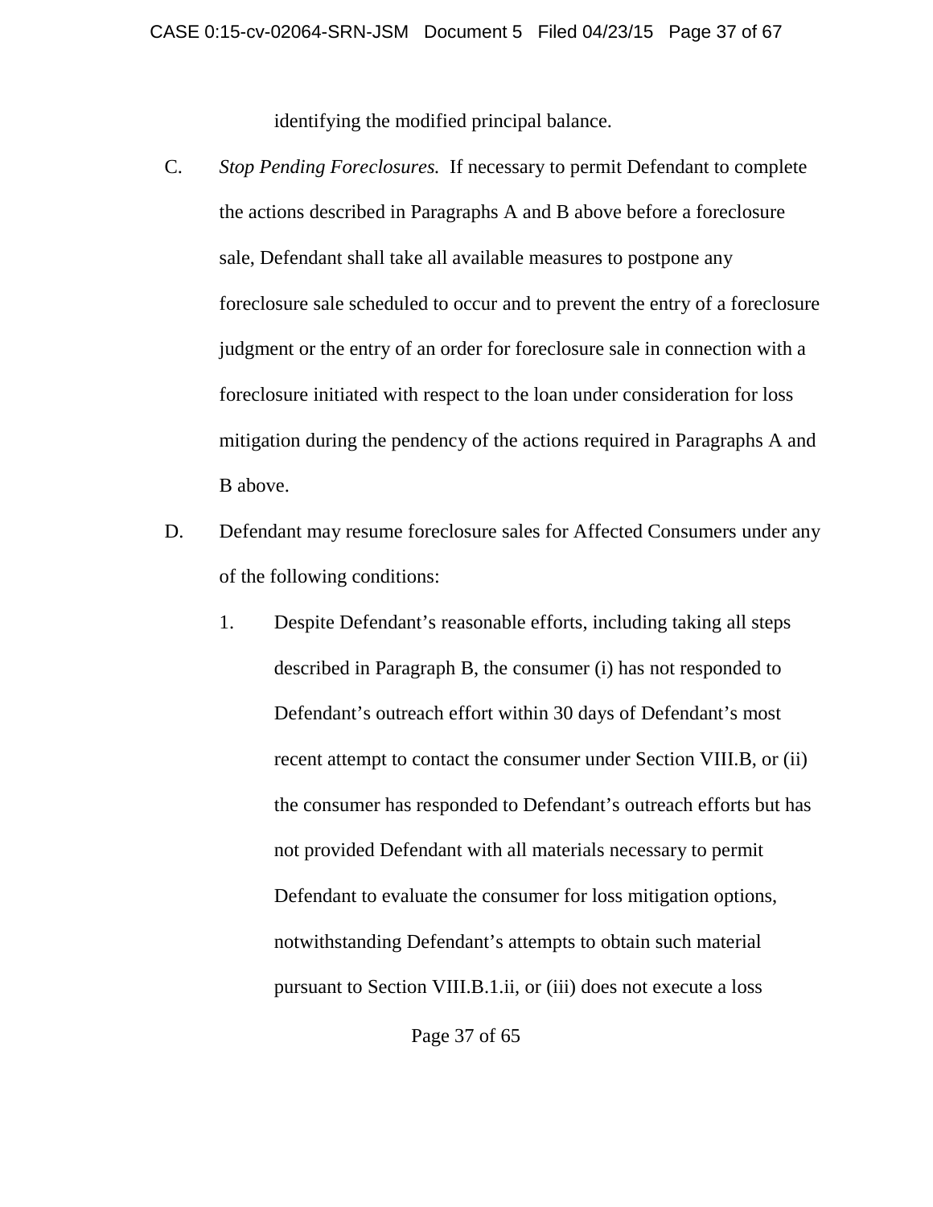identifying the modified principal balance.

C. *Stop Pending Foreclosures.* If necessary to permit Defendant to complete the actions described in Paragraphs A and B above before a foreclosure sale, Defendant shall take all available measures to postpone any foreclosure sale scheduled to occur and to prevent the entry of a foreclosure judgment or the entry of an order for foreclosure sale in connection with a foreclosure initiated with respect to the loan under consideration for loss mitigation during the pendency of the actions required in Paragraphs A and B above.

D. Defendant may resume foreclosure sales for Affected Consumers under any of the following conditions:

   1. Despite Defendant's reasonable efforts, including taking all steps described in Paragraph B, the consumer (i) has not responded to Defendant's outreach effort within 30 days of Defendant's most recent attempt to contact the consumer under Section VIII.B, or (ii) the consumer has responded to Defendant's outreach efforts but has not provided Defendant with all materials necessary to permit Defendant to evaluate the consumer for loss mitigation options, notwithstanding Defendant's attempts to obtain such material pursuant to Section VIII.B.1.ii, or (iii) does not execute a loss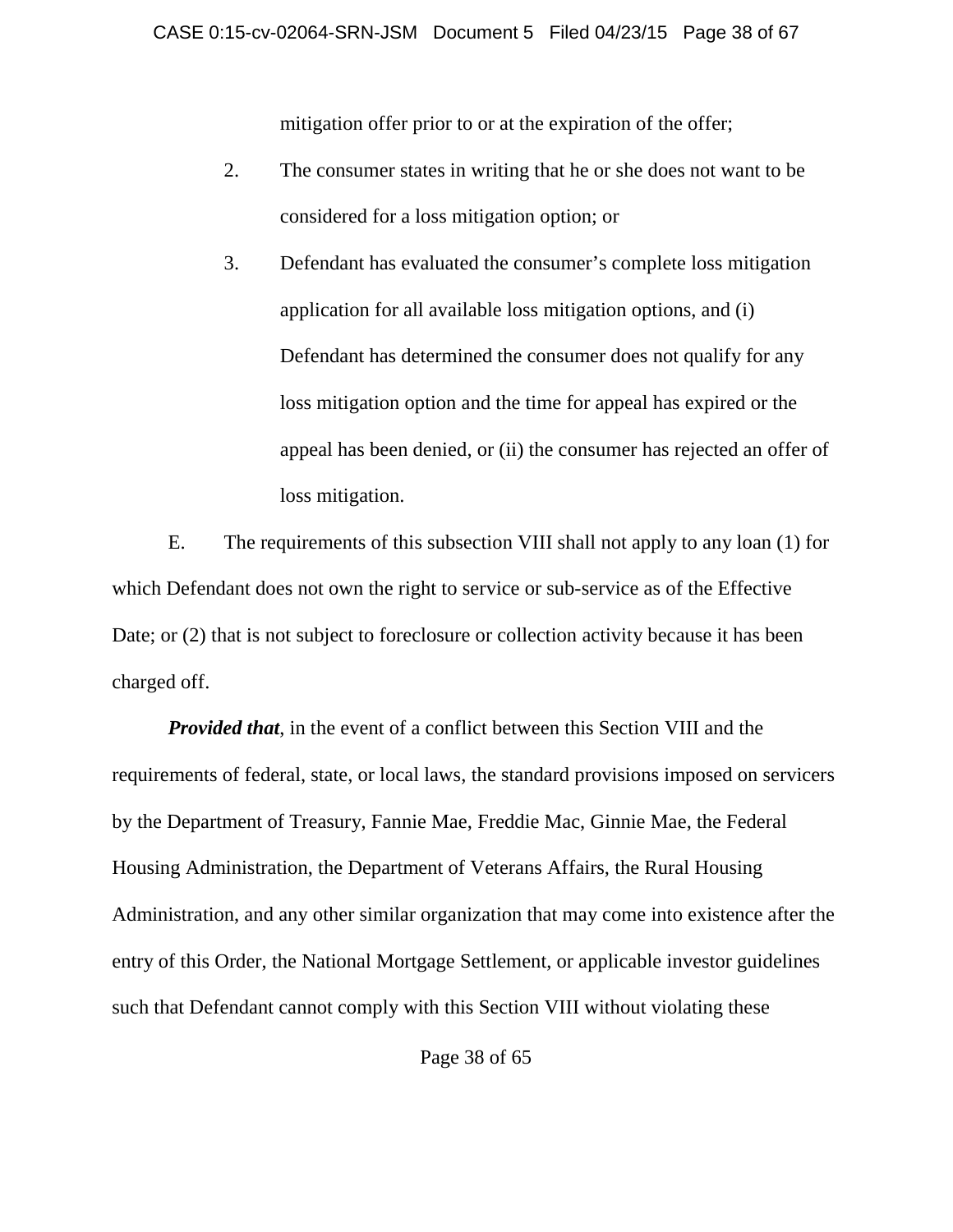mitigation offer prior to or at the expiration of the offer;

2. The consumer states in writing that he or she does not want to be considered for a loss mitigation option; or

3. Defendant has evaluated the consumer's complete loss mitigation application for all available loss mitigation options, and (i) Defendant has determined the consumer does not qualify for any loss mitigation option and the time for appeal has expired or the appeal has been denied, or (ii) the consumer has rejected an offer of loss mitigation.

E. The requirements of this subsection VIII shall not apply to any loan (1) for which Defendant does not own the right to service or sub-service as of the Effective Date; or (2) that is not subject to foreclosure or collection activity because it has been charged off.

***Provided that***, in the event of a conflict between this Section VIII and the requirements of federal, state, or local laws, the standard provisions imposed on servicers by the Department of Treasury, Fannie Mae, Freddie Mac, Ginnie Mae, the Federal Housing Administration, the Department of Veterans Affairs, the Rural Housing Administration, and any other similar organization that may come into existence after the entry of this Order, the National Mortgage Settlement, or applicable investor guidelines such that Defendant cannot comply with this Section VIII without violating these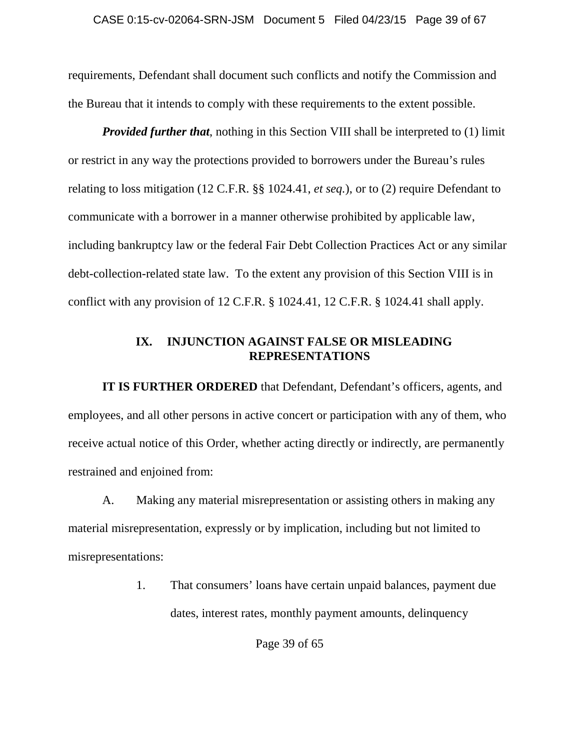requirements, Defendant shall document such conflicts and notify the Commission and the Bureau that it intends to comply with these requirements to the extent possible.

***Provided further that***, nothing in this Section VIII shall be interpreted to (1) limit or restrict in any way the protections provided to borrowers under the Bureau's rules relating to loss mitigation (12 C.F.R. §§ 1024.41, *et seq*.), or to (2) require Defendant to communicate with a borrower in a manner otherwise prohibited by applicable law, including bankruptcy law or the federal Fair Debt Collection Practices Act or any similar debt-collection-related state law. To the extent any provision of this Section VIII is in conflict with any provision of 12 C.F.R. § 1024.41, 12 C.F.R. § 1024.41 shall apply.

## IX. INJUNCTION AGAINST FALSE OR MISLEADING REPRESENTATIONS

**IT IS FURTHER ORDERED** that Defendant, Defendant's officers, agents, and employees, and all other persons in active concert or participation with any of them, who receive actual notice of this Order, whether acting directly or indirectly, are permanently restrained and enjoined from:

A. Making any material misrepresentation or assisting others in making any material misrepresentation, expressly or by implication, including but not limited to misrepresentations:

1. That consumers' loans have certain unpaid balances, payment due dates, interest rates, monthly payment amounts, delinquency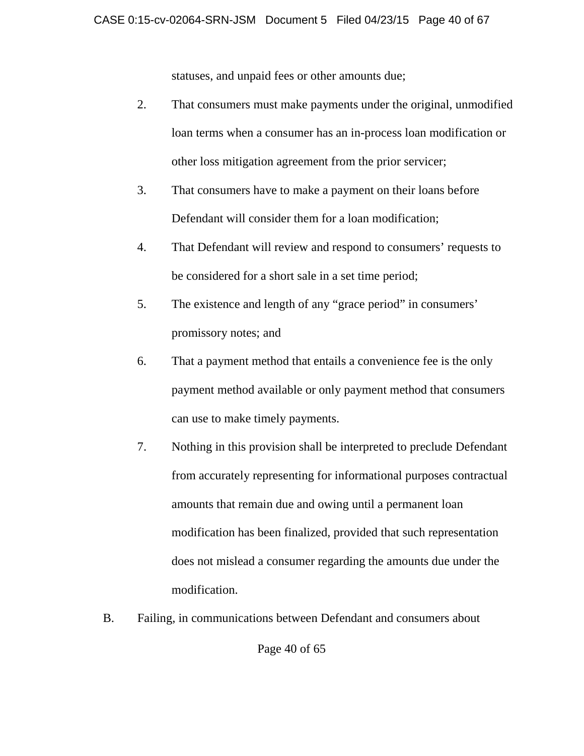statuses, and unpaid fees or other amounts due;

2. That consumers must make payments under the original, unmodified loan terms when a consumer has an in-process loan modification or other loss mitigation agreement from the prior servicer;

3. That consumers have to make a payment on their loans before Defendant will consider them for a loan modification;

4. That Defendant will review and respond to consumers' requests to be considered for a short sale in a set time period;

5. The existence and length of any "grace period" in consumers' promissory notes; and

6. That a payment method that entails a convenience fee is the only payment method available or only payment method that consumers can use to make timely payments.

7. Nothing in this provision shall be interpreted to preclude Defendant from accurately representing for informational purposes contractual amounts that remain due and owing until a permanent loan modification has been finalized, provided that such representation does not mislead a consumer regarding the amounts due under the modification.

B. Failing, in communications between Defendant and consumers about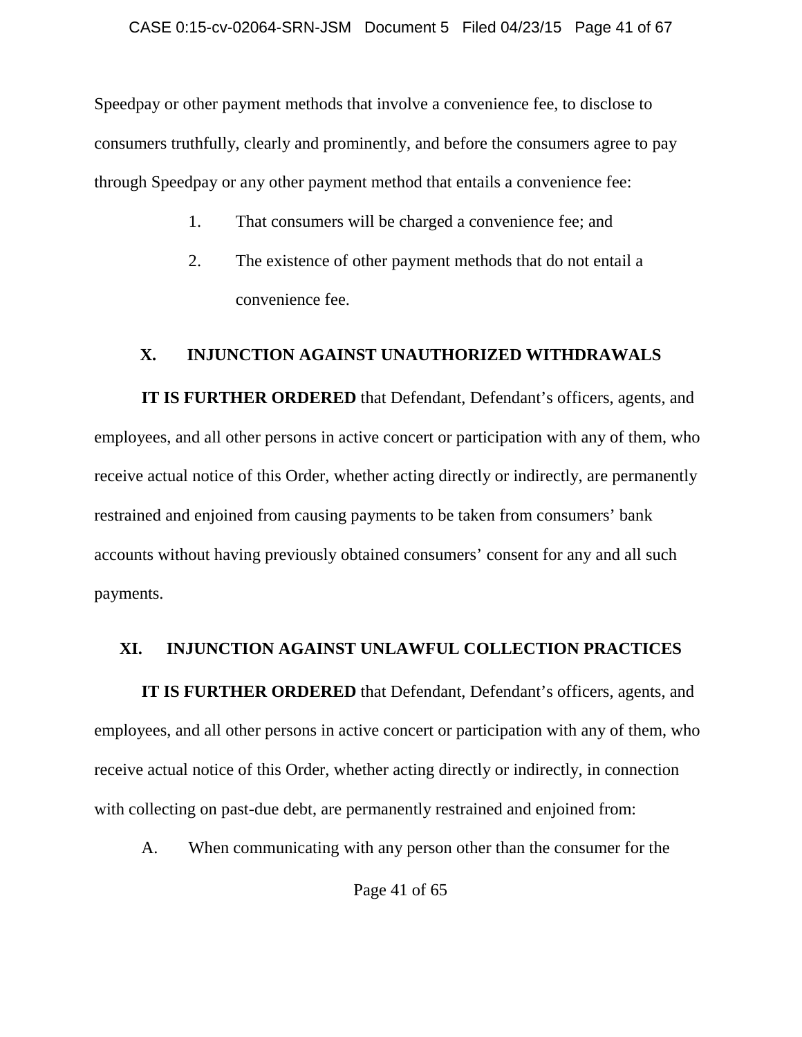Speedpay or other payment methods that involve a convenience fee, to disclose to consumers truthfully, clearly and prominently, and before the consumers agree to pay through Speedpay or any other payment method that entails a convenience fee:

1. That consumers will be charged a convenience fee; and
2. The existence of other payment methods that do not entail a convenience fee.

## X. INJUNCTION AGAINST UNAUTHORIZED WITHDRAWALS

**IT IS FURTHER ORDERED** that Defendant, Defendant's officers, agents, and employees, and all other persons in active concert or participation with any of them, who receive actual notice of this Order, whether acting directly or indirectly, are permanently restrained and enjoined from causing payments to be taken from consumers' bank accounts without having previously obtained consumers' consent for any and all such payments.

## XI. INJUNCTION AGAINST UNLAWFUL COLLECTION PRACTICES

**IT IS FURTHER ORDERED** that Defendant, Defendant's officers, agents, and employees, and all other persons in active concert or participation with any of them, who receive actual notice of this Order, whether acting directly or indirectly, in connection with collecting on past-due debt, are permanently restrained and enjoined from:

A. When communicating with any person other than the consumer for the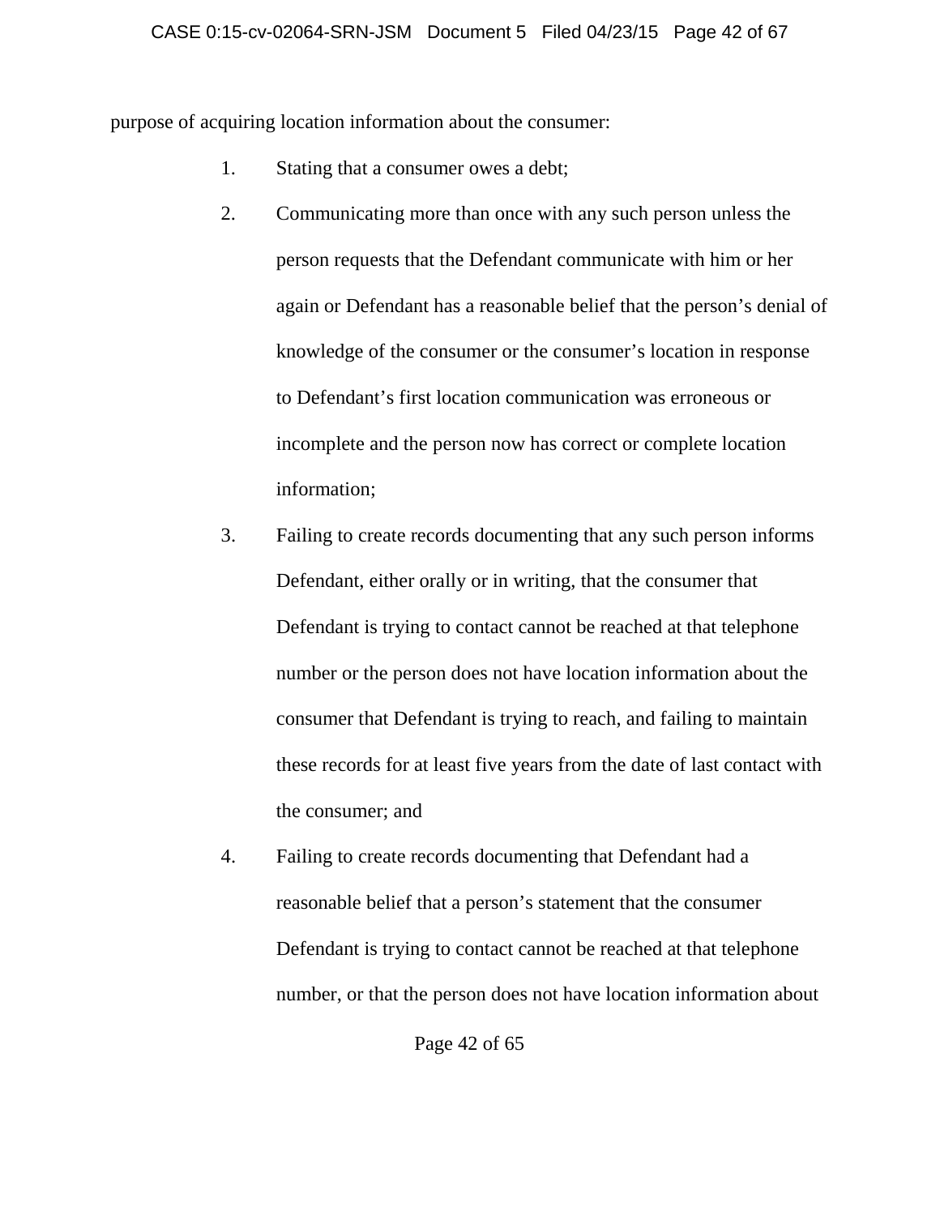purpose of acquiring location information about the consumer:

1. Stating that a consumer owes a debt;
2. Communicating more than once with any such person unless the person requests that the Defendant communicate with him or her again or Defendant has a reasonable belief that the person's denial of knowledge of the consumer or the consumer's location in response to Defendant's first location communication was erroneous or incomplete and the person now has correct or complete location information;
3. Failing to create records documenting that any such person informs Defendant, either orally or in writing, that the consumer that Defendant is trying to contact cannot be reached at that telephone number or the person does not have location information about the consumer that Defendant is trying to reach, and failing to maintain these records for at least five years from the date of last contact with the consumer; and
4. Failing to create records documenting that Defendant had a reasonable belief that a person's statement that the consumer Defendant is trying to contact cannot be reached at that telephone number, or that the person does not have location information about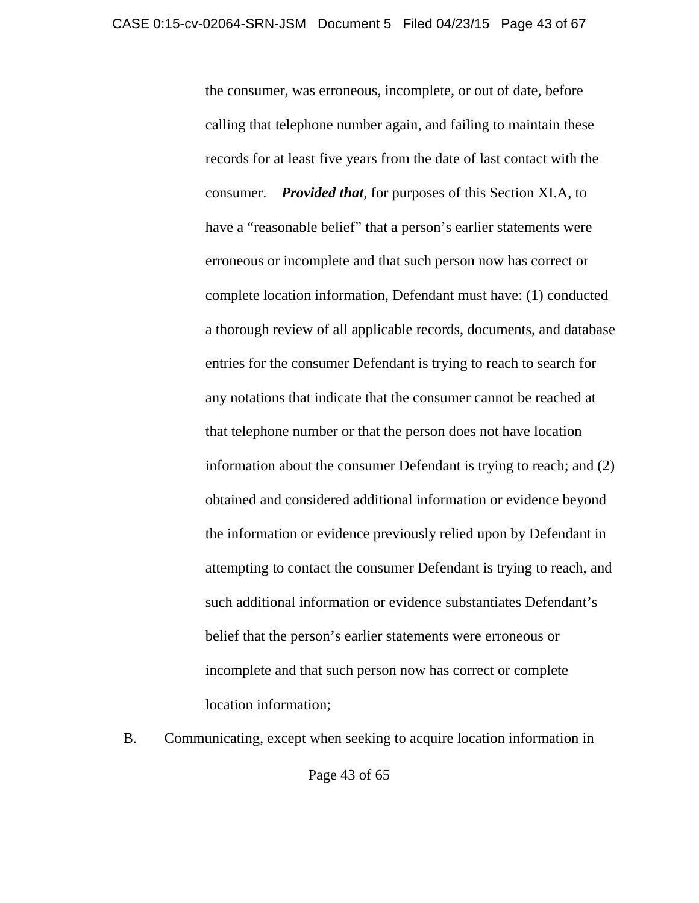the consumer, was erroneous, incomplete, or out of date, before calling that telephone number again, and failing to maintain these records for at least five years from the date of last contact with the consumer. ***Provided that***, for purposes of this Section XI.A, to have a "reasonable belief" that a person's earlier statements were erroneous or incomplete and that such person now has correct or complete location information, Defendant must have: (1) conducted a thorough review of all applicable records, documents, and database entries for the consumer Defendant is trying to reach to search for any notations that indicate that the consumer cannot be reached at that telephone number or that the person does not have location information about the consumer Defendant is trying to reach; and (2) obtained and considered additional information or evidence beyond the information or evidence previously relied upon by Defendant in attempting to contact the consumer Defendant is trying to reach, and such additional information or evidence substantiates Defendant's belief that the person's earlier statements were erroneous or incomplete and that such person now has correct or complete location information;

B. Communicating, except when seeking to acquire location information in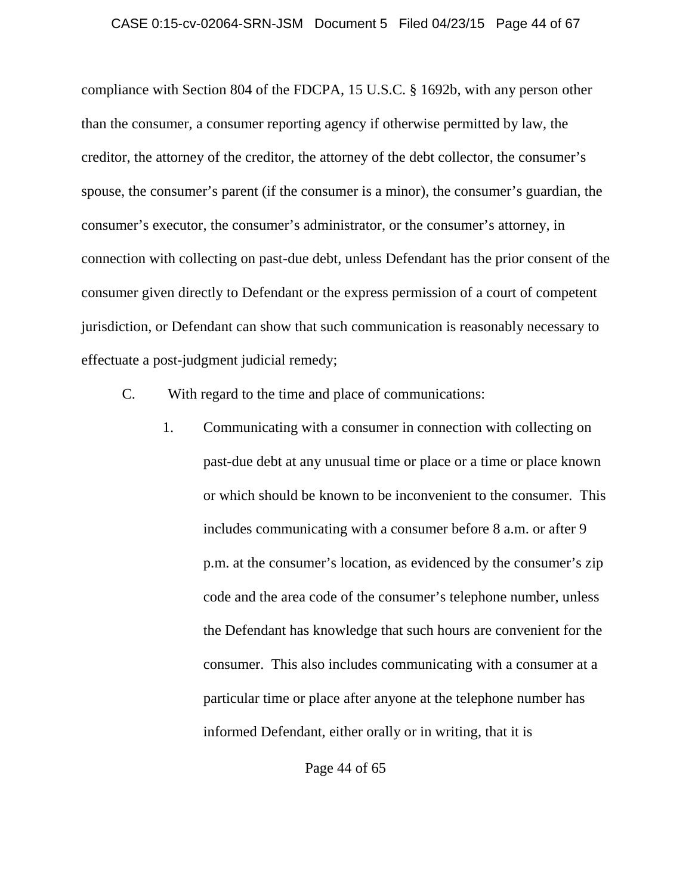compliance with Section 804 of the FDCPA, 15 U.S.C. § 1692b, with any person other than the consumer, a consumer reporting agency if otherwise permitted by law, the creditor, the attorney of the creditor, the attorney of the debt collector, the consumer's spouse, the consumer's parent (if the consumer is a minor), the consumer's guardian, the consumer's executor, the consumer's administrator, or the consumer's attorney, in connection with collecting on past-due debt, unless Defendant has the prior consent of the consumer given directly to Defendant or the express permission of a court of competent jurisdiction, or Defendant can show that such communication is reasonably necessary to effectuate a post-judgment judicial remedy;

C. With regard to the time and place of communications:

1. Communicating with a consumer in connection with collecting on past-due debt at any unusual time or place or a time or place known or which should be known to be inconvenient to the consumer. This includes communicating with a consumer before 8 a.m. or after 9 p.m. at the consumer's location, as evidenced by the consumer's zip code and the area code of the consumer's telephone number, unless the Defendant has knowledge that such hours are convenient for the consumer. This also includes communicating with a consumer at a particular time or place after anyone at the telephone number has informed Defendant, either orally or in writing, that it is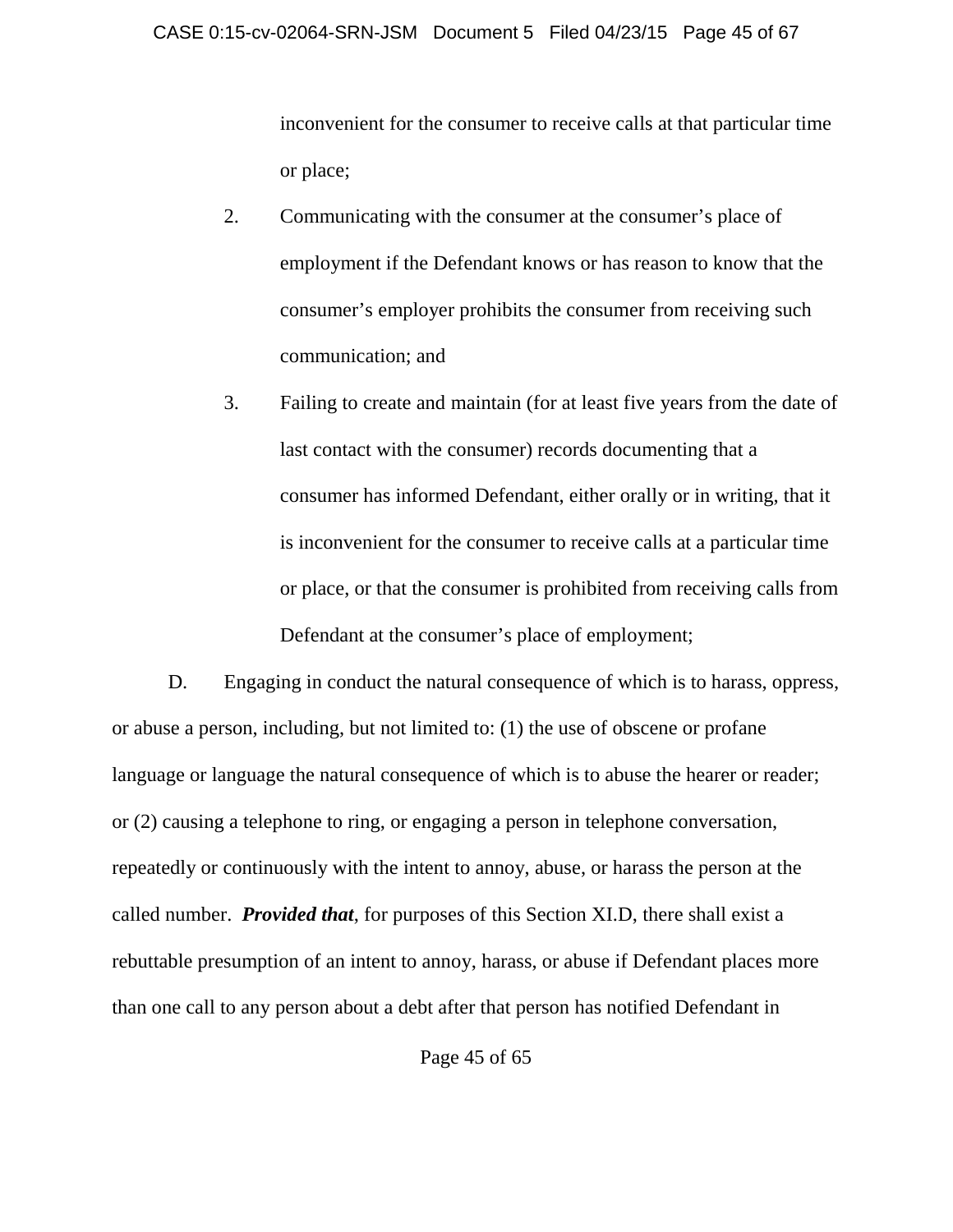inconvenient for the consumer to receive calls at that particular time or place;

2. Communicating with the consumer at the consumer's place of employment if the Defendant knows or has reason to know that the consumer's employer prohibits the consumer from receiving such communication; and

3. Failing to create and maintain (for at least five years from the date of last contact with the consumer) records documenting that a consumer has informed Defendant, either orally or in writing, that it is inconvenient for the consumer to receive calls at a particular time or place, or that the consumer is prohibited from receiving calls from Defendant at the consumer's place of employment;

D. Engaging in conduct the natural consequence of which is to harass, oppress, or abuse a person, including, but not limited to: (1) the use of obscene or profane language or language the natural consequence of which is to abuse the hearer or reader; or (2) causing a telephone to ring, or engaging a person in telephone conversation, repeatedly or continuously with the intent to annoy, abuse, or harass the person at the called number. ***Provided that***, for purposes of this Section XI.D, there shall exist a rebuttable presumption of an intent to annoy, harass, or abuse if Defendant places more than one call to any person about a debt after that person has notified Defendant in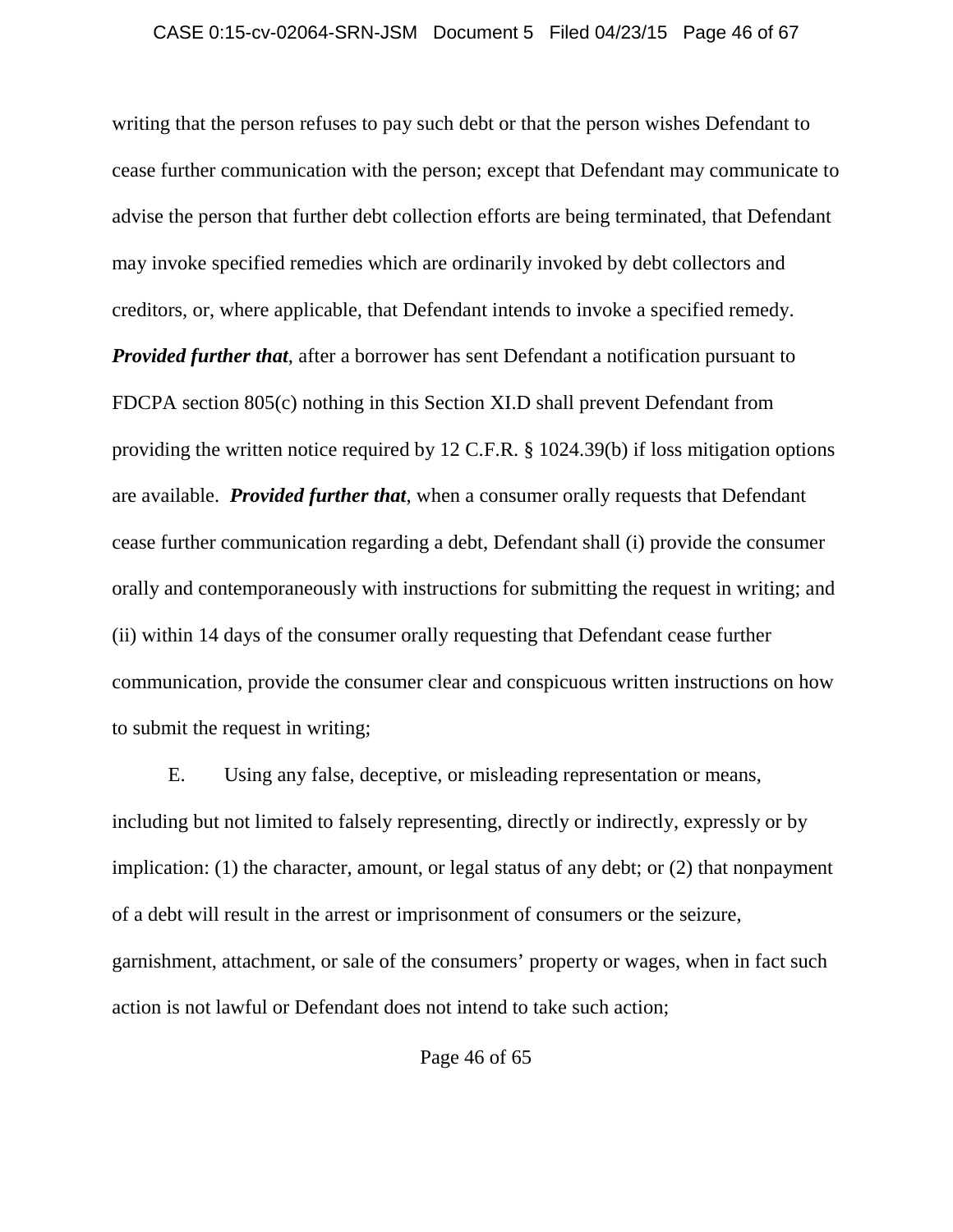writing that the person refuses to pay such debt or that the person wishes Defendant to cease further communication with the person; except that Defendant may communicate to advise the person that further debt collection efforts are being terminated, that Defendant may invoke specified remedies which are ordinarily invoked by debt collectors and creditors, or, where applicable, that Defendant intends to invoke a specified remedy. ***Provided further that***, after a borrower has sent Defendant a notification pursuant to FDCPA section 805(c) nothing in this Section XI.D shall prevent Defendant from providing the written notice required by 12 C.F.R. § 1024.39(b) if loss mitigation options are available. ***Provided further that***, when a consumer orally requests that Defendant cease further communication regarding a debt, Defendant shall (i) provide the consumer orally and contemporaneously with instructions for submitting the request in writing; and (ii) within 14 days of the consumer orally requesting that Defendant cease further communication, provide the consumer clear and conspicuous written instructions on how to submit the request in writing;

E. Using any false, deceptive, or misleading representation or means, including but not limited to falsely representing, directly or indirectly, expressly or by implication: (1) the character, amount, or legal status of any debt; or (2) that nonpayment of a debt will result in the arrest or imprisonment of consumers or the seizure, garnishment, attachment, or sale of the consumers' property or wages, when in fact such action is not lawful or Defendant does not intend to take such action;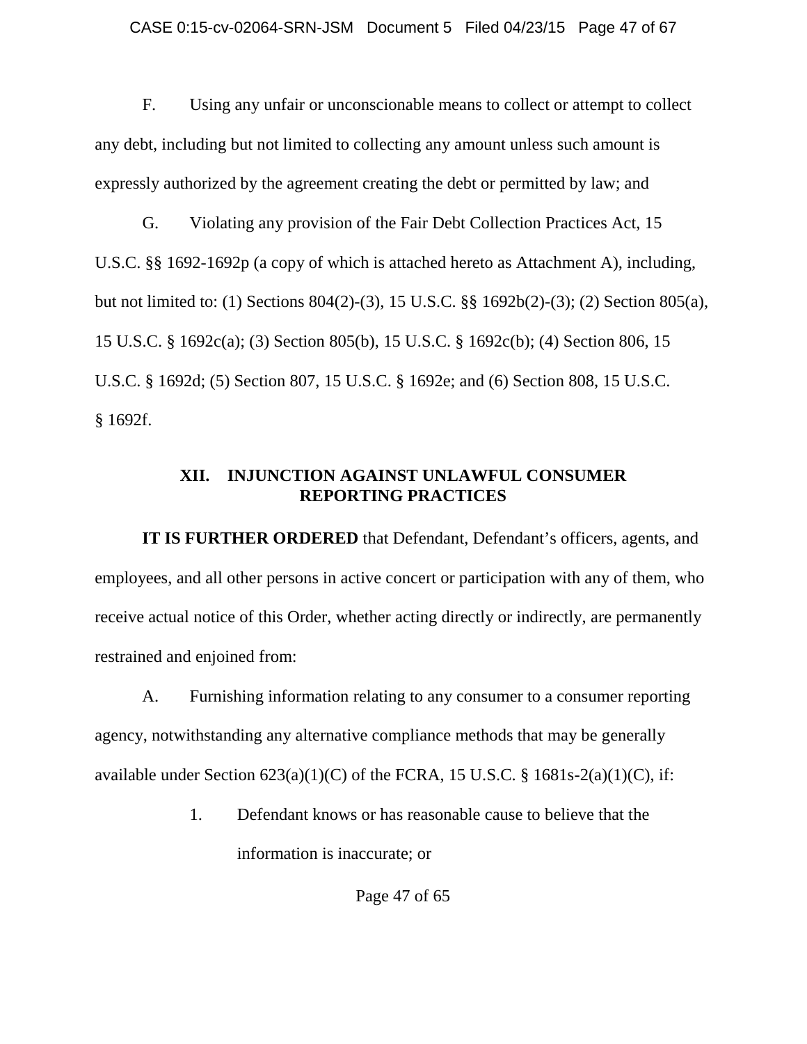F. Using any unfair or unconscionable means to collect or attempt to collect any debt, including but not limited to collecting any amount unless such amount is expressly authorized by the agreement creating the debt or permitted by law; and

G. Violating any provision of the Fair Debt Collection Practices Act, 15 U.S.C. §§ 1692-1692p (a copy of which is attached hereto as Attachment A), including, but not limited to: (1) Sections 804(2)-(3), 15 U.S.C. §§ 1692b(2)-(3); (2) Section 805(a), 15 U.S.C. § 1692c(a); (3) Section 805(b), 15 U.S.C. § 1692c(b); (4) Section 806, 15 U.S.C. § 1692d; (5) Section 807, 15 U.S.C. § 1692e; and (6) Section 808, 15 U.S.C. § 1692f.

## XII. INJUNCTION AGAINST UNLAWFUL CONSUMER REPORTING PRACTICES

**IT IS FURTHER ORDERED** that Defendant, Defendant's officers, agents, and employees, and all other persons in active concert or participation with any of them, who receive actual notice of this Order, whether acting directly or indirectly, are permanently restrained and enjoined from:

A. Furnishing information relating to any consumer to a consumer reporting agency, notwithstanding any alternative compliance methods that may be generally available under Section 623(a)(1)(C) of the FCRA, 15 U.S.C. § 1681s-2(a)(1)(C), if:

1. Defendant knows or has reasonable cause to believe that the information is inaccurate; or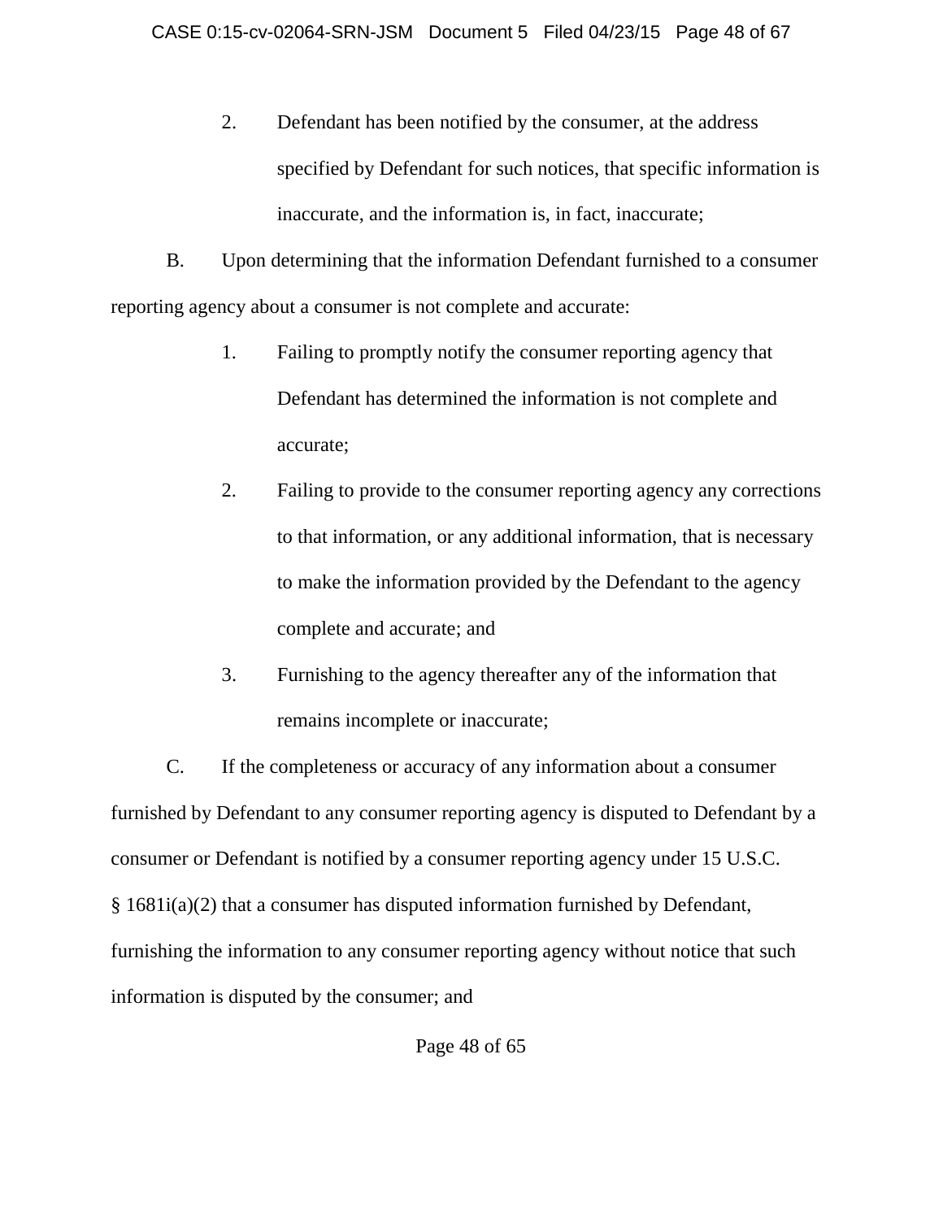2. Defendant has been notified by the consumer, at the address specified by Defendant for such notices, that specific information is inaccurate, and the information is, in fact, inaccurate;

B. Upon determining that the information Defendant furnished to a consumer reporting agency about a consumer is not complete and accurate:

1. Failing to promptly notify the consumer reporting agency that Defendant has determined the information is not complete and accurate;

2. Failing to provide to the consumer reporting agency any corrections to that information, or any additional information, that is necessary to make the information provided by the Defendant to the agency complete and accurate; and

3. Furnishing to the agency thereafter any of the information that remains incomplete or inaccurate;

C. If the completeness or accuracy of any information about a consumer furnished by Defendant to any consumer reporting agency is disputed to Defendant by a consumer or Defendant is notified by a consumer reporting agency under 15 U.S.C. § 1681i(a)(2) that a consumer has disputed information furnished by Defendant, furnishing the information to any consumer reporting agency without notice that such information is disputed by the consumer; and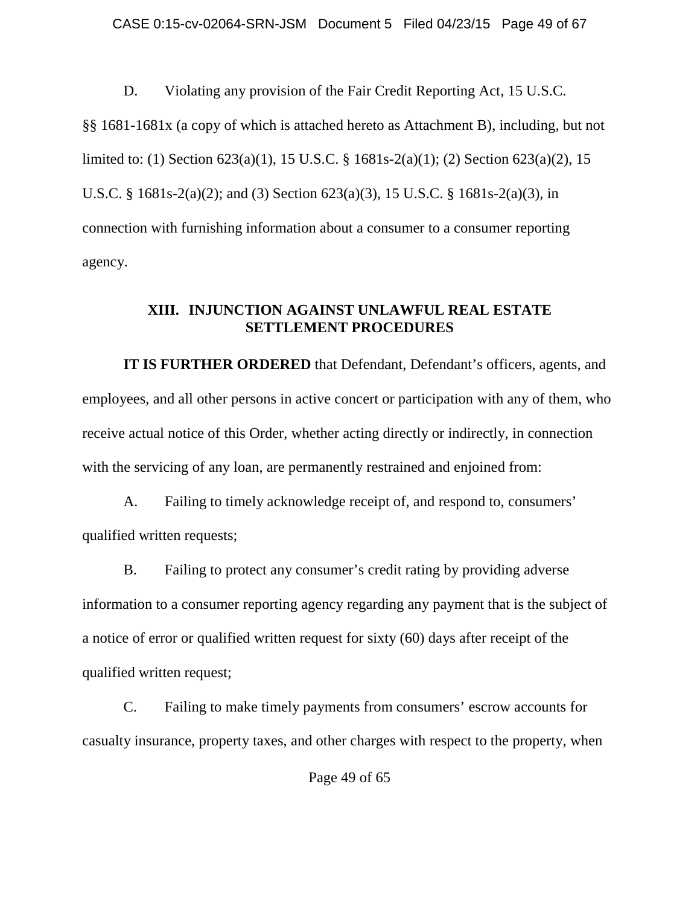D. Violating any provision of the Fair Credit Reporting Act, 15 U.S.C. §§ 1681-1681x (a copy of which is attached hereto as Attachment B), including, but not limited to: (1) Section 623(a)(1), 15 U.S.C. § 1681s-2(a)(1); (2) Section 623(a)(2), 15 U.S.C. § 1681s-2(a)(2); and (3) Section 623(a)(3), 15 U.S.C. § 1681s-2(a)(3), in connection with furnishing information about a consumer to a consumer reporting agency.

## XIII. INJUNCTION AGAINST UNLAWFUL REAL ESTATE SETTLEMENT PROCEDURES

**IT IS FURTHER ORDERED** that Defendant, Defendant's officers, agents, and employees, and all other persons in active concert or participation with any of them, who receive actual notice of this Order, whether acting directly or indirectly, in connection with the servicing of any loan, are permanently restrained and enjoined from:

A. Failing to timely acknowledge receipt of, and respond to, consumers' qualified written requests;

B. Failing to protect any consumer's credit rating by providing adverse information to a consumer reporting agency regarding any payment that is the subject of a notice of error or qualified written request for sixty (60) days after receipt of the qualified written request;

C. Failing to make timely payments from consumers' escrow accounts for casualty insurance, property taxes, and other charges with respect to the property, when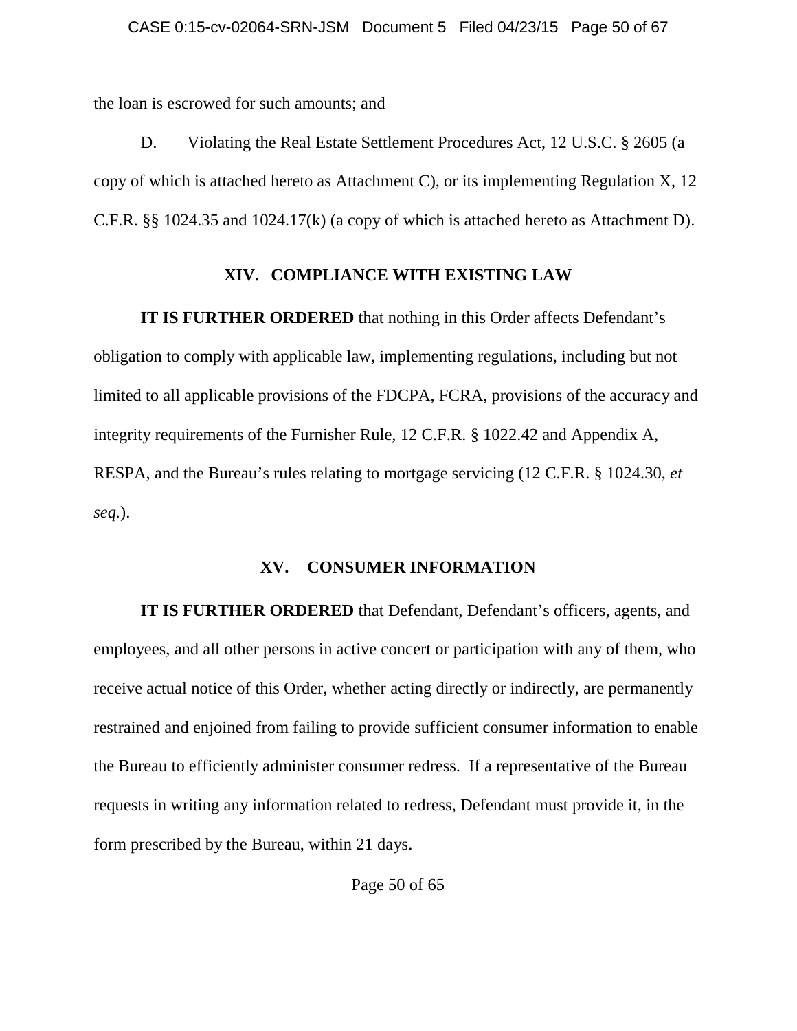the loan is escrowed for such amounts; and

D. Violating the Real Estate Settlement Procedures Act, 12 U.S.C. § 2605 (a copy of which is attached hereto as Attachment C), or its implementing Regulation X, 12 C.F.R. §§ 1024.35 and 1024.17(k) (a copy of which is attached hereto as Attachment D).

## XIV. COMPLIANCE WITH EXISTING LAW

**IT IS FURTHER ORDERED** that nothing in this Order affects Defendant's obligation to comply with applicable law, implementing regulations, including but not limited to all applicable provisions of the FDCPA, FCRA, provisions of the accuracy and integrity requirements of the Furnisher Rule, 12 C.F.R. § 1022.42 and Appendix A, RESPA, and the Bureau's rules relating to mortgage servicing (12 C.F.R. § 1024.30, *et seq.*).

## XV. CONSUMER INFORMATION

**IT IS FURTHER ORDERED** that Defendant, Defendant's officers, agents, and employees, and all other persons in active concert or participation with any of them, who receive actual notice of this Order, whether acting directly or indirectly, are permanently restrained and enjoined from failing to provide sufficient consumer information to enable the Bureau to efficiently administer consumer redress. If a representative of the Bureau requests in writing any information related to redress, Defendant must provide it, in the form prescribed by the Bureau, within 21 days.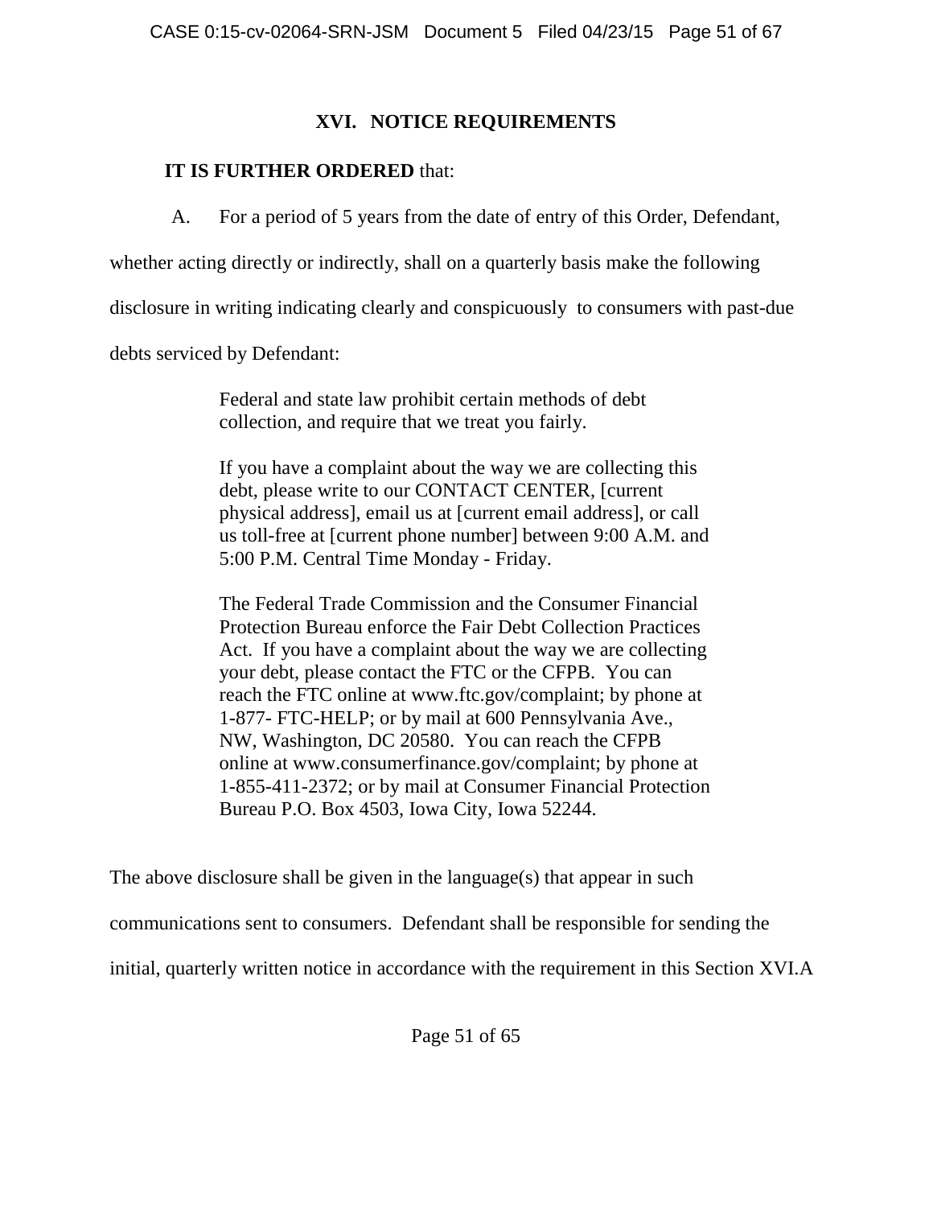## XVI. NOTICE REQUIREMENTS

**IT IS FURTHER ORDERED** that:

A. For a period of 5 years from the date of entry of this Order, Defendant, whether acting directly or indirectly, shall on a quarterly basis make the following disclosure in writing indicating clearly and conspicuously to consumers with past-due debts serviced by Defendant:

> Federal and state law prohibit certain methods of debt collection, and require that we treat you fairly.
>
> If you have a complaint about the way we are collecting this debt, please write to our CONTACT CENTER, [current physical address], email us at [current email address], or call us toll-free at [current phone number] between 9:00 A.M. and 5:00 P.M. Central Time Monday - Friday.
>
> The Federal Trade Commission and the Consumer Financial Protection Bureau enforce the Fair Debt Collection Practices Act. If you have a complaint about the way we are collecting your debt, please contact the FTC or the CFPB. You can reach the FTC online at www.ftc.gov/complaint; by phone at 1-877- FTC-HELP; or by mail at 600 Pennsylvania Ave., NW, Washington, DC 20580. You can reach the CFPB online at www.consumerfinance.gov/complaint; by phone at 1-855-411-2372; or by mail at Consumer Financial Protection Bureau P.O. Box 4503, Iowa City, Iowa 52244.

The above disclosure shall be given in the language(s) that appear in such communications sent to consumers. Defendant shall be responsible for sending the initial, quarterly written notice in accordance with the requirement in this Section XVI.A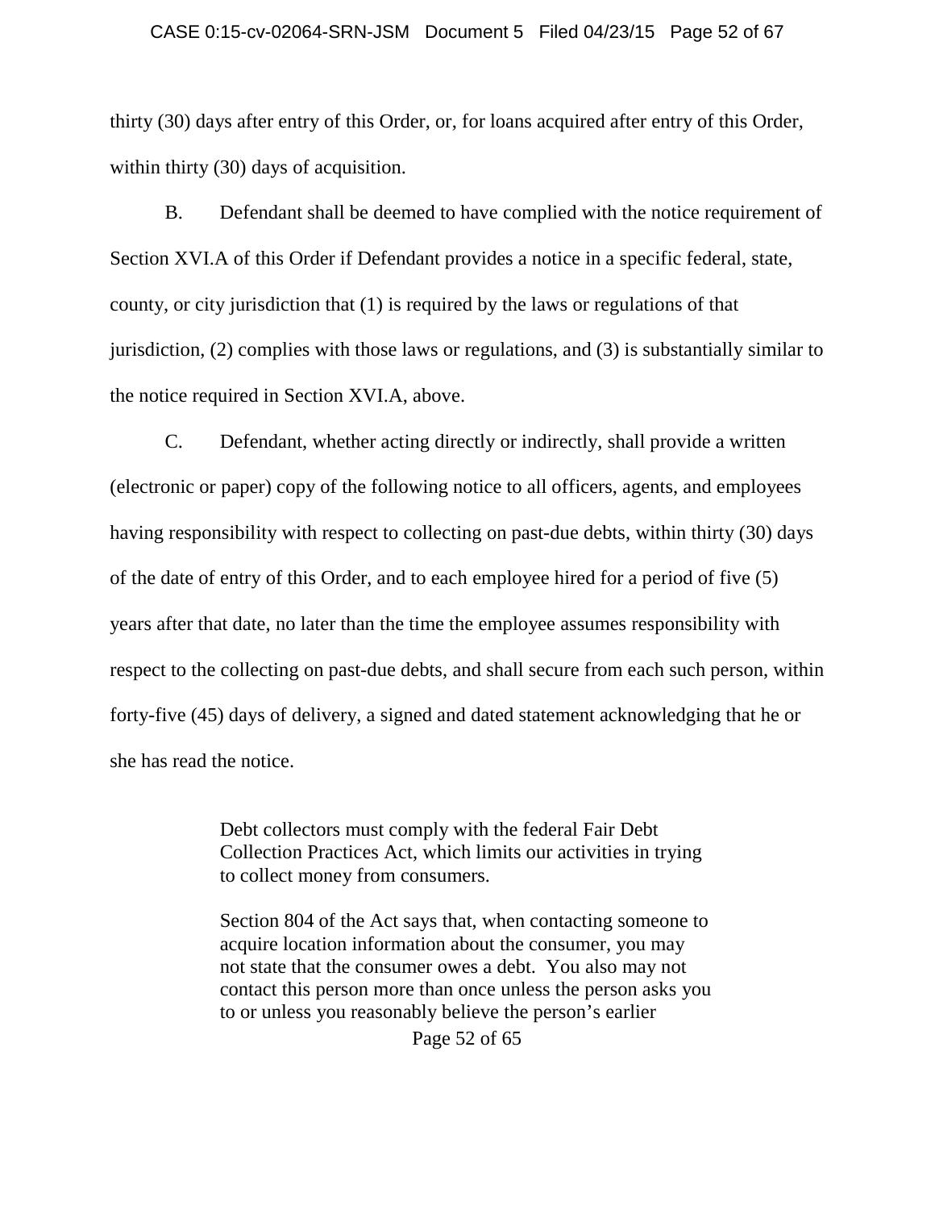thirty (30) days after entry of this Order, or, for loans acquired after entry of this Order, within thirty (30) days of acquisition.

B. Defendant shall be deemed to have complied with the notice requirement of Section XVI.A of this Order if Defendant provides a notice in a specific federal, state, county, or city jurisdiction that (1) is required by the laws or regulations of that jurisdiction, (2) complies with those laws or regulations, and (3) is substantially similar to the notice required in Section XVI.A, above.

C. Defendant, whether acting directly or indirectly, shall provide a written (electronic or paper) copy of the following notice to all officers, agents, and employees having responsibility with respect to collecting on past-due debts, within thirty (30) days of the date of entry of this Order, and to each employee hired for a period of five (5) years after that date, no later than the time the employee assumes responsibility with respect to the collecting on past-due debts, and shall secure from each such person, within forty-five (45) days of delivery, a signed and dated statement acknowledging that he or she has read the notice.

> Debt collectors must comply with the federal Fair Debt Collection Practices Act, which limits our activities in trying to collect money from consumers.
>
> Section 804 of the Act says that, when contacting someone to acquire location information about the consumer, you may not state that the consumer owes a debt. You also may not contact this person more than once unless the person asks you to or unless you reasonably believe the person's earlier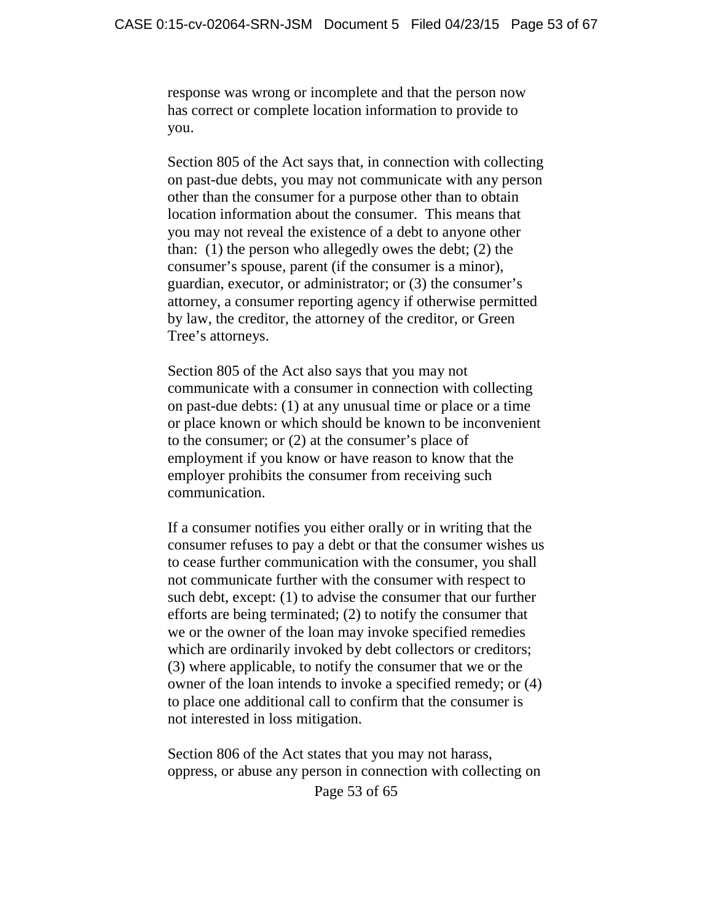response was wrong or incomplete and that the person now has correct or complete location information to provide to you.

Section 805 of the Act says that, in connection with collecting on past-due debts, you may not communicate with any person other than the consumer for a purpose other than to obtain location information about the consumer. This means that you may not reveal the existence of a debt to anyone other than: (1) the person who allegedly owes the debt; (2) the consumer's spouse, parent (if the consumer is a minor), guardian, executor, or administrator; or (3) the consumer's attorney, a consumer reporting agency if otherwise permitted by law, the creditor, the attorney of the creditor, or Green Tree's attorneys.

Section 805 of the Act also says that you may not communicate with a consumer in connection with collecting on past-due debts: (1) at any unusual time or place or a time or place known or which should be known to be inconvenient to the consumer; or (2) at the consumer's place of employment if you know or have reason to know that the employer prohibits the consumer from receiving such communication.

If a consumer notifies you either orally or in writing that the consumer refuses to pay a debt or that the consumer wishes us to cease further communication with the consumer, you shall not communicate further with the consumer with respect to such debt, except: (1) to advise the consumer that our further efforts are being terminated; (2) to notify the consumer that we or the owner of the loan may invoke specified remedies which are ordinarily invoked by debt collectors or creditors; (3) where applicable, to notify the consumer that we or the owner of the loan intends to invoke a specified remedy; or (4) to place one additional call to confirm that the consumer is not interested in loss mitigation.

Section 806 of the Act states that you may not harass, oppress, or abuse any person in connection with collecting on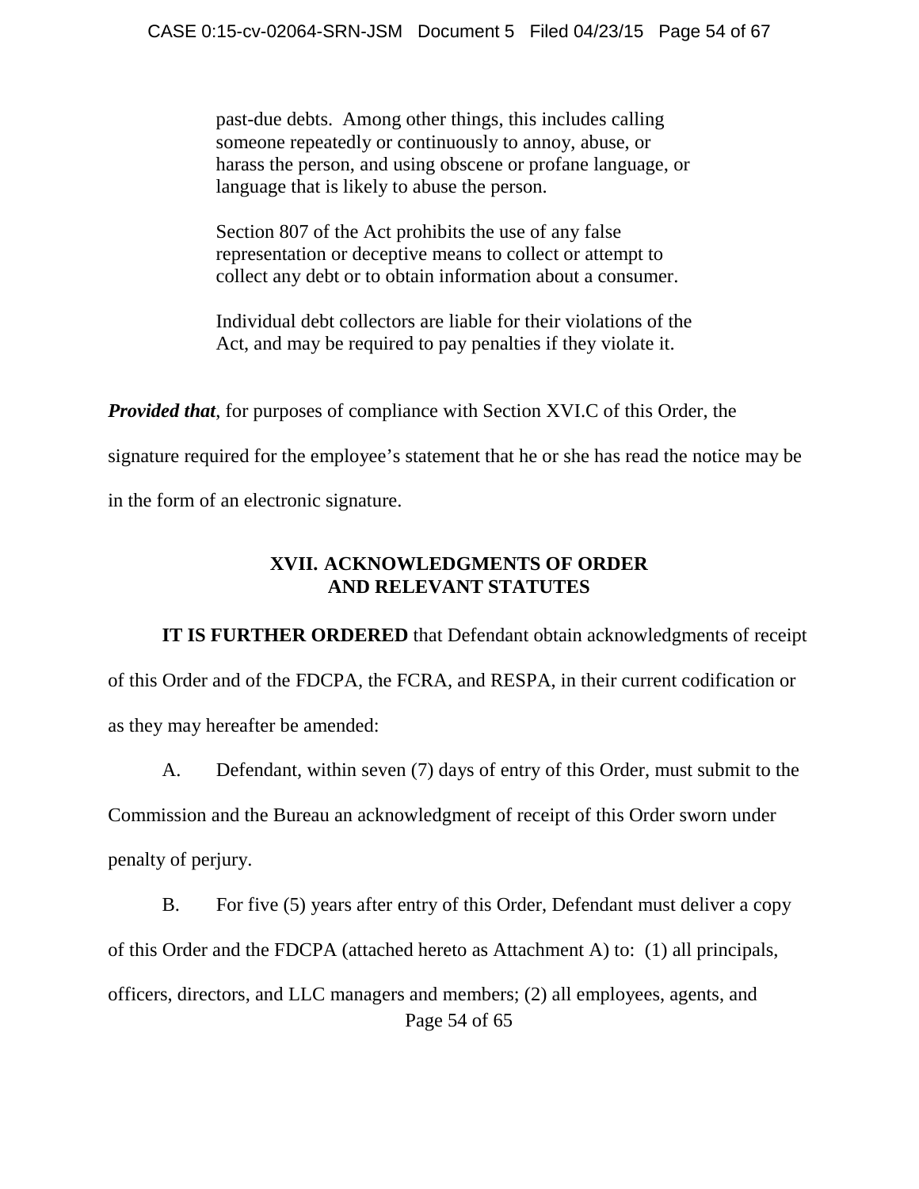> past-due debts. Among other things, this includes calling someone repeatedly or continuously to annoy, abuse, or harass the person, and using obscene or profane language, or language that is likely to abuse the person.
>
> Section 807 of the Act prohibits the use of any false representation or deceptive means to collect or attempt to collect any debt or to obtain information about a consumer.
>
> Individual debt collectors are liable for their violations of the Act, and may be required to pay penalties if they violate it.

***Provided that***, for purposes of compliance with Section XVI.C of this Order, the signature required for the employee's statement that he or she has read the notice may be in the form of an electronic signature.

## XVII. ACKNOWLEDGMENTS OF ORDER AND RELEVANT STATUTES

**IT IS FURTHER ORDERED** that Defendant obtain acknowledgments of receipt of this Order and of the FDCPA, the FCRA, and RESPA, in their current codification or as they may hereafter be amended:

A. Defendant, within seven (7) days of entry of this Order, must submit to the Commission and the Bureau an acknowledgment of receipt of this Order sworn under penalty of perjury.

B. For five (5) years after entry of this Order, Defendant must deliver a copy of this Order and the FDCPA (attached hereto as Attachment A) to: (1) all principals, officers, directors, and LLC managers and members; (2) all employees, agents, and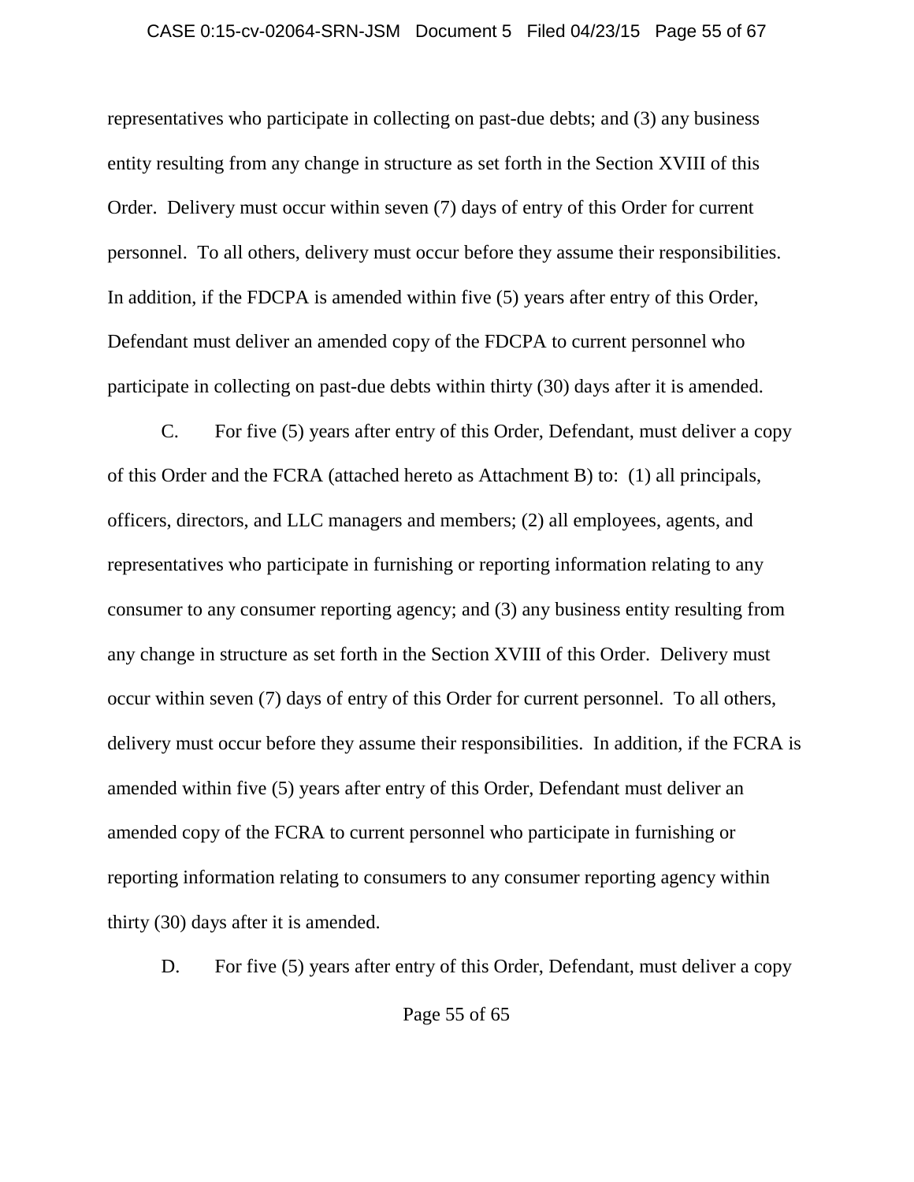representatives who participate in collecting on past-due debts; and (3) any business entity resulting from any change in structure as set forth in the Section XVIII of this Order. Delivery must occur within seven (7) days of entry of this Order for current personnel. To all others, delivery must occur before they assume their responsibilities. In addition, if the FDCPA is amended within five (5) years after entry of this Order, Defendant must deliver an amended copy of the FDCPA to current personnel who participate in collecting on past-due debts within thirty (30) days after it is amended.

C. For five (5) years after entry of this Order, Defendant, must deliver a copy of this Order and the FCRA (attached hereto as Attachment B) to: (1) all principals, officers, directors, and LLC managers and members; (2) all employees, agents, and representatives who participate in furnishing or reporting information relating to any consumer to any consumer reporting agency; and (3) any business entity resulting from any change in structure as set forth in the Section XVIII of this Order. Delivery must occur within seven (7) days of entry of this Order for current personnel. To all others, delivery must occur before they assume their responsibilities. In addition, if the FCRA is amended within five (5) years after entry of this Order, Defendant must deliver an amended copy of the FCRA to current personnel who participate in furnishing or reporting information relating to consumers to any consumer reporting agency within thirty (30) days after it is amended.

D. For five (5) years after entry of this Order, Defendant, must deliver a copy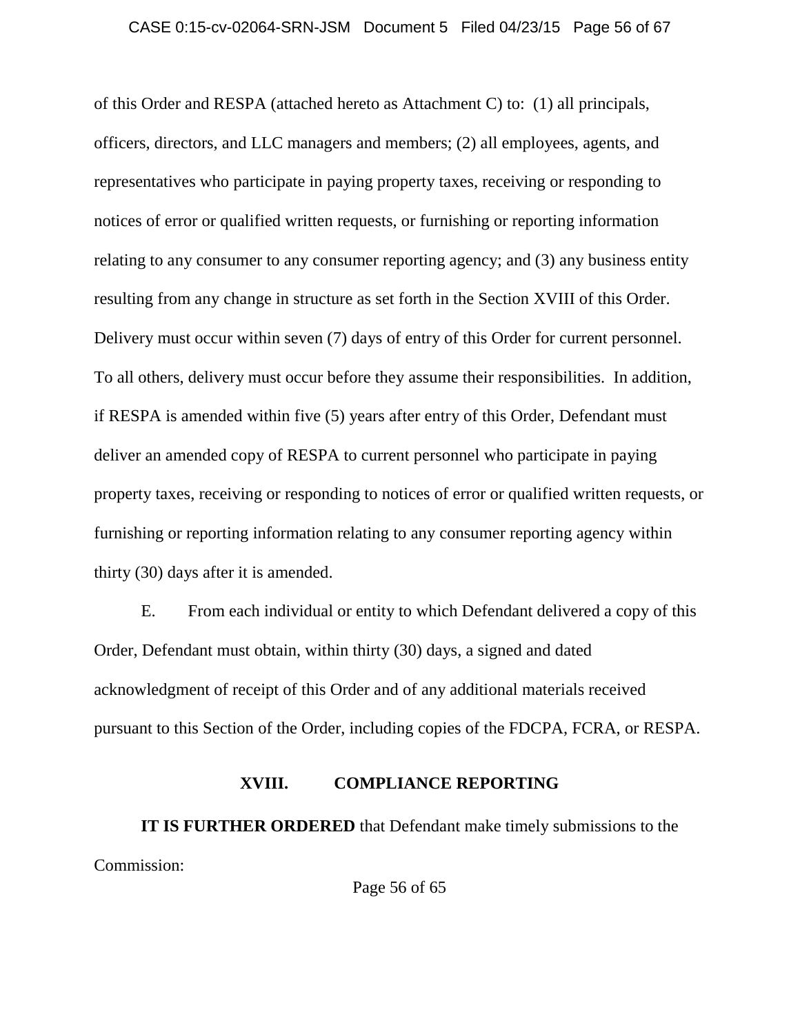of this Order and RESPA (attached hereto as Attachment C) to: (1) all principals, officers, directors, and LLC managers and members; (2) all employees, agents, and representatives who participate in paying property taxes, receiving or responding to notices of error or qualified written requests, or furnishing or reporting information relating to any consumer to any consumer reporting agency; and (3) any business entity resulting from any change in structure as set forth in the Section XVIII of this Order. Delivery must occur within seven (7) days of entry of this Order for current personnel. To all others, delivery must occur before they assume their responsibilities. In addition, if RESPA is amended within five (5) years after entry of this Order, Defendant must deliver an amended copy of RESPA to current personnel who participate in paying property taxes, receiving or responding to notices of error or qualified written requests, or furnishing or reporting information relating to any consumer reporting agency within thirty (30) days after it is amended.

E. From each individual or entity to which Defendant delivered a copy of this Order, Defendant must obtain, within thirty (30) days, a signed and dated acknowledgment of receipt of this Order and of any additional materials received pursuant to this Section of the Order, including copies of the FDCPA, FCRA, or RESPA.

## XVIII. COMPLIANCE REPORTING

**IT IS FURTHER ORDERED** that Defendant make timely submissions to the Commission: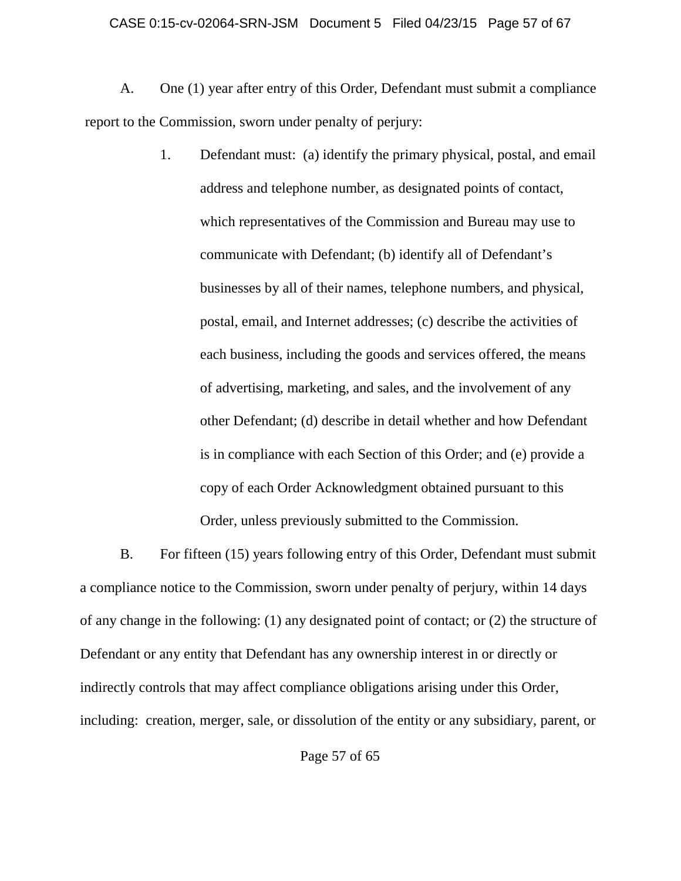A. One (1) year after entry of this Order, Defendant must submit a compliance report to the Commission, sworn under penalty of perjury:

1. Defendant must: (a) identify the primary physical, postal, and email address and telephone number, as designated points of contact, which representatives of the Commission and Bureau may use to communicate with Defendant; (b) identify all of Defendant's businesses by all of their names, telephone numbers, and physical, postal, email, and Internet addresses; (c) describe the activities of each business, including the goods and services offered, the means of advertising, marketing, and sales, and the involvement of any other Defendant; (d) describe in detail whether and how Defendant is in compliance with each Section of this Order; and (e) provide a copy of each Order Acknowledgment obtained pursuant to this Order, unless previously submitted to the Commission.

B. For fifteen (15) years following entry of this Order, Defendant must submit a compliance notice to the Commission, sworn under penalty of perjury, within 14 days of any change in the following: (1) any designated point of contact; or (2) the structure of Defendant or any entity that Defendant has any ownership interest in or directly or indirectly controls that may affect compliance obligations arising under this Order, including: creation, merger, sale, or dissolution of the entity or any subsidiary, parent, or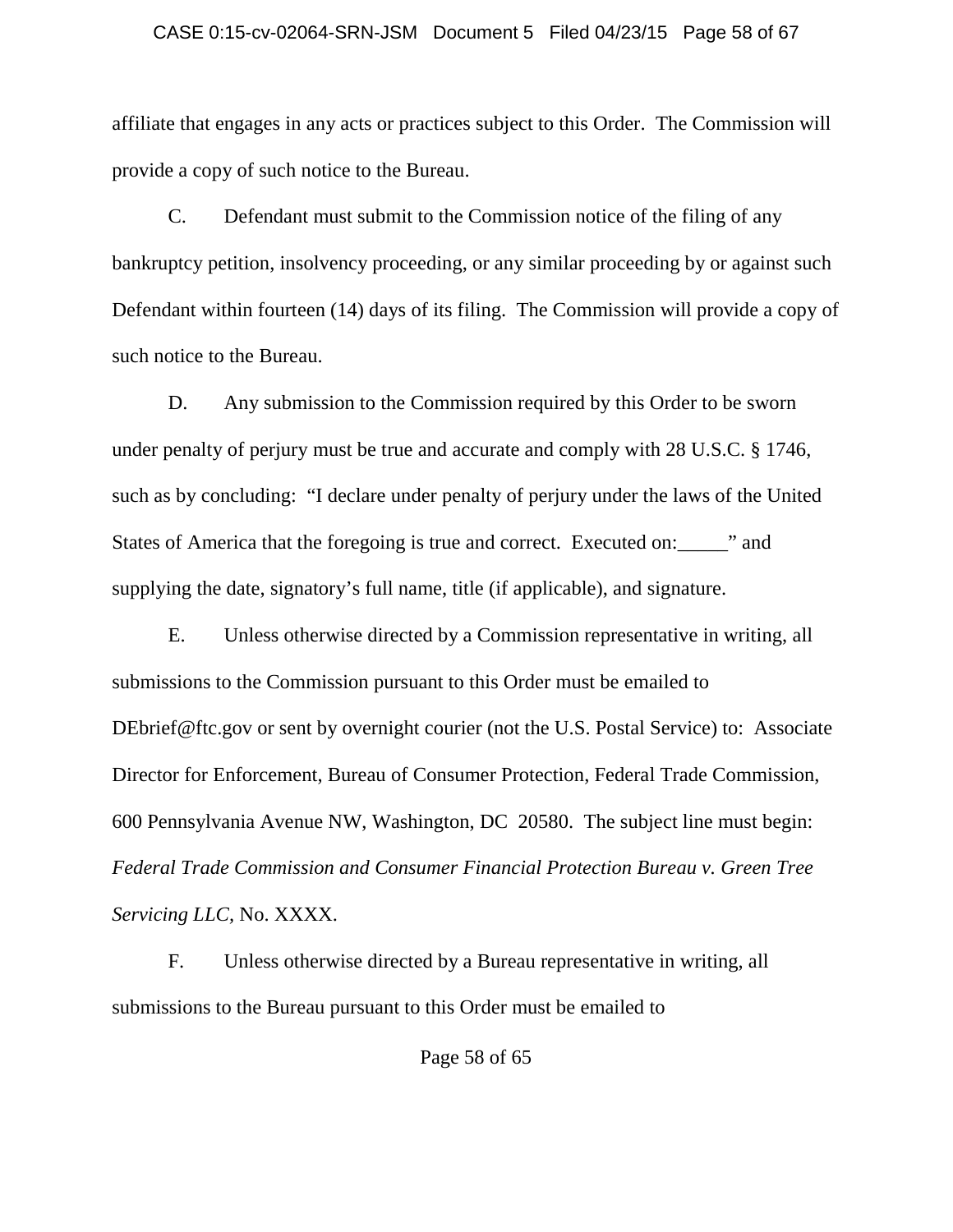affiliate that engages in any acts or practices subject to this Order. The Commission will provide a copy of such notice to the Bureau.

C. Defendant must submit to the Commission notice of the filing of any bankruptcy petition, insolvency proceeding, or any similar proceeding by or against such Defendant within fourteen (14) days of its filing. The Commission will provide a copy of such notice to the Bureau.

D. Any submission to the Commission required by this Order to be sworn under penalty of perjury must be true and accurate and comply with 28 U.S.C. § 1746, such as by concluding: "I declare under penalty of perjury under the laws of the United States of America that the foregoing is true and correct. Executed on:_____" and supplying the date, signatory's full name, title (if applicable), and signature.

E. Unless otherwise directed by a Commission representative in writing, all submissions to the Commission pursuant to this Order must be emailed to DEbrief@ftc.gov or sent by overnight courier (not the U.S. Postal Service) to: Associate Director for Enforcement, Bureau of Consumer Protection, Federal Trade Commission, 600 Pennsylvania Avenue NW, Washington, DC 20580. The subject line must begin: *Federal Trade Commission and Consumer Financial Protection Bureau v. Green Tree Servicing LLC*, No. XXXX.

F. Unless otherwise directed by a Bureau representative in writing, all submissions to the Bureau pursuant to this Order must be emailed to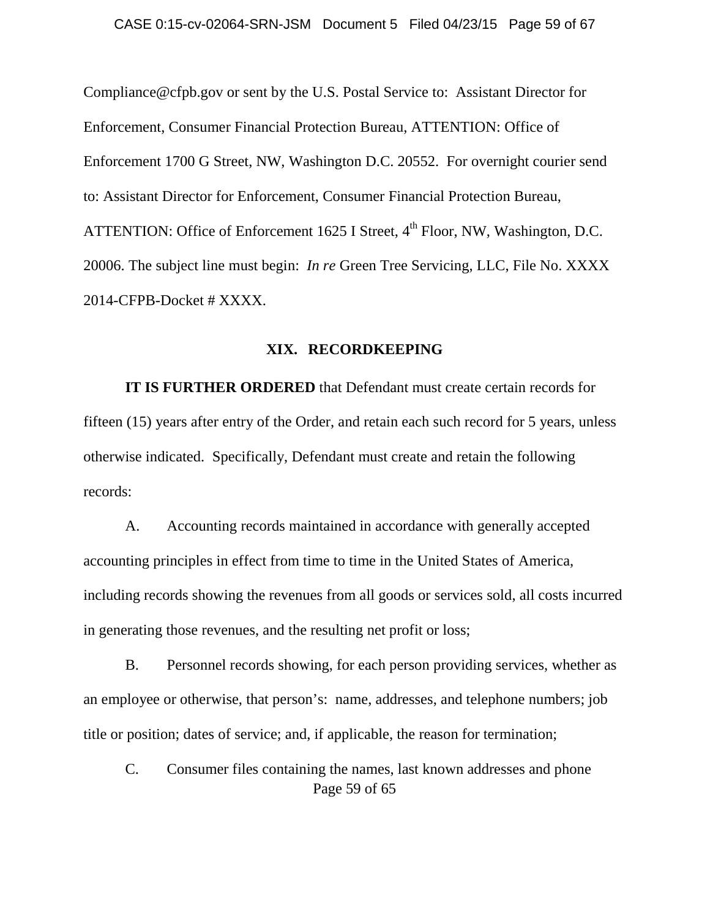Compliance@cfpb.gov or sent by the U.S. Postal Service to: Assistant Director for Enforcement, Consumer Financial Protection Bureau, ATTENTION: Office of Enforcement 1700 G Street, NW, Washington D.C. 20552. For overnight courier send to: Assistant Director for Enforcement, Consumer Financial Protection Bureau, ATTENTION: Office of Enforcement 1625 I Street, 4th Floor, NW, Washington, D.C. 20006. The subject line must begin: *In re* Green Tree Servicing, LLC, File No. XXXX 2014-CFPB-Docket # XXXX.

## XIX. RECORDKEEPING

**IT IS FURTHER ORDERED** that Defendant must create certain records for fifteen (15) years after entry of the Order, and retain each such record for 5 years, unless otherwise indicated. Specifically, Defendant must create and retain the following records:

A. Accounting records maintained in accordance with generally accepted accounting principles in effect from time to time in the United States of America, including records showing the revenues from all goods or services sold, all costs incurred in generating those revenues, and the resulting net profit or loss;

B. Personnel records showing, for each person providing services, whether as an employee or otherwise, that person's: name, addresses, and telephone numbers; job title or position; dates of service; and, if applicable, the reason for termination;

C. Consumer files containing the names, last known addresses and phone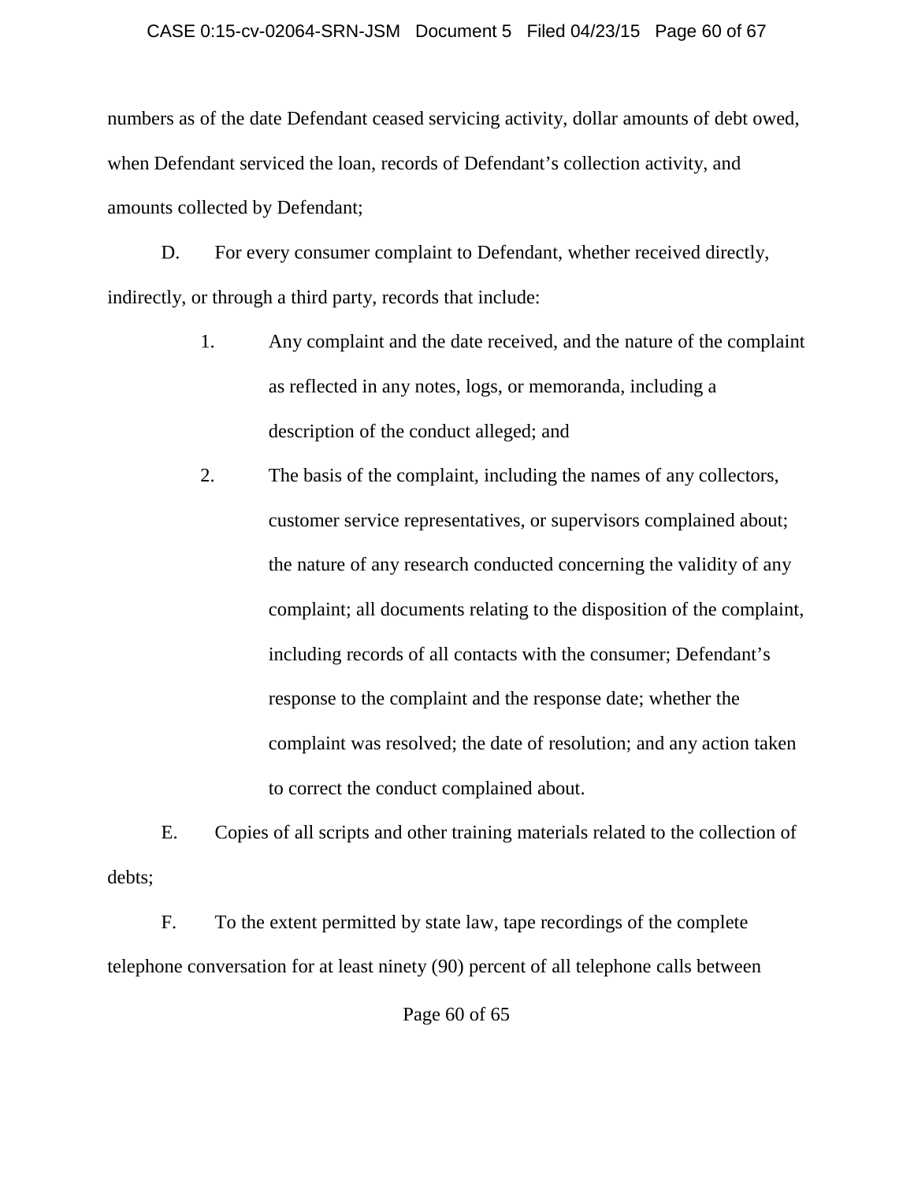numbers as of the date Defendant ceased servicing activity, dollar amounts of debt owed, when Defendant serviced the loan, records of Defendant's collection activity, and amounts collected by Defendant;

D. For every consumer complaint to Defendant, whether received directly, indirectly, or through a third party, records that include:

1. Any complaint and the date received, and the nature of the complaint as reflected in any notes, logs, or memoranda, including a description of the conduct alleged; and

2. The basis of the complaint, including the names of any collectors, customer service representatives, or supervisors complained about; the nature of any research conducted concerning the validity of any complaint; all documents relating to the disposition of the complaint, including records of all contacts with the consumer; Defendant's response to the complaint and the response date; whether the complaint was resolved; the date of resolution; and any action taken to correct the conduct complained about.

E. Copies of all scripts and other training materials related to the collection of debts;

F. To the extent permitted by state law, tape recordings of the complete telephone conversation for at least ninety (90) percent of all telephone calls between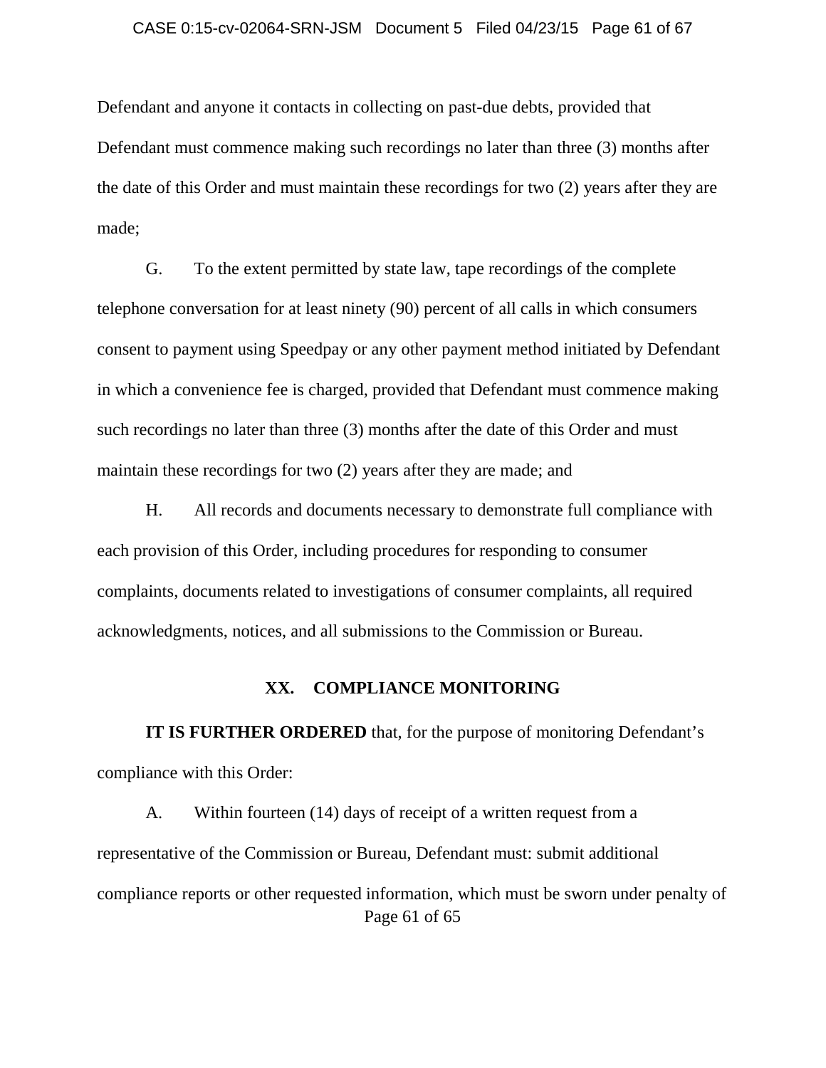Defendant and anyone it contacts in collecting on past-due debts, provided that Defendant must commence making such recordings no later than three (3) months after the date of this Order and must maintain these recordings for two (2) years after they are made;

G. To the extent permitted by state law, tape recordings of the complete telephone conversation for at least ninety (90) percent of all calls in which consumers consent to payment using Speedpay or any other payment method initiated by Defendant in which a convenience fee is charged, provided that Defendant must commence making such recordings no later than three (3) months after the date of this Order and must maintain these recordings for two (2) years after they are made; and

H. All records and documents necessary to demonstrate full compliance with each provision of this Order, including procedures for responding to consumer complaints, documents related to investigations of consumer complaints, all required acknowledgments, notices, and all submissions to the Commission or Bureau.

## XX. COMPLIANCE MONITORING

**IT IS FURTHER ORDERED** that, for the purpose of monitoring Defendant's compliance with this Order:

A. Within fourteen (14) days of receipt of a written request from a representative of the Commission or Bureau, Defendant must: submit additional compliance reports or other requested information, which must be sworn under penalty of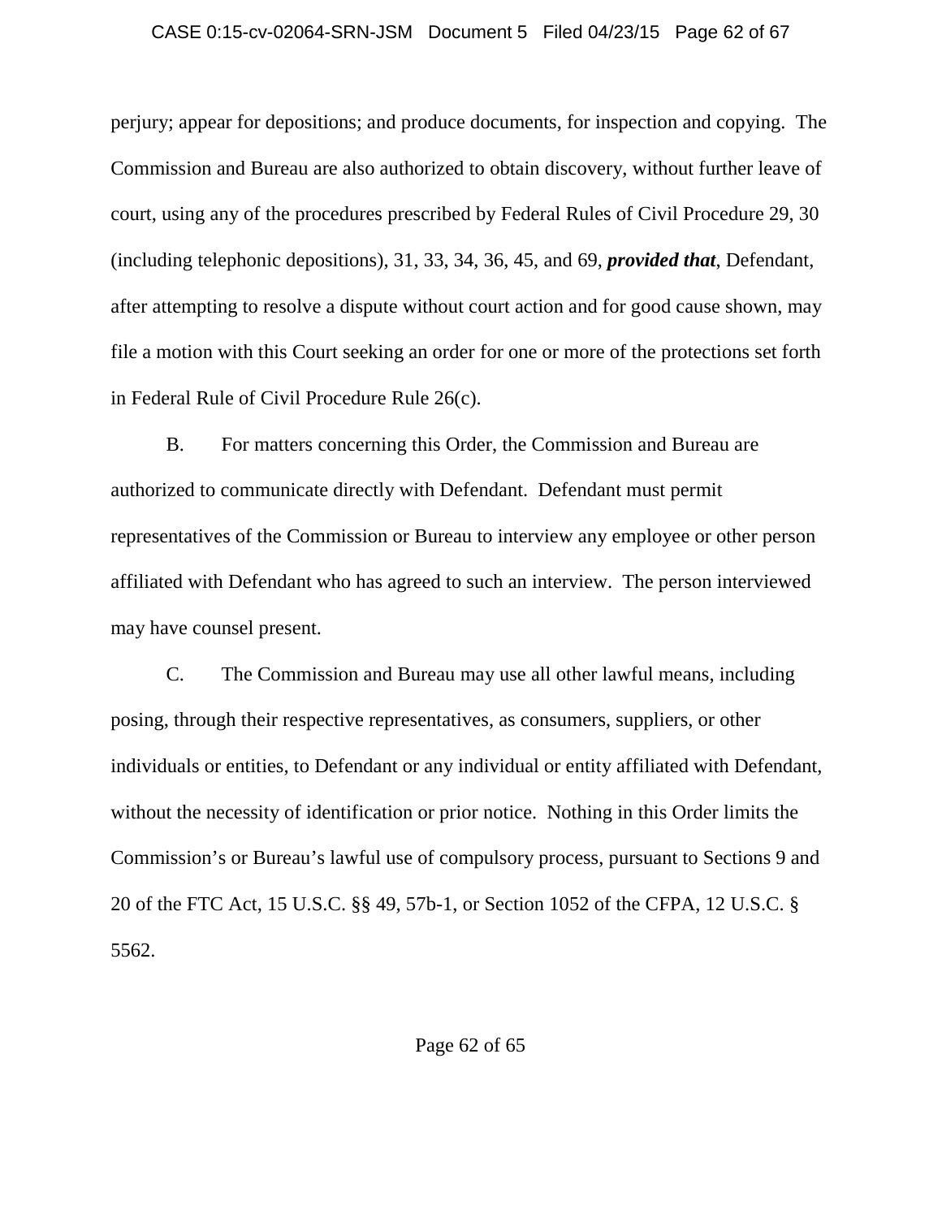perjury; appear for depositions; and produce documents, for inspection and copying. The Commission and Bureau are also authorized to obtain discovery, without further leave of court, using any of the procedures prescribed by Federal Rules of Civil Procedure 29, 30 (including telephonic depositions), 31, 33, 34, 36, 45, and 69, ***provided that***, Defendant, after attempting to resolve a dispute without court action and for good cause shown, may file a motion with this Court seeking an order for one or more of the protections set forth in Federal Rule of Civil Procedure Rule 26(c).

B. For matters concerning this Order, the Commission and Bureau are authorized to communicate directly with Defendant. Defendant must permit representatives of the Commission or Bureau to interview any employee or other person affiliated with Defendant who has agreed to such an interview. The person interviewed may have counsel present.

C. The Commission and Bureau may use all other lawful means, including posing, through their respective representatives, as consumers, suppliers, or other individuals or entities, to Defendant or any individual or entity affiliated with Defendant, without the necessity of identification or prior notice. Nothing in this Order limits the Commission's or Bureau's lawful use of compulsory process, pursuant to Sections 9 and 20 of the FTC Act, 15 U.S.C. §§ 49, 57b-1, or Section 1052 of the CFPA, 12 U.S.C. § 5562.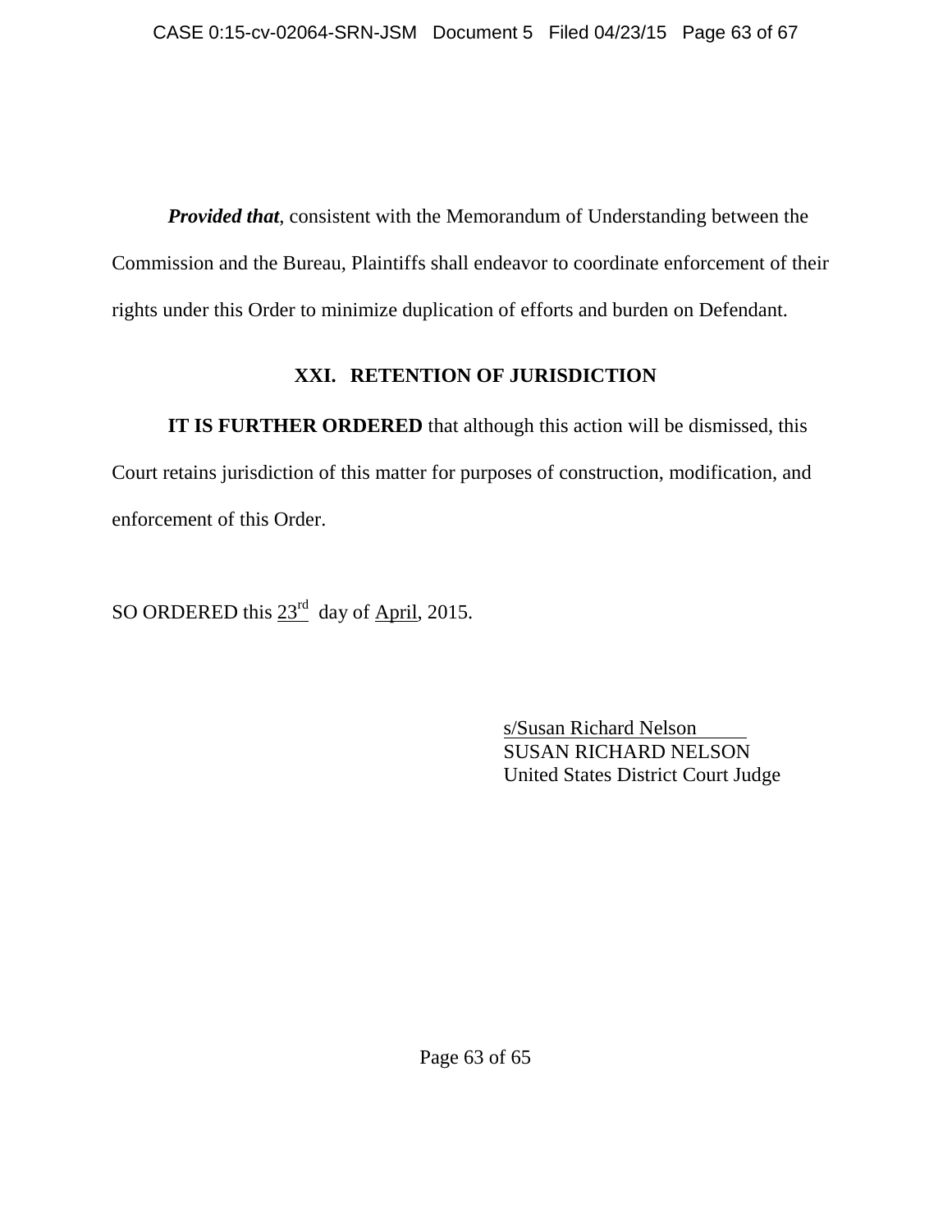***Provided that***, consistent with the Memorandum of Understanding between the Commission and the Bureau, Plaintiffs shall endeavor to coordinate enforcement of their rights under this Order to minimize duplication of efforts and burden on Defendant.

## XXI. RETENTION OF JURISDICTION

**IT IS FURTHER ORDERED** that although this action will be dismissed, this Court retains jurisdiction of this matter for purposes of construction, modification, and enforcement of this Order.

SO ORDERED this 23rd day of April, 2015.

s/Susan Richard Nelson
SUSAN RICHARD NELSON
United States District Court Judge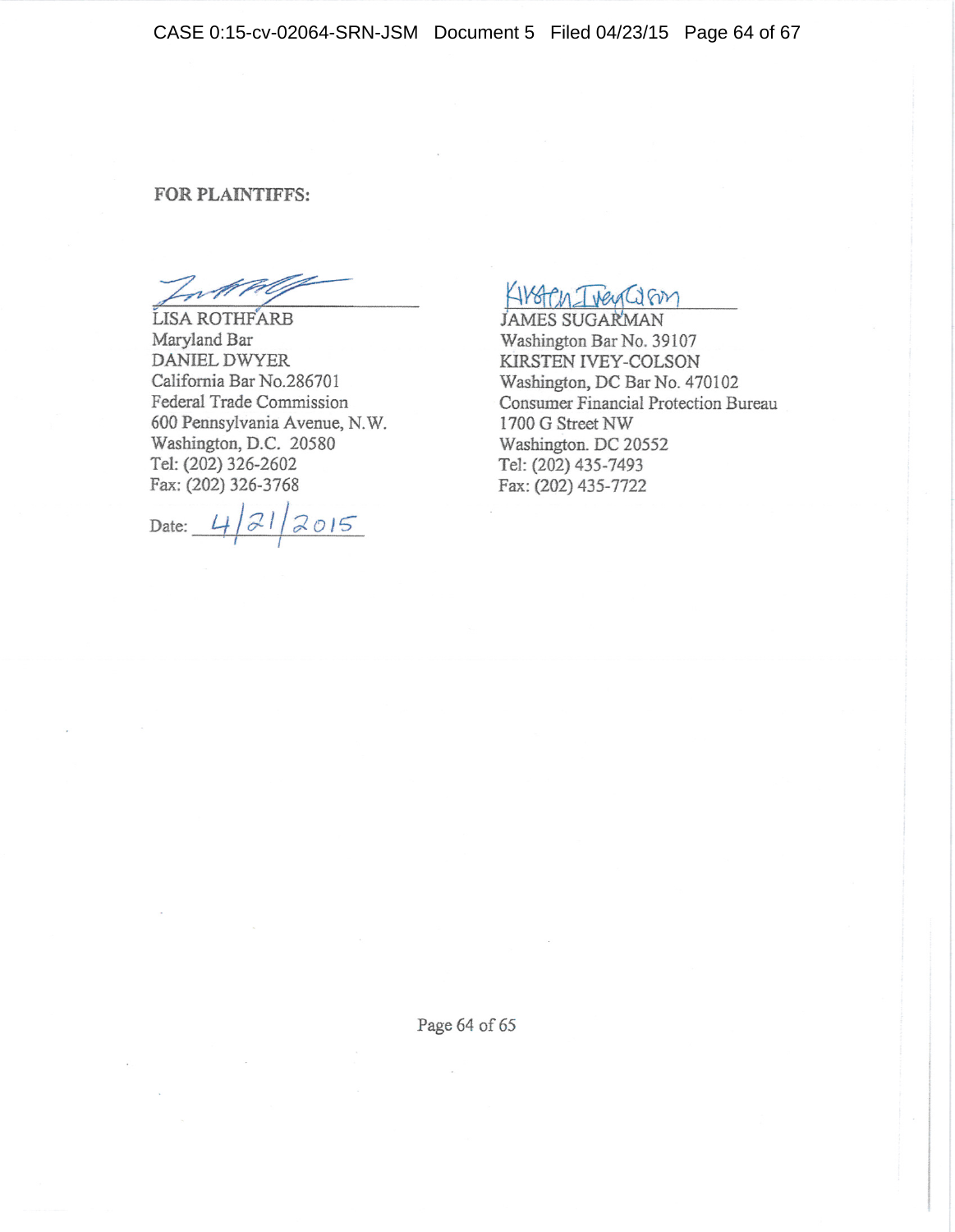**FOR PLAINTIFFS:**

LISA ROTHFARB
Maryland Bar
DANIEL DWYER
California Bar No.286701
Federal Trade Commission
600 Pennsylvania Avenue, N.W.
Washington, D.C. 20580
Tel: (202) 326-2602
Fax: (202) 326-3768

Date: 4/21/2015

JAMES SUGARMAN
Washington Bar No. 39107
KIRSTEN IVEY-COLSON
Washington, DC Bar No. 470102
Consumer Financial Protection Bureau
1700 G Street NW
Washington. DC 20552
Tel: (202) 435-7493
Fax: (202) 435-7722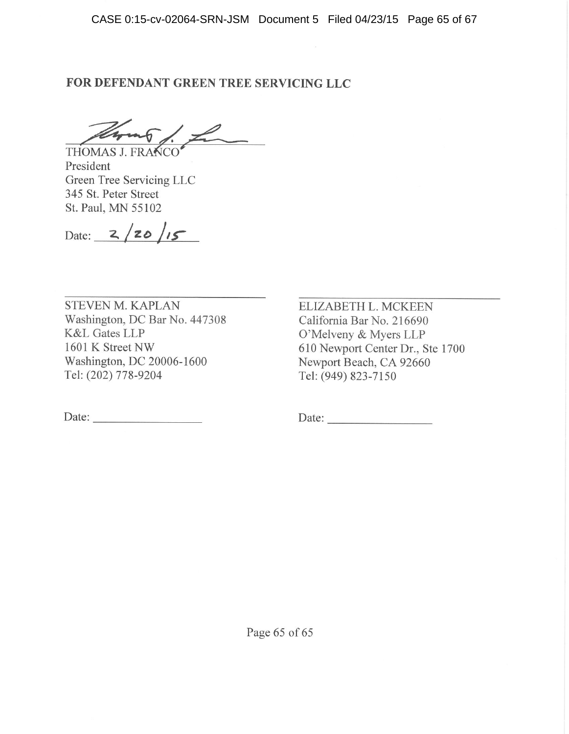**FOR DEFENDANT GREEN TREE SERVICING LLC**

THOMAS J. FRANCO
President
Green Tree Servicing LLC
345 St. Peter Street
St. Paul, MN 55102

Date: 2/20/15

STEVEN M. KAPLAN
Washington, DC Bar No. 447308
K&L Gates LLP
1601 K Street NW
Washington, DC 20006-1600
Tel: (202) 778-9204

Date: ________________

ELIZABETH L. MCKEEN
California Bar No. 216690
O'Melveny & Myers LLP
610 Newport Center Dr., Ste 1700
Newport Beach, CA 92660
Tel: (949) 823-7150

Date: ________________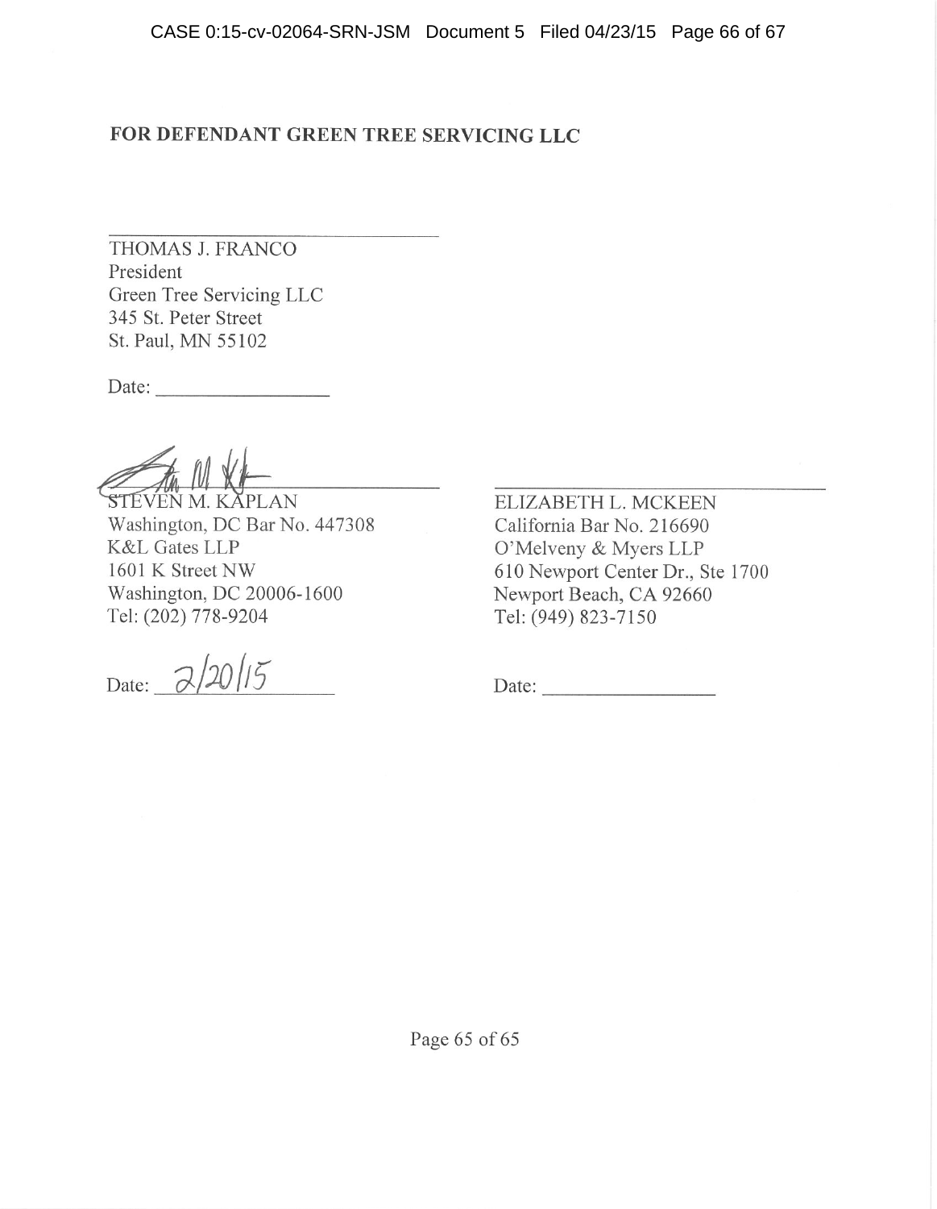**FOR DEFENDANT GREEN TREE SERVICING LLC**

\_\_\_\_\_\_\_\_\_\_\_\_\_\_\_\_\_\_\_\_\_\_\_\_\_\_\_\_\_\_\_\_
THOMAS J. FRANCO
President
Green Tree Servicing LLC
345 St. Peter Street
St. Paul, MN 55102

Date: \_\_\_\_\_\_\_\_\_\_\_\_\_\_\_\_

\_\_\_\_\_\_\_\_\_\_\_\_\_\_\_\_\_\_\_\_\_\_\_\_\_\_\_\_\_\_\_\_
STEVEN M. KAPLAN
Washington, DC Bar No. 447308
K&L Gates LLP
1601 K Street NW
Washington, DC 20006-1600
Tel: (202) 778-9204

Date: 2/20/15

\_\_\_\_\_\_\_\_\_\_\_\_\_\_\_\_\_\_\_\_\_\_\_\_\_\_\_\_\_\_\_\_
ELIZABETH L. MCKEEN
California Bar No. 216690
O'Melveny & Myers LLP
610 Newport Center Dr., Ste 1700
Newport Beach, CA 92660
Tel: (949) 823-7150

Date: \_\_\_\_\_\_\_\_\_\_\_\_\_\_\_\_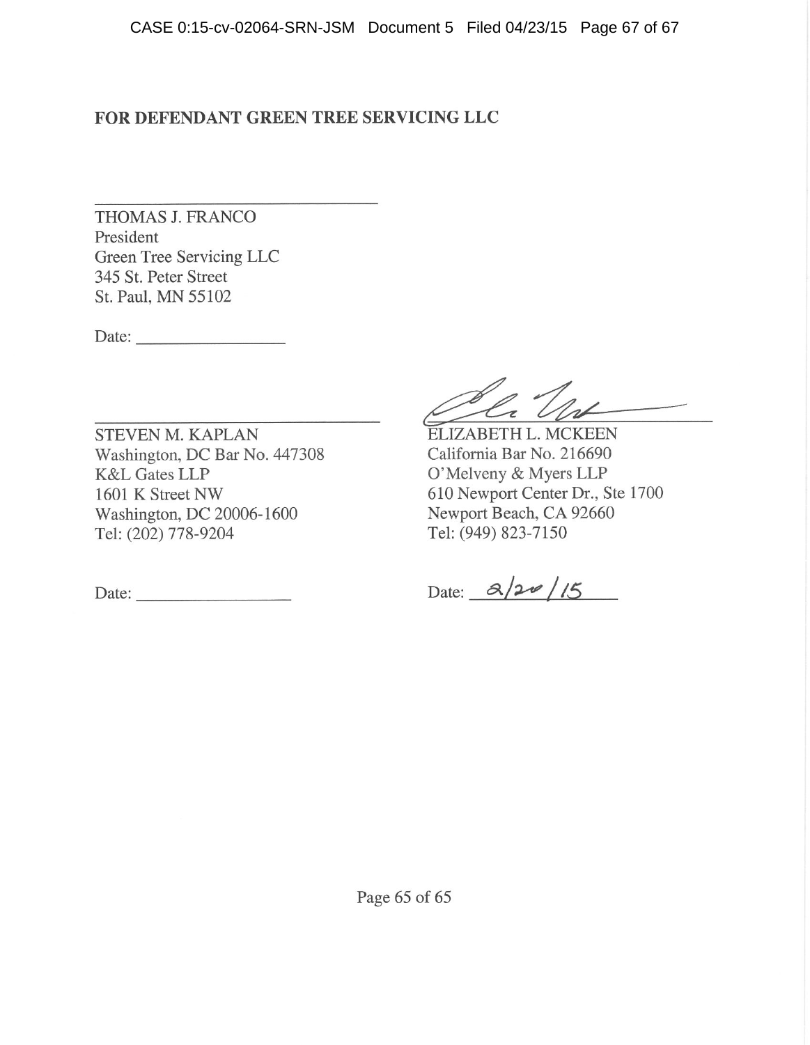**FOR DEFENDANT GREEN TREE SERVICING LLC**

\_\_\_\_\_\_\_\_\_\_\_\_\_\_\_\_\_\_\_\_\_\_\_\_\_\_\_\_\_\_

THOMAS J. FRANCO
President
Green Tree Servicing LLC
345 St. Peter Street
St. Paul, MN 55102

Date: \_\_\_\_\_\_\_\_\_\_\_\_\_\_\_\_

\_\_\_\_\_\_\_\_\_\_\_\_\_\_\_\_\_\_\_\_\_\_\_\_\_\_\_\_\_\_

STEVEN M. KAPLAN
Washington, DC Bar No. 447308
K&L Gates LLP
1601 K Street NW
Washington, DC 20006-1600
Tel: (202) 778-9204

Date: \_\_\_\_\_\_\_\_\_\_\_\_\_\_\_\_

\_\_\_\_\_\_\_\_\_\_\_\_\_\_\_\_\_\_\_\_\_\_\_\_\_\_\_\_\_\_

ELIZABETH L. MCKEEN
California Bar No. 216690
O'Melveny & Myers LLP
610 Newport Center Dr., Ste 1700
Newport Beach, CA 92660
Tel: (949) 823-7150

Date: 2/20/15